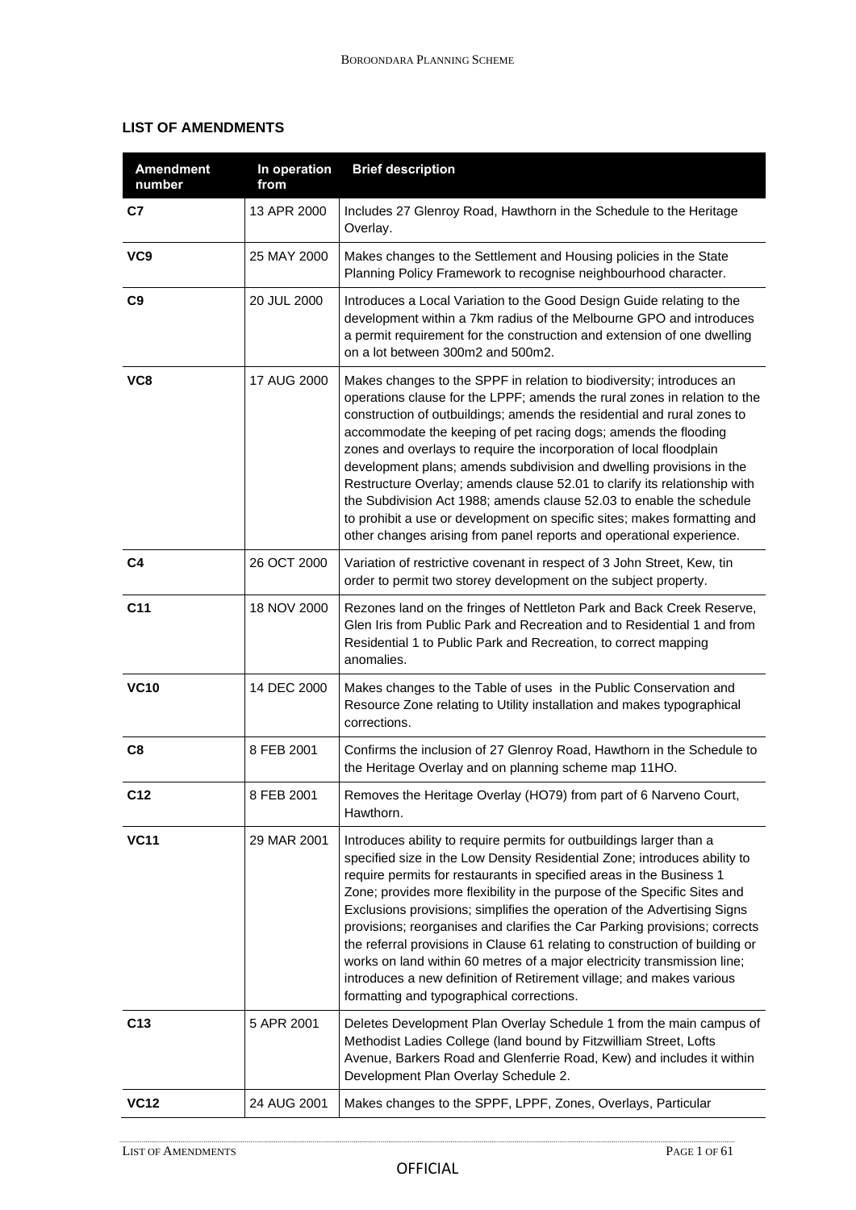## LIST OF AMENDMENTS

| Amendment number | In operation from | Brief description |
|---|---|---|
| **C7** | 13 APR 2000 | Includes 27 Glenroy Road, Hawthorn in the Schedule to the Heritage Overlay. |
| **VC9** | 25 MAY 2000 | Makes changes to the Settlement and Housing policies in the State Planning Policy Framework to recognise neighbourhood character. |
| **C9** | 20 JUL 2000 | Introduces a Local Variation to the Good Design Guide relating to the development within a 7km radius of the Melbourne GPO and introduces a permit requirement for the construction and extension of one dwelling on a lot between 300m2 and 500m2. |
| **VC8** | 17 AUG 2000 | Makes changes to the SPPF in relation to biodiversity; introduces an operations clause for the LPPF; amends the rural zones in relation to the construction of outbuildings; amends the residential and rural zones to accommodate the keeping of pet racing dogs; amends the flooding zones and overlays to require the incorporation of local floodplain development plans; amends subdivision and dwelling provisions in the Restructure Overlay; amends clause 52.01 to clarify its relationship with the Subdivision Act 1988; amends clause 52.03 to enable the schedule to prohibit a use or development on specific sites; makes formatting and other changes arising from panel reports and operational experience. |
| **C4** | 26 OCT 2000 | Variation of restrictive covenant in respect of 3 John Street, Kew, tin order to permit two storey development on the subject property. |
| **C11** | 18 NOV 2000 | Rezones land on the fringes of Nettleton Park and Back Creek Reserve, Glen Iris from Public Park and Recreation and to Residential 1 and from Residential 1 to Public Park and Recreation, to correct mapping anomalies. |
| **VC10** | 14 DEC 2000 | Makes changes to the Table of uses in the Public Conservation and Resource Zone relating to Utility installation and makes typographical corrections. |
| **C8** | 8 FEB 2001 | Confirms the inclusion of 27 Glenroy Road, Hawthorn in the Schedule to the Heritage Overlay and on planning scheme map 11HO. |
| **C12** | 8 FEB 2001 | Removes the Heritage Overlay (HO79) from part of 6 Narveno Court, Hawthorn. |
| **VC11** | 29 MAR 2001 | Introduces ability to require permits for outbuildings larger than a specified size in the Low Density Residential Zone; introduces ability to require permits for restaurants in specified areas in the Business 1 Zone; provides more flexibility in the purpose of the Specific Sites and Exclusions provisions; simplifies the operation of the Advertising Signs provisions; reorganises and clarifies the Car Parking provisions; corrects the referral provisions in Clause 61 relating to construction of building or works on land within 60 metres of a major electricity transmission line; introduces a new definition of Retirement village; and makes various formatting and typographical corrections. |
| **C13** | 5 APR 2001 | Deletes Development Plan Overlay Schedule 1 from the main campus of Methodist Ladies College (land bound by Fitzwilliam Street, Lofts Avenue, Barkers Road and Glenferrie Road, Kew) and includes it within Development Plan Overlay Schedule 2. |
| **VC12** | 24 AUG 2001 | Makes changes to the SPPF, LPPF, Zones, Overlays, Particular |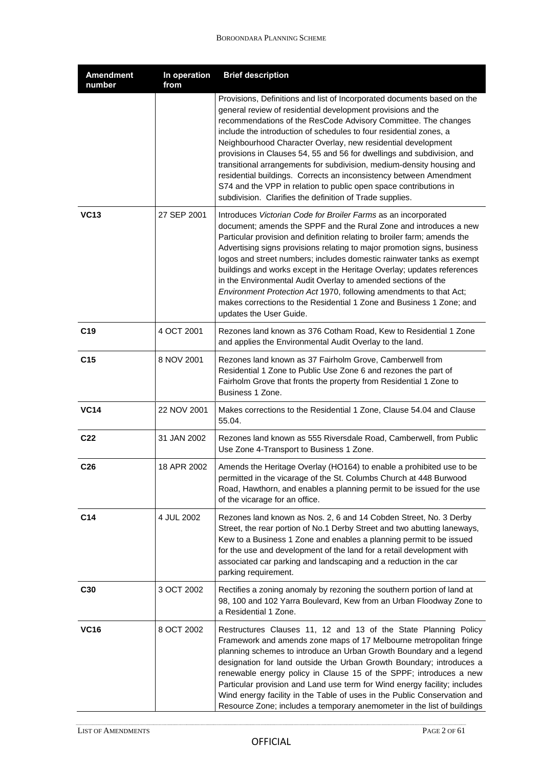| Amendment number | In operation from | Brief description |
|---|---|---|
| | | Provisions, Definitions and list of Incorporated documents based on the general review of residential development provisions and the recommendations of the ResCode Advisory Committee. The changes include the introduction of schedules to four residential zones, a Neighbourhood Character Overlay, new residential development provisions in Clauses 54, 55 and 56 for dwellings and subdivision, and transitional arrangements for subdivision, medium-density housing and residential buildings. Corrects an inconsistency between Amendment S74 and the VPP in relation to public open space contributions in subdivision. Clarifies the definition of Trade supplies. |
| **VC13** | 27 SEP 2001 | Introduces *Victorian Code for Broiler Farms* as an incorporated document; amends the SPPF and the Rural Zone and introduces a new Particular provision and definition relating to broiler farm; amends the Advertising signs provisions relating to major promotion signs, business logos and street numbers; includes domestic rainwater tanks as exempt buildings and works except in the Heritage Overlay; updates references in the Environmental Audit Overlay to amended sections of the *Environment Protection Act* 1970, following amendments to that Act; makes corrections to the Residential 1 Zone and Business 1 Zone; and updates the User Guide. |
| **C19** | 4 OCT 2001 | Rezones land known as 376 Cotham Road, Kew to Residential 1 Zone and applies the Environmental Audit Overlay to the land. |
| **C15** | 8 NOV 2001 | Rezones land known as 37 Fairholm Grove, Camberwell from Residential 1 Zone to Public Use Zone 6 and rezones the part of Fairholm Grove that fronts the property from Residential 1 Zone to Business 1 Zone. |
| **VC14** | 22 NOV 2001 | Makes corrections to the Residential 1 Zone, Clause 54.04 and Clause 55.04. |
| **C22** | 31 JAN 2002 | Rezones land known as 555 Riversdale Road, Camberwell, from Public Use Zone 4-Transport to Business 1 Zone. |
| **C26** | 18 APR 2002 | Amends the Heritage Overlay (HO164) to enable a prohibited use to be permitted in the vicarage of the St. Columbs Church at 448 Burwood Road, Hawthorn, and enables a planning permit to be issued for the use of the vicarage for an office. |
| **C14** | 4 JUL 2002 | Rezones land known as Nos. 2, 6 and 14 Cobden Street, No. 3 Derby Street, the rear portion of No.1 Derby Street and two abutting laneways, Kew to a Business 1 Zone and enables a planning permit to be issued for the use and development of the land for a retail development with associated car parking and landscaping and a reduction in the car parking requirement. |
| **C30** | 3 OCT 2002 | Rectifies a zoning anomaly by rezoning the southern portion of land at 98, 100 and 102 Yarra Boulevard, Kew from an Urban Floodway Zone to a Residential 1 Zone. |
| **VC16** | 8 OCT 2002 | Restructures Clauses 11, 12 and 13 of the State Planning Policy Framework and amends zone maps of 17 Melbourne metropolitan fringe planning schemes to introduce an Urban Growth Boundary and a legend designation for land outside the Urban Growth Boundary; introduces a renewable energy policy in Clause 15 of the SPPF; introduces a new Particular provision and Land use term for Wind energy facility; includes Wind energy facility in the Table of uses in the Public Conservation and Resource Zone; includes a temporary anemometer in the list of buildings |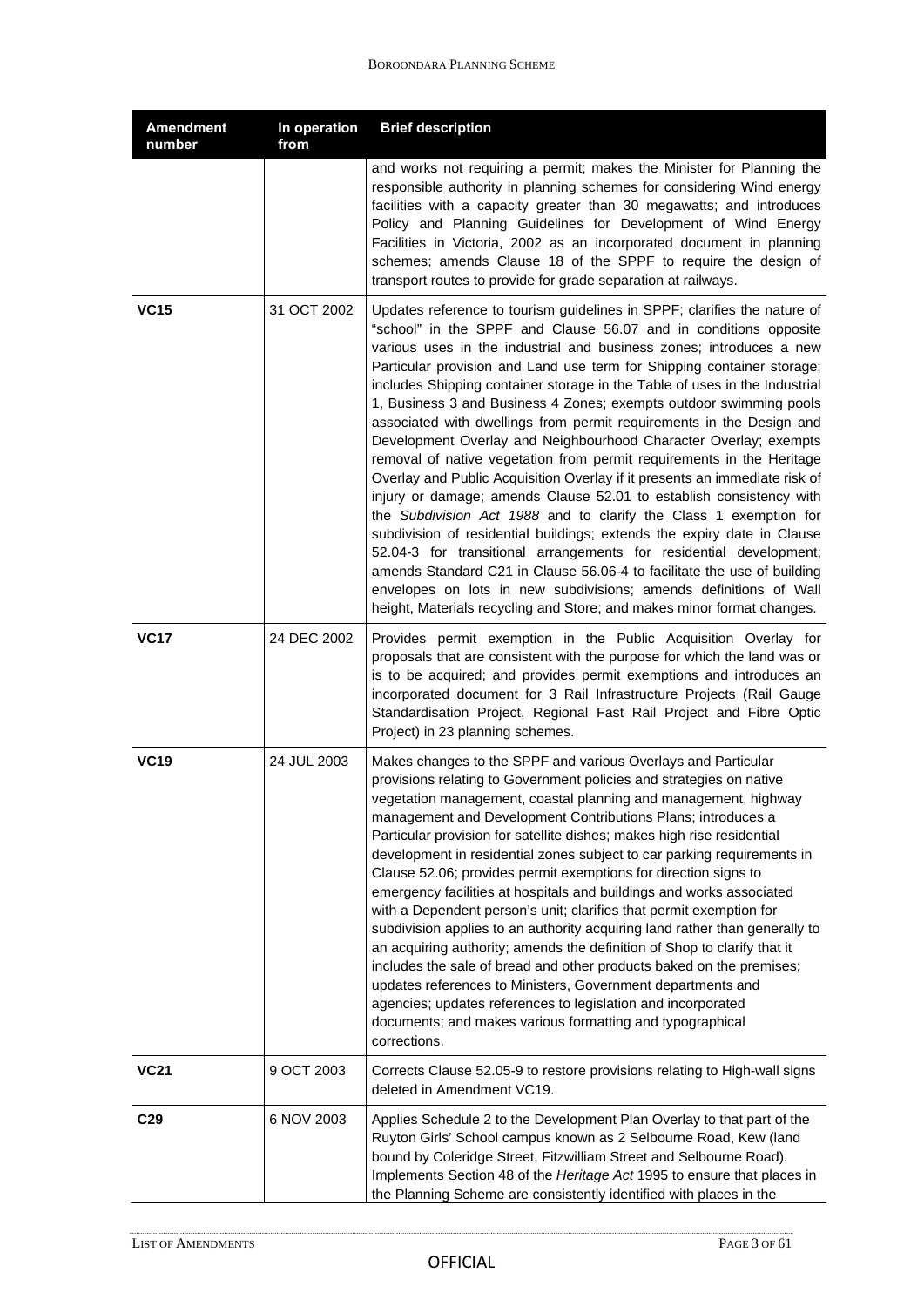| Amendment number | In operation from | Brief description |
|---|---|---|
| | | and works not requiring a permit; makes the Minister for Planning the responsible authority in planning schemes for considering Wind energy facilities with a capacity greater than 30 megawatts; and introduces Policy and Planning Guidelines for Development of Wind Energy Facilities in Victoria, 2002 as an incorporated document in planning schemes; amends Clause 18 of the SPPF to require the design of transport routes to provide for grade separation at railways. |
| **VC15** | 31 OCT 2002 | Updates reference to tourism guidelines in SPPF; clarifies the nature of "school" in the SPPF and Clause 56.07 and in conditions opposite various uses in the industrial and business zones; introduces a new Particular provision and Land use term for Shipping container storage; includes Shipping container storage in the Table of uses in the Industrial 1, Business 3 and Business 4 Zones; exempts outdoor swimming pools associated with dwellings from permit requirements in the Design and Development Overlay and Neighbourhood Character Overlay; exempts removal of native vegetation from permit requirements in the Heritage Overlay and Public Acquisition Overlay if it presents an immediate risk of injury or damage; amends Clause 52.01 to establish consistency with the *Subdivision Act 1988* and to clarify the Class 1 exemption for subdivision of residential buildings; extends the expiry date in Clause 52.04-3 for transitional arrangements for residential development; amends Standard C21 in Clause 56.06-4 to facilitate the use of building envelopes on lots in new subdivisions; amends definitions of Wall height, Materials recycling and Store; and makes minor format changes. |
| **VC17** | 24 DEC 2002 | Provides permit exemption in the Public Acquisition Overlay for proposals that are consistent with the purpose for which the land was or is to be acquired; and provides permit exemptions and introduces an incorporated document for 3 Rail Infrastructure Projects (Rail Gauge Standardisation Project, Regional Fast Rail Project and Fibre Optic Project) in 23 planning schemes. |
| **VC19** | 24 JUL 2003 | Makes changes to the SPPF and various Overlays and Particular provisions relating to Government policies and strategies on native vegetation management, coastal planning and management, highway management and Development Contributions Plans; introduces a Particular provision for satellite dishes; makes high rise residential development in residential zones subject to car parking requirements in Clause 52.06; provides permit exemptions for direction signs to emergency facilities at hospitals and buildings and works associated with a Dependent person's unit; clarifies that permit exemption for subdivision applies to an authority acquiring land rather than generally to an acquiring authority; amends the definition of Shop to clarify that it includes the sale of bread and other products baked on the premises; updates references to Ministers, Government departments and agencies; updates references to legislation and incorporated documents; and makes various formatting and typographical corrections. |
| **VC21** | 9 OCT 2003 | Corrects Clause 52.05-9 to restore provisions relating to High-wall signs deleted in Amendment VC19. |
| **C29** | 6 NOV 2003 | Applies Schedule 2 to the Development Plan Overlay to that part of the Ruyton Girls' School campus known as 2 Selbourne Road, Kew (land bound by Coleridge Street, Fitzwilliam Street and Selbourne Road). Implements Section 48 of the *Heritage Act* 1995 to ensure that places in the Planning Scheme are consistently identified with places in the |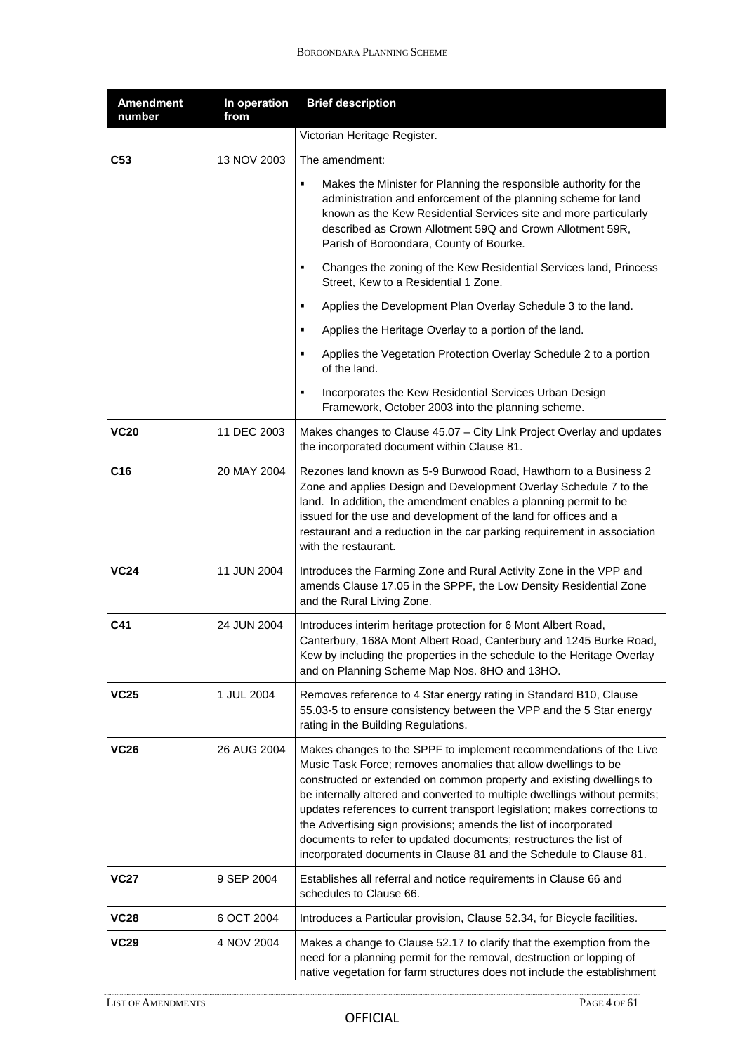| Amendment number | In operation from | Brief description |
|---|---|---|
| | | Victorian Heritage Register. |
| **C53** | 13 NOV 2003 | The amendment:<br>▪ Makes the Minister for Planning the responsible authority for the administration and enforcement of the planning scheme for land known as the Kew Residential Services site and more particularly described as Crown Allotment 59Q and Crown Allotment 59R, Parish of Boroondara, County of Bourke.<br>▪ Changes the zoning of the Kew Residential Services land, Princess Street, Kew to a Residential 1 Zone.<br>▪ Applies the Development Plan Overlay Schedule 3 to the land.<br>▪ Applies the Heritage Overlay to a portion of the land.<br>▪ Applies the Vegetation Protection Overlay Schedule 2 to a portion of the land.<br>▪ Incorporates the Kew Residential Services Urban Design Framework, October 2003 into the planning scheme. |
| **VC20** | 11 DEC 2003 | Makes changes to Clause 45.07 – City Link Project Overlay and updates the incorporated document within Clause 81. |
| **C16** | 20 MAY 2004 | Rezones land known as 5-9 Burwood Road, Hawthorn to a Business 2 Zone and applies Design and Development Overlay Schedule 7 to the land. In addition, the amendment enables a planning permit to be issued for the use and development of the land for offices and a restaurant and a reduction in the car parking requirement in association with the restaurant. |
| **VC24** | 11 JUN 2004 | Introduces the Farming Zone and Rural Activity Zone in the VPP and amends Clause 17.05 in the SPPF, the Low Density Residential Zone and the Rural Living Zone. |
| **C41** | 24 JUN 2004 | Introduces interim heritage protection for 6 Mont Albert Road, Canterbury, 168A Mont Albert Road, Canterbury and 1245 Burke Road, Kew by including the properties in the schedule to the Heritage Overlay and on Planning Scheme Map Nos. 8HO and 13HO. |
| **VC25** | 1 JUL 2004 | Removes reference to 4 Star energy rating in Standard B10, Clause 55.03-5 to ensure consistency between the VPP and the 5 Star energy rating in the Building Regulations. |
| **VC26** | 26 AUG 2004 | Makes changes to the SPPF to implement recommendations of the Live Music Task Force; removes anomalies that allow dwellings to be constructed or extended on common property and existing dwellings to be internally altered and converted to multiple dwellings without permits; updates references to current transport legislation; makes corrections to the Advertising sign provisions; amends the list of incorporated documents to refer to updated documents; restructures the list of incorporated documents in Clause 81 and the Schedule to Clause 81. |
| **VC27** | 9 SEP 2004 | Establishes all referral and notice requirements in Clause 66 and schedules to Clause 66. |
| **VC28** | 6 OCT 2004 | Introduces a Particular provision, Clause 52.34, for Bicycle facilities. |
| **VC29** | 4 NOV 2004 | Makes a change to Clause 52.17 to clarify that the exemption from the need for a planning permit for the removal, destruction or lopping of native vegetation for farm structures does not include the establishment |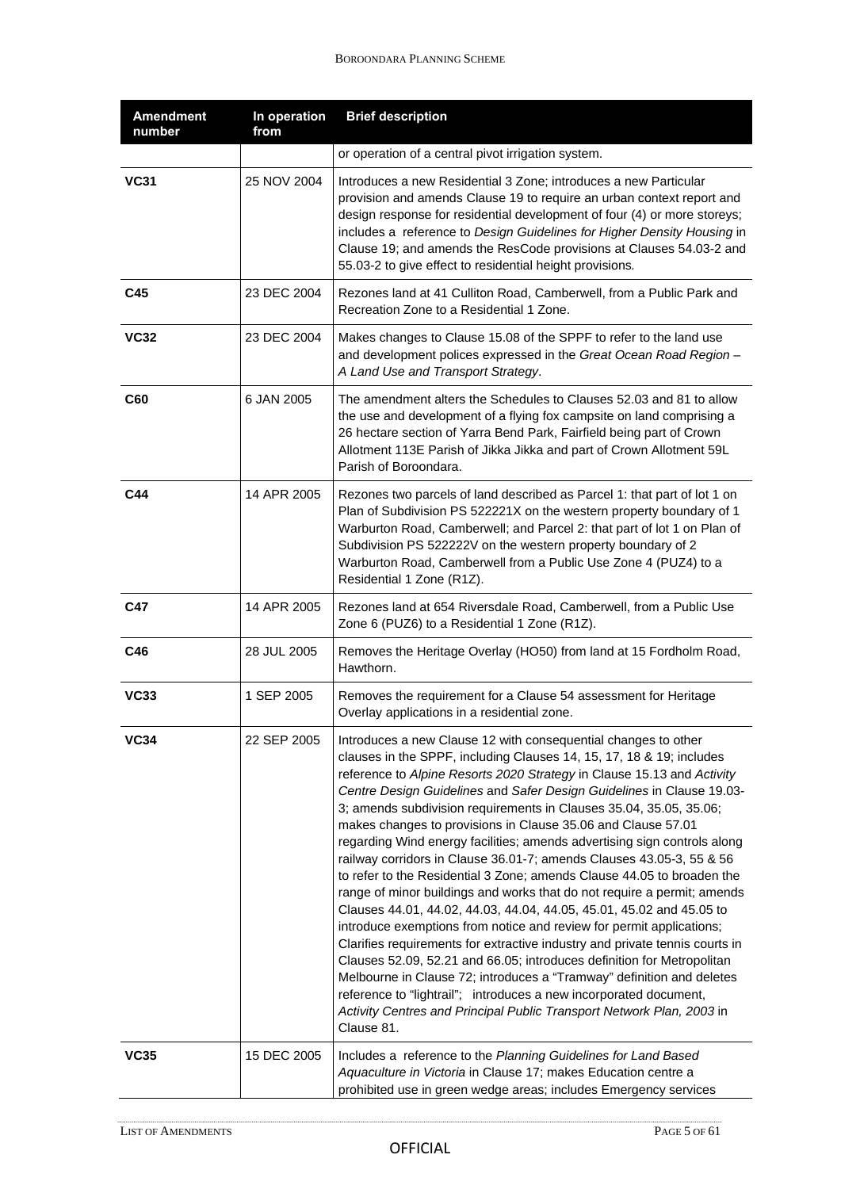| Amendment number | In operation from | Brief description |
|---|---|---|
| | | or operation of a central pivot irrigation system. |
| **VC31** | 25 NOV 2004 | Introduces a new Residential 3 Zone; introduces a new Particular provision and amends Clause 19 to require an urban context report and design response for residential development of four (4) or more storeys; includes a reference to *Design Guidelines for Higher Density Housing* in Clause 19; and amends the ResCode provisions at Clauses 54.03-2 and 55.03-2 to give effect to residential height provisions. |
| **C45** | 23 DEC 2004 | Rezones land at 41 Culliton Road, Camberwell, from a Public Park and Recreation Zone to a Residential 1 Zone. |
| **VC32** | 23 DEC 2004 | Makes changes to Clause 15.08 of the SPPF to refer to the land use and development polices expressed in the *Great Ocean Road Region – A Land Use and Transport Strategy*. |
| **C60** | 6 JAN 2005 | The amendment alters the Schedules to Clauses 52.03 and 81 to allow the use and development of a flying fox campsite on land comprising a 26 hectare section of Yarra Bend Park, Fairfield being part of Crown Allotment 113E Parish of Jikka Jikka and part of Crown Allotment 59L Parish of Boroondara. |
| **C44** | 14 APR 2005 | Rezones two parcels of land described as Parcel 1: that part of lot 1 on Plan of Subdivision PS 522221X on the western property boundary of 1 Warburton Road, Camberwell; and Parcel 2: that part of lot 1 on Plan of Subdivision PS 522222V on the western property boundary of 2 Warburton Road, Camberwell from a Public Use Zone 4 (PUZ4) to a Residential 1 Zone (R1Z). |
| **C47** | 14 APR 2005 | Rezones land at 654 Riversdale Road, Camberwell, from a Public Use Zone 6 (PUZ6) to a Residential 1 Zone (R1Z). |
| **C46** | 28 JUL 2005 | Removes the Heritage Overlay (HO50) from land at 15 Fordholm Road, Hawthorn. |
| **VC33** | 1 SEP 2005 | Removes the requirement for a Clause 54 assessment for Heritage Overlay applications in a residential zone. |
| **VC34** | 22 SEP 2005 | Introduces a new Clause 12 with consequential changes to other clauses in the SPPF, including Clauses 14, 15, 17, 18 & 19; includes reference to *Alpine Resorts 2020 Strategy* in Clause 15.13 and *Activity Centre Design Guidelines* and *Safer Design Guidelines* in Clause 19.03-3; amends subdivision requirements in Clauses 35.04, 35.05, 35.06; makes changes to provisions in Clause 35.06 and Clause 57.01 regarding Wind energy facilities; amends advertising sign controls along railway corridors in Clause 36.01-7; amends Clauses 43.05-3, 55 & 56 to refer to the Residential 3 Zone; amends Clause 44.05 to broaden the range of minor buildings and works that do not require a permit; amends Clauses 44.01, 44.02, 44.03, 44.04, 44.05, 45.01, 45.02 and 45.05 to introduce exemptions from notice and review for permit applications; Clarifies requirements for extractive industry and private tennis courts in Clauses 52.09, 52.21 and 66.05; introduces definition for Metropolitan Melbourne in Clause 72; introduces a "Tramway" definition and deletes reference to "lightrail"; introduces a new incorporated document, *Activity Centres and Principal Public Transport Network Plan, 2003* in Clause 81. |
| **VC35** | 15 DEC 2005 | Includes a reference to the *Planning Guidelines for Land Based Aquaculture in Victoria* in Clause 17; makes Education centre a prohibited use in green wedge areas; includes Emergency services |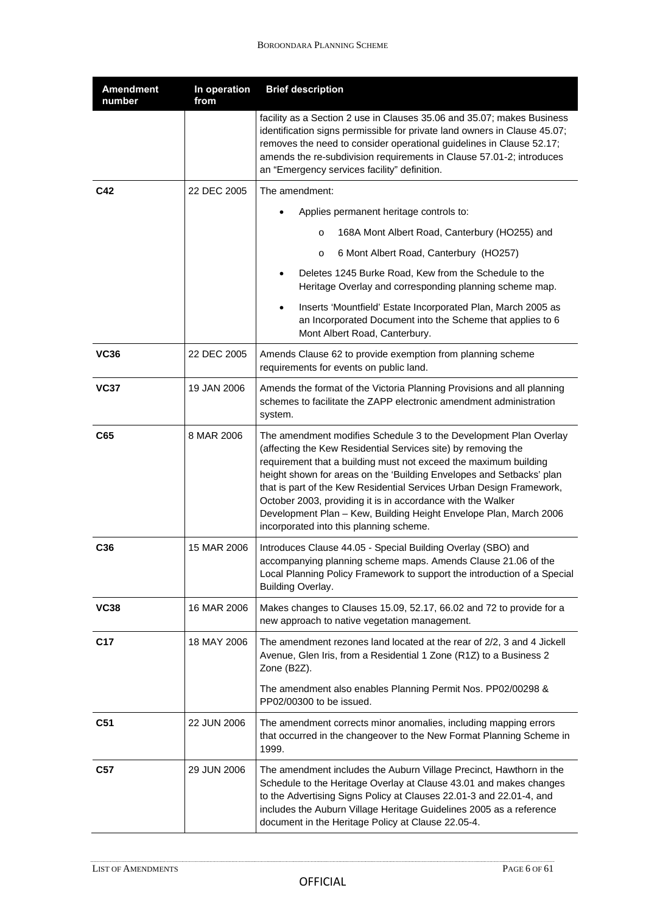| Amendment number | In operation from | Brief description |
|---|---|---|
| | | facility as a Section 2 use in Clauses 35.06 and 35.07; makes Business identification signs permissible for private land owners in Clause 45.07; removes the need to consider operational guidelines in Clause 52.17; amends the re-subdivision requirements in Clause 57.01-2; introduces an "Emergency services facility" definition. |
| **C42** | 22 DEC 2005 | The amendment:<br>• Applies permanent heritage controls to:<br>o 168A Mont Albert Road, Canterbury (HO255) and<br>o 6 Mont Albert Road, Canterbury (HO257)<br>• Deletes 1245 Burke Road, Kew from the Schedule to the Heritage Overlay and corresponding planning scheme map.<br>• Inserts 'Mountfield' Estate Incorporated Plan, March 2005 as an Incorporated Document into the Scheme that applies to 6 Mont Albert Road, Canterbury. |
| **VC36** | 22 DEC 2005 | Amends Clause 62 to provide exemption from planning scheme requirements for events on public land. |
| **VC37** | 19 JAN 2006 | Amends the format of the Victoria Planning Provisions and all planning schemes to facilitate the ZAPP electronic amendment administration system. |
| **C65** | 8 MAR 2006 | The amendment modifies Schedule 3 to the Development Plan Overlay (affecting the Kew Residential Services site) by removing the requirement that a building must not exceed the maximum building height shown for areas on the 'Building Envelopes and Setbacks' plan that is part of the Kew Residential Services Urban Design Framework, October 2003, providing it is in accordance with the Walker Development Plan – Kew, Building Height Envelope Plan, March 2006 incorporated into this planning scheme. |
| **C36** | 15 MAR 2006 | Introduces Clause 44.05 - Special Building Overlay (SBO) and accompanying planning scheme maps. Amends Clause 21.06 of the Local Planning Policy Framework to support the introduction of a Special Building Overlay. |
| **VC38** | 16 MAR 2006 | Makes changes to Clauses 15.09, 52.17, 66.02 and 72 to provide for a new approach to native vegetation management. |
| **C17** | 18 MAY 2006 | The amendment rezones land located at the rear of 2/2, 3 and 4 Jickell Avenue, Glen Iris, from a Residential 1 Zone (R1Z) to a Business 2 Zone (B2Z).<br><br>The amendment also enables Planning Permit Nos. PP02/00298 & PP02/00300 to be issued. |
| **C51** | 22 JUN 2006 | The amendment corrects minor anomalies, including mapping errors that occurred in the changeover to the New Format Planning Scheme in 1999. |
| **C57** | 29 JUN 2006 | The amendment includes the Auburn Village Precinct, Hawthorn in the Schedule to the Heritage Overlay at Clause 43.01 and makes changes to the Advertising Signs Policy at Clauses 22.01-3 and 22.01-4, and includes the Auburn Village Heritage Guidelines 2005 as a reference document in the Heritage Policy at Clause 22.05-4. |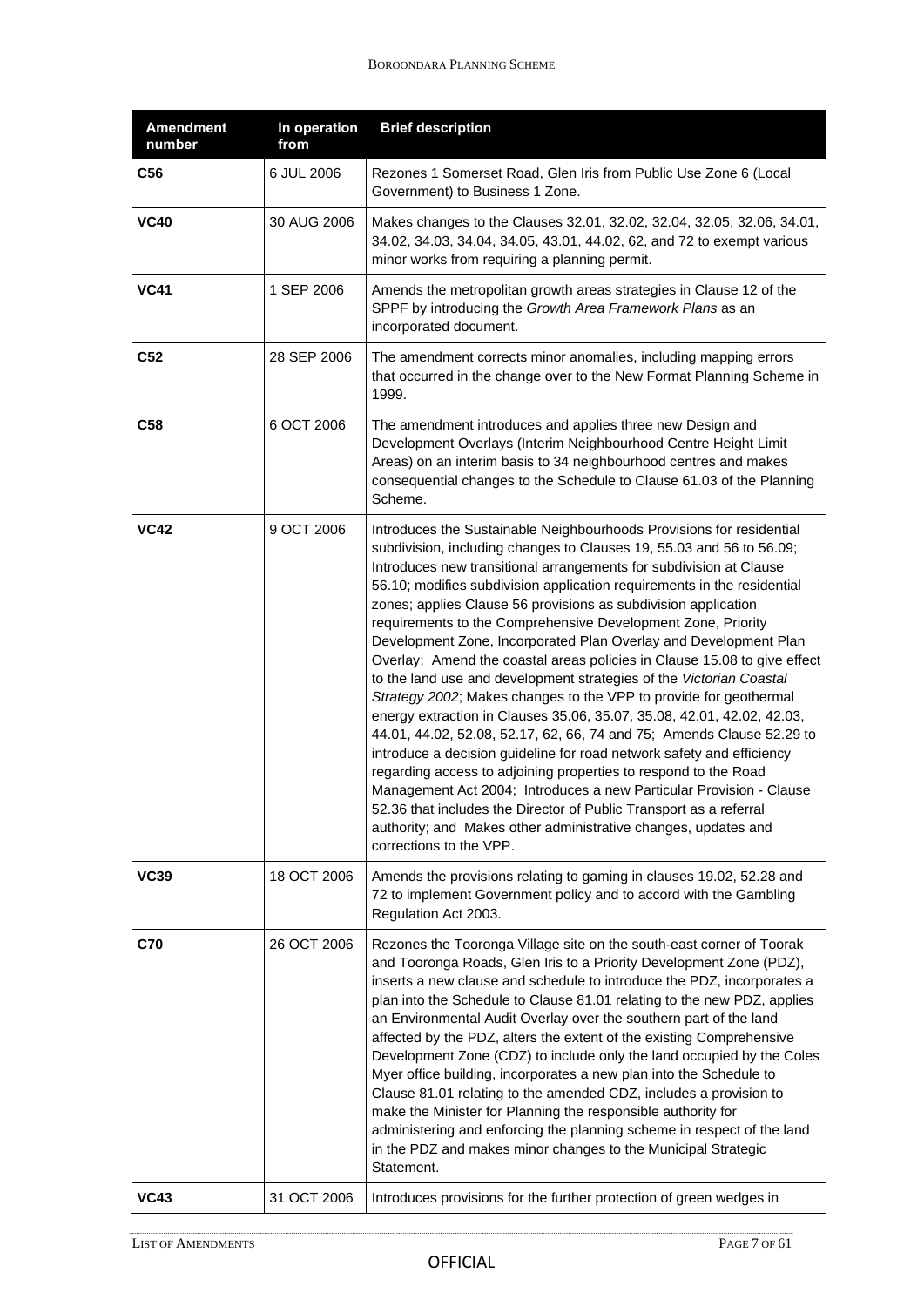| Amendment number | In operation from | Brief description |
|---|---|---|
| **C56** | 6 JUL 2006 | Rezones 1 Somerset Road, Glen Iris from Public Use Zone 6 (Local Government) to Business 1 Zone. |
| **VC40** | 30 AUG 2006 | Makes changes to the Clauses 32.01, 32.02, 32.04, 32.05, 32.06, 34.01, 34.02, 34.03, 34.04, 34.05, 43.01, 44.02, 62, and 72 to exempt various minor works from requiring a planning permit. |
| **VC41** | 1 SEP 2006 | Amends the metropolitan growth areas strategies in Clause 12 of the SPPF by introducing the *Growth Area Framework Plans* as an incorporated document. |
| **C52** | 28 SEP 2006 | The amendment corrects minor anomalies, including mapping errors that occurred in the change over to the New Format Planning Scheme in 1999. |
| **C58** | 6 OCT 2006 | The amendment introduces and applies three new Design and Development Overlays (Interim Neighbourhood Centre Height Limit Areas) on an interim basis to 34 neighbourhood centres and makes consequential changes to the Schedule to Clause 61.03 of the Planning Scheme. |
| **VC42** | 9 OCT 2006 | Introduces the Sustainable Neighbourhoods Provisions for residential subdivision, including changes to Clauses 19, 55.03 and 56 to 56.09; Introduces new transitional arrangements for subdivision at Clause 56.10; modifies subdivision application requirements in the residential zones; applies Clause 56 provisions as subdivision application requirements to the Comprehensive Development Zone, Priority Development Zone, Incorporated Plan Overlay and Development Plan Overlay; Amend the coastal areas policies in Clause 15.08 to give effect to the land use and development strategies of the *Victorian Coastal Strategy 2002*; Makes changes to the VPP to provide for geothermal energy extraction in Clauses 35.06, 35.07, 35.08, 42.01, 42.02, 42.03, 44.01, 44.02, 52.08, 52.17, 62, 66, 74 and 75; Amends Clause 52.29 to introduce a decision guideline for road network safety and efficiency regarding access to adjoining properties to respond to the Road Management Act 2004; Introduces a new Particular Provision - Clause 52.36 that includes the Director of Public Transport as a referral authority; and Makes other administrative changes, updates and corrections to the VPP. |
| **VC39** | 18 OCT 2006 | Amends the provisions relating to gaming in clauses 19.02, 52.28 and 72 to implement Government policy and to accord with the Gambling Regulation Act 2003. |
| **C70** | 26 OCT 2006 | Rezones the Tooronga Village site on the south-east corner of Toorak and Tooronga Roads, Glen Iris to a Priority Development Zone (PDZ), inserts a new clause and schedule to introduce the PDZ, incorporates a plan into the Schedule to Clause 81.01 relating to the new PDZ, applies an Environmental Audit Overlay over the southern part of the land affected by the PDZ, alters the extent of the existing Comprehensive Development Zone (CDZ) to include only the land occupied by the Coles Myer office building, incorporates a new plan into the Schedule to Clause 81.01 relating to the amended CDZ, includes a provision to make the Minister for Planning the responsible authority for administering and enforcing the planning scheme in respect of the land in the PDZ and makes minor changes to the Municipal Strategic Statement. |
| **VC43** | 31 OCT 2006 | Introduces provisions for the further protection of green wedges in |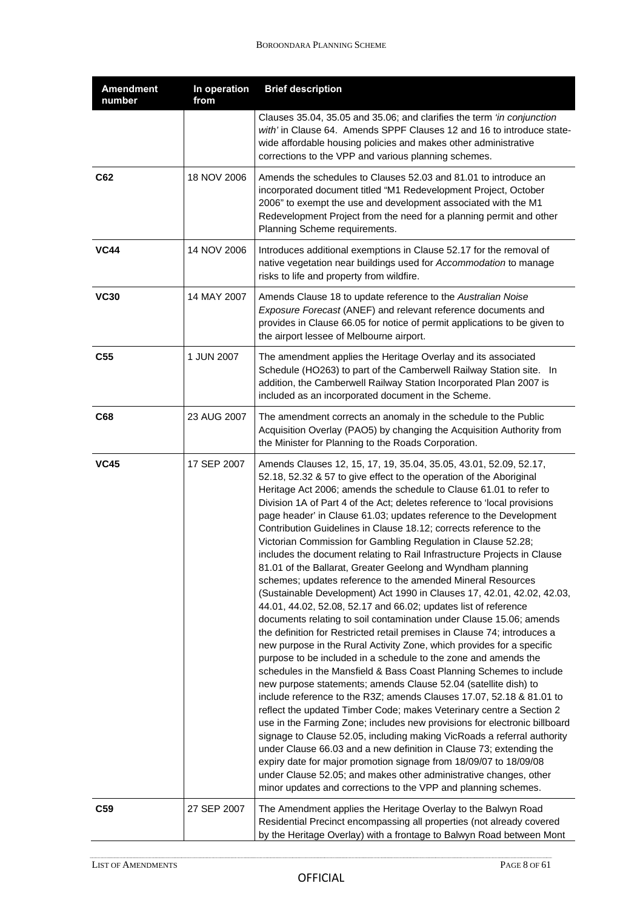| Amendment number | In operation from | Brief description |
|---|---|---|
| | | Clauses 35.04, 35.05 and 35.06; and clarifies the term *'in conjunction with'* in Clause 64. Amends SPPF Clauses 12 and 16 to introduce state-wide affordable housing policies and makes other administrative corrections to the VPP and various planning schemes. |
| **C62** | 18 NOV 2006 | Amends the schedules to Clauses 52.03 and 81.01 to introduce an incorporated document titled "M1 Redevelopment Project, October 2006" to exempt the use and development associated with the M1 Redevelopment Project from the need for a planning permit and other Planning Scheme requirements. |
| **VC44** | 14 NOV 2006 | Introduces additional exemptions in Clause 52.17 for the removal of native vegetation near buildings used for *Accommodation* to manage risks to life and property from wildfire. |
| **VC30** | 14 MAY 2007 | Amends Clause 18 to update reference to the *Australian Noise Exposure Forecast* (ANEF) and relevant reference documents and provides in Clause 66.05 for notice of permit applications to be given to the airport lessee of Melbourne airport. |
| **C55** | 1 JUN 2007 | The amendment applies the Heritage Overlay and its associated Schedule (HO263) to part of the Camberwell Railway Station site. In addition, the Camberwell Railway Station Incorporated Plan 2007 is included as an incorporated document in the Scheme. |
| **C68** | 23 AUG 2007 | The amendment corrects an anomaly in the schedule to the Public Acquisition Overlay (PAO5) by changing the Acquisition Authority from the Minister for Planning to the Roads Corporation. |
| **VC45** | 17 SEP 2007 | Amends Clauses 12, 15, 17, 19, 35.04, 35.05, 43.01, 52.09, 52.17, 52.18, 52.32 & 57 to give effect to the operation of the Aboriginal Heritage Act 2006; amends the schedule to Clause 61.01 to refer to Division 1A of Part 4 of the Act; deletes reference to 'local provisions page header' in Clause 61.03; updates reference to the Development Contribution Guidelines in Clause 18.12; corrects reference to the Victorian Commission for Gambling Regulation in Clause 52.28; includes the document relating to Rail Infrastructure Projects in Clause 81.01 of the Ballarat, Greater Geelong and Wyndham planning schemes; updates reference to the amended Mineral Resources (Sustainable Development) Act 1990 in Clauses 17, 42.01, 42.02, 42.03, 44.01, 44.02, 52.08, 52.17 and 66.02; updates list of reference documents relating to soil contamination under Clause 15.06; amends the definition for Restricted retail premises in Clause 74; introduces a new purpose in the Rural Activity Zone, which provides for a specific purpose to be included in a schedule to the zone and amends the schedules in the Mansfield & Bass Coast Planning Schemes to include new purpose statements; amends Clause 52.04 (satellite dish) to include reference to the R3Z; amends Clauses 17.07, 52.18 & 81.01 to reflect the updated Timber Code; makes Veterinary centre a Section 2 use in the Farming Zone; includes new provisions for electronic billboard signage to Clause 52.05, including making VicRoads a referral authority under Clause 66.03 and a new definition in Clause 73; extending the expiry date for major promotion signage from 18/09/07 to 18/09/08 under Clause 52.05; and makes other administrative changes, other minor updates and corrections to the VPP and planning schemes. |
| **C59** | 27 SEP 2007 | The Amendment applies the Heritage Overlay to the Balwyn Road Residential Precinct encompassing all properties (not already covered by the Heritage Overlay) with a frontage to Balwyn Road between Mont |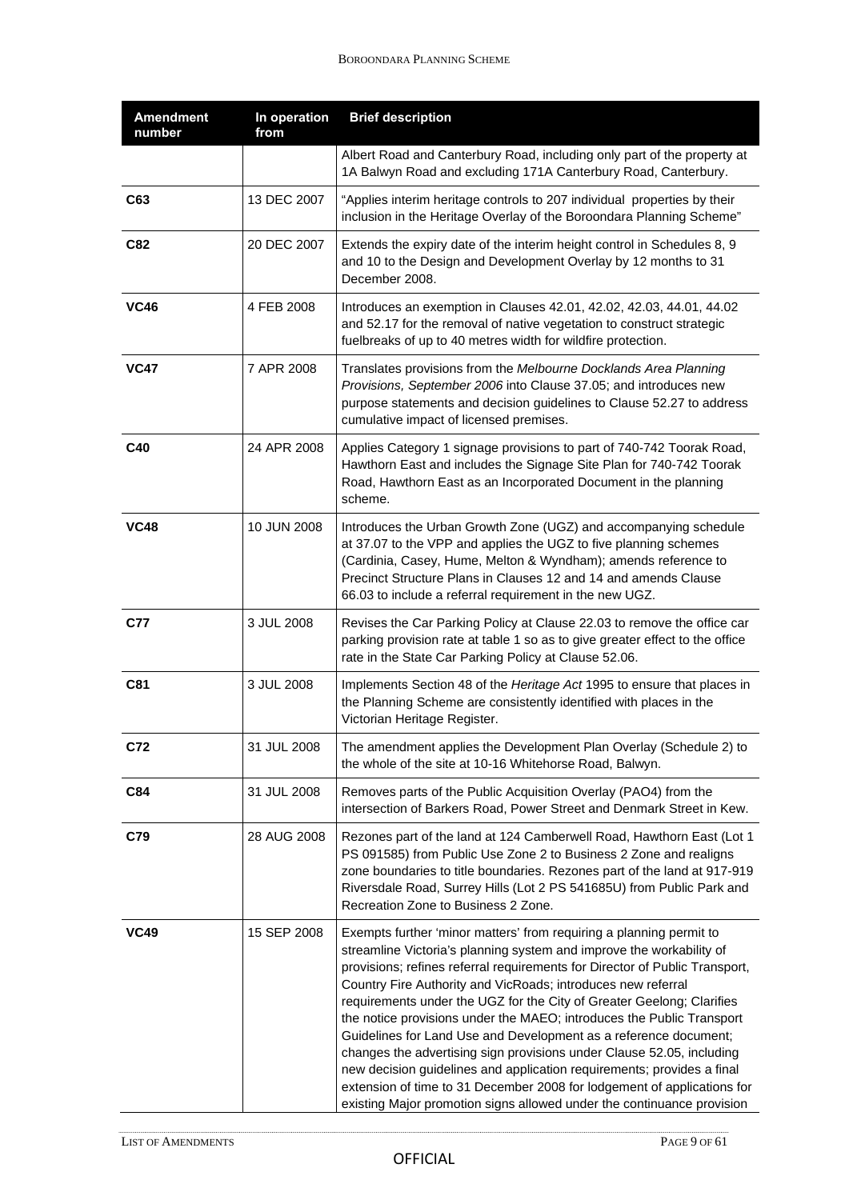| Amendment number | In operation from | Brief description |
| --- | --- | --- |
| | | Albert Road and Canterbury Road, including only part of the property at 1A Balwyn Road and excluding 171A Canterbury Road, Canterbury. |
| **C63** | 13 DEC 2007 | "Applies interim heritage controls to 207 individual properties by their inclusion in the Heritage Overlay of the Boroondara Planning Scheme" |
| **C82** | 20 DEC 2007 | Extends the expiry date of the interim height control in Schedules 8, 9 and 10 to the Design and Development Overlay by 12 months to 31 December 2008. |
| **VC46** | 4 FEB 2008 | Introduces an exemption in Clauses 42.01, 42.02, 42.03, 44.01, 44.02 and 52.17 for the removal of native vegetation to construct strategic fuelbreaks of up to 40 metres width for wildfire protection. |
| **VC47** | 7 APR 2008 | Translates provisions from the *Melbourne Docklands Area Planning Provisions, September 2006* into Clause 37.05; and introduces new purpose statements and decision guidelines to Clause 52.27 to address cumulative impact of licensed premises. |
| **C40** | 24 APR 2008 | Applies Category 1 signage provisions to part of 740-742 Toorak Road, Hawthorn East and includes the Signage Site Plan for 740-742 Toorak Road, Hawthorn East as an Incorporated Document in the planning scheme. |
| **VC48** | 10 JUN 2008 | Introduces the Urban Growth Zone (UGZ) and accompanying schedule at 37.07 to the VPP and applies the UGZ to five planning schemes (Cardinia, Casey, Hume, Melton & Wyndham); amends reference to Precinct Structure Plans in Clauses 12 and 14 and amends Clause 66.03 to include a referral requirement in the new UGZ. |
| **C77** | 3 JUL 2008 | Revises the Car Parking Policy at Clause 22.03 to remove the office car parking provision rate at table 1 so as to give greater effect to the office rate in the State Car Parking Policy at Clause 52.06. |
| **C81** | 3 JUL 2008 | Implements Section 48 of the *Heritage Act* 1995 to ensure that places in the Planning Scheme are consistently identified with places in the Victorian Heritage Register. |
| **C72** | 31 JUL 2008 | The amendment applies the Development Plan Overlay (Schedule 2) to the whole of the site at 10-16 Whitehorse Road, Balwyn. |
| **C84** | 31 JUL 2008 | Removes parts of the Public Acquisition Overlay (PAO4) from the intersection of Barkers Road, Power Street and Denmark Street in Kew. |
| **C79** | 28 AUG 2008 | Rezones part of the land at 124 Camberwell Road, Hawthorn East (Lot 1 PS 091585) from Public Use Zone 2 to Business 2 Zone and realigns zone boundaries to title boundaries. Rezones part of the land at 917-919 Riversdale Road, Surrey Hills (Lot 2 PS 541685U) from Public Park and Recreation Zone to Business 2 Zone. |
| **VC49** | 15 SEP 2008 | Exempts further 'minor matters' from requiring a planning permit to streamline Victoria's planning system and improve the workability of provisions; refines referral requirements for Director of Public Transport, Country Fire Authority and VicRoads; introduces new referral requirements under the UGZ for the City of Greater Geelong; Clarifies the notice provisions under the MAEO; introduces the Public Transport Guidelines for Land Use and Development as a reference document; changes the advertising sign provisions under Clause 52.05, including new decision guidelines and application requirements; provides a final extension of time to 31 December 2008 for lodgement of applications for existing Major promotion signs allowed under the continuance provision |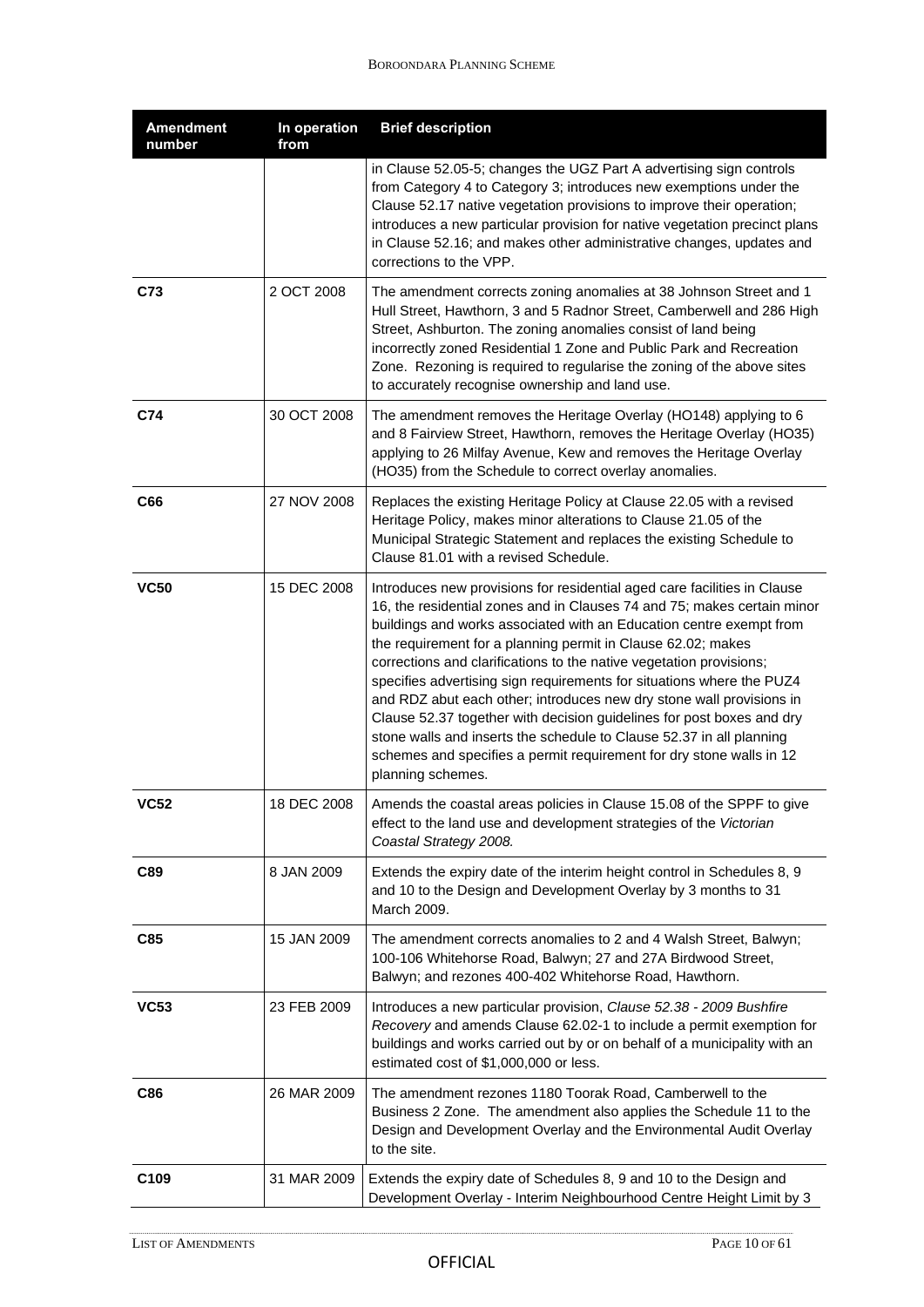| Amendment number | In operation from | Brief description |
|---|---|---|
| | | in Clause 52.05-5; changes the UGZ Part A advertising sign controls from Category 4 to Category 3; introduces new exemptions under the Clause 52.17 native vegetation provisions to improve their operation; introduces a new particular provision for native vegetation precinct plans in Clause 52.16; and makes other administrative changes, updates and corrections to the VPP. |
| **C73** | 2 OCT 2008 | The amendment corrects zoning anomalies at 38 Johnson Street and 1 Hull Street, Hawthorn, 3 and 5 Radnor Street, Camberwell and 286 High Street, Ashburton. The zoning anomalies consist of land being incorrectly zoned Residential 1 Zone and Public Park and Recreation Zone. Rezoning is required to regularise the zoning of the above sites to accurately recognise ownership and land use. |
| **C74** | 30 OCT 2008 | The amendment removes the Heritage Overlay (HO148) applying to 6 and 8 Fairview Street, Hawthorn, removes the Heritage Overlay (HO35) applying to 26 Milfay Avenue, Kew and removes the Heritage Overlay (HO35) from the Schedule to correct overlay anomalies. |
| **C66** | 27 NOV 2008 | Replaces the existing Heritage Policy at Clause 22.05 with a revised Heritage Policy, makes minor alterations to Clause 21.05 of the Municipal Strategic Statement and replaces the existing Schedule to Clause 81.01 with a revised Schedule. |
| **VC50** | 15 DEC 2008 | Introduces new provisions for residential aged care facilities in Clause 16, the residential zones and in Clauses 74 and 75; makes certain minor buildings and works associated with an Education centre exempt from the requirement for a planning permit in Clause 62.02; makes corrections and clarifications to the native vegetation provisions; specifies advertising sign requirements for situations where the PUZ4 and RDZ abut each other; introduces new dry stone wall provisions in Clause 52.37 together with decision guidelines for post boxes and dry stone walls and inserts the schedule to Clause 52.37 in all planning schemes and specifies a permit requirement for dry stone walls in 12 planning schemes. |
| **VC52** | 18 DEC 2008 | Amends the coastal areas policies in Clause 15.08 of the SPPF to give effect to the land use and development strategies of the *Victorian Coastal Strategy 2008.* |
| **C89** | 8 JAN 2009 | Extends the expiry date of the interim height control in Schedules 8, 9 and 10 to the Design and Development Overlay by 3 months to 31 March 2009. |
| **C85** | 15 JAN 2009 | The amendment corrects anomalies to 2 and 4 Walsh Street, Balwyn; 100-106 Whitehorse Road, Balwyn; 27 and 27A Birdwood Street, Balwyn; and rezones 400-402 Whitehorse Road, Hawthorn. |
| **VC53** | 23 FEB 2009 | Introduces a new particular provision, *Clause 52.38 - 2009 Bushfire Recovery* and amends Clause 62.02-1 to include a permit exemption for buildings and works carried out by or on behalf of a municipality with an estimated cost of $1,000,000 or less. |
| **C86** | 26 MAR 2009 | The amendment rezones 1180 Toorak Road, Camberwell to the Business 2 Zone. The amendment also applies the Schedule 11 to the Design and Development Overlay and the Environmental Audit Overlay to the site. |
| **C109** | 31 MAR 2009 | Extends the expiry date of Schedules 8, 9 and 10 to the Design and Development Overlay - Interim Neighbourhood Centre Height Limit by 3 |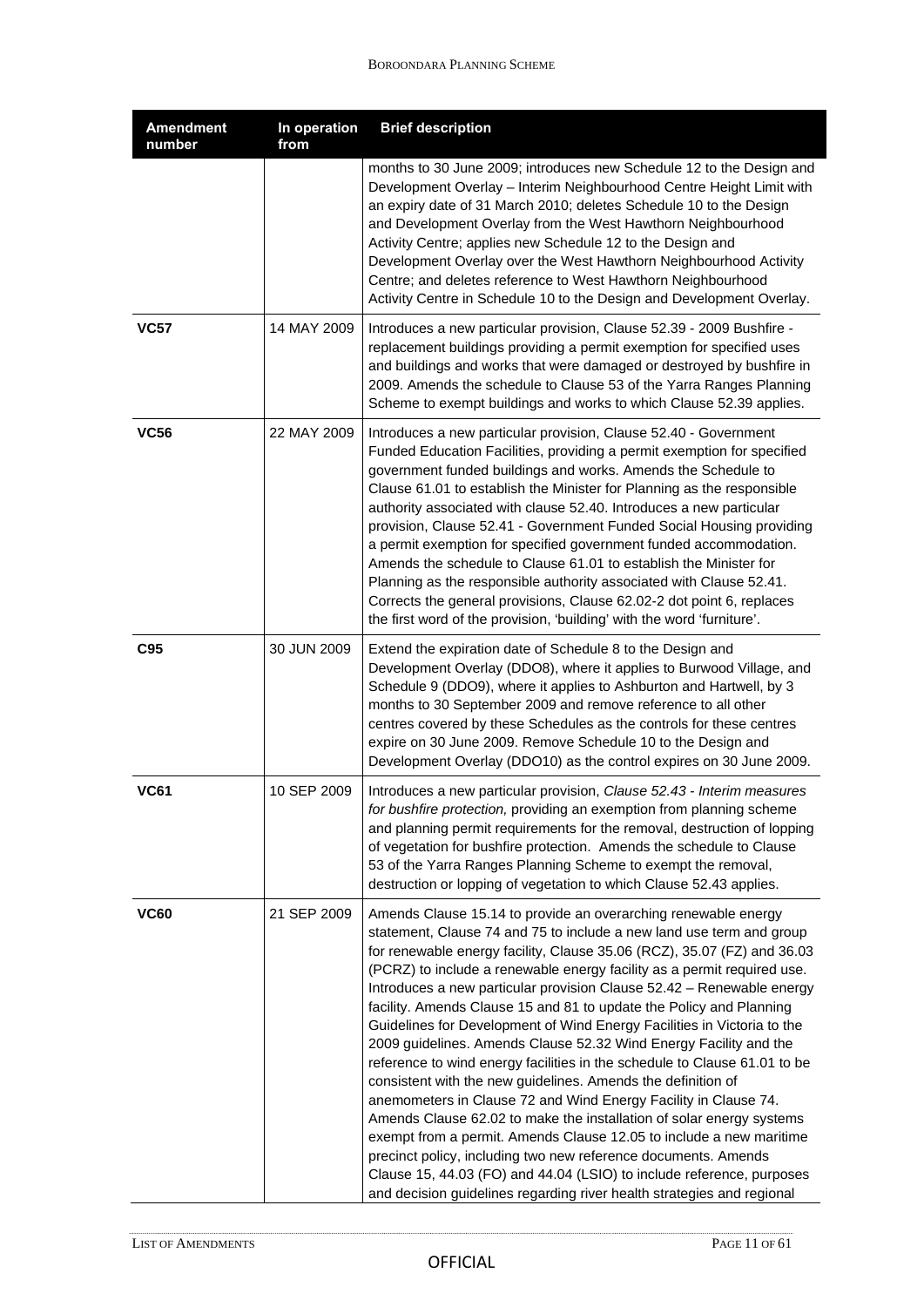| Amendment number | In operation from | Brief description |
|---|---|---|
| | | months to 30 June 2009; introduces new Schedule 12 to the Design and Development Overlay – Interim Neighbourhood Centre Height Limit with an expiry date of 31 March 2010; deletes Schedule 10 to the Design and Development Overlay from the West Hawthorn Neighbourhood Activity Centre; applies new Schedule 12 to the Design and Development Overlay over the West Hawthorn Neighbourhood Activity Centre; and deletes reference to West Hawthorn Neighbourhood Activity Centre in Schedule 10 to the Design and Development Overlay. |
| **VC57** | 14 MAY 2009 | Introduces a new particular provision, Clause 52.39 - 2009 Bushfire - replacement buildings providing a permit exemption for specified uses and buildings and works that were damaged or destroyed by bushfire in 2009. Amends the schedule to Clause 53 of the Yarra Ranges Planning Scheme to exempt buildings and works to which Clause 52.39 applies. |
| **VC56** | 22 MAY 2009 | Introduces a new particular provision, Clause 52.40 - Government Funded Education Facilities, providing a permit exemption for specified government funded buildings and works. Amends the Schedule to Clause 61.01 to establish the Minister for Planning as the responsible authority associated with clause 52.40. Introduces a new particular provision, Clause 52.41 - Government Funded Social Housing providing a permit exemption for specified government funded accommodation. Amends the schedule to Clause 61.01 to establish the Minister for Planning as the responsible authority associated with Clause 52.41. Corrects the general provisions, Clause 62.02-2 dot point 6, replaces the first word of the provision, 'building' with the word 'furniture'. |
| **C95** | 30 JUN 2009 | Extend the expiration date of Schedule 8 to the Design and Development Overlay (DDO8), where it applies to Burwood Village, and Schedule 9 (DDO9), where it applies to Ashburton and Hartwell, by 3 months to 30 September 2009 and remove reference to all other centres covered by these Schedules as the controls for these centres expire on 30 June 2009. Remove Schedule 10 to the Design and Development Overlay (DDO10) as the control expires on 30 June 2009. |
| **VC61** | 10 SEP 2009 | Introduces a new particular provision, *Clause 52.43 - Interim measures for bushfire protection,* providing an exemption from planning scheme and planning permit requirements for the removal, destruction of lopping of vegetation for bushfire protection. Amends the schedule to Clause 53 of the Yarra Ranges Planning Scheme to exempt the removal, destruction or lopping of vegetation to which Clause 52.43 applies. |
| **VC60** | 21 SEP 2009 | Amends Clause 15.14 to provide an overarching renewable energy statement, Clause 74 and 75 to include a new land use term and group for renewable energy facility, Clause 35.06 (RCZ), 35.07 (FZ) and 36.03 (PCRZ) to include a renewable energy facility as a permit required use. Introduces a new particular provision Clause 52.42 – Renewable energy facility. Amends Clause 15 and 81 to update the Policy and Planning Guidelines for Development of Wind Energy Facilities in Victoria to the 2009 guidelines. Amends Clause 52.32 Wind Energy Facility and the reference to wind energy facilities in the schedule to Clause 61.01 to be consistent with the new guidelines. Amends the definition of anemometers in Clause 72 and Wind Energy Facility in Clause 74. Amends Clause 62.02 to make the installation of solar energy systems exempt from a permit. Amends Clause 12.05 to include a new maritime precinct policy, including two new reference documents. Amends Clause 15, 44.03 (FO) and 44.04 (LSIO) to include reference, purposes and decision guidelines regarding river health strategies and regional |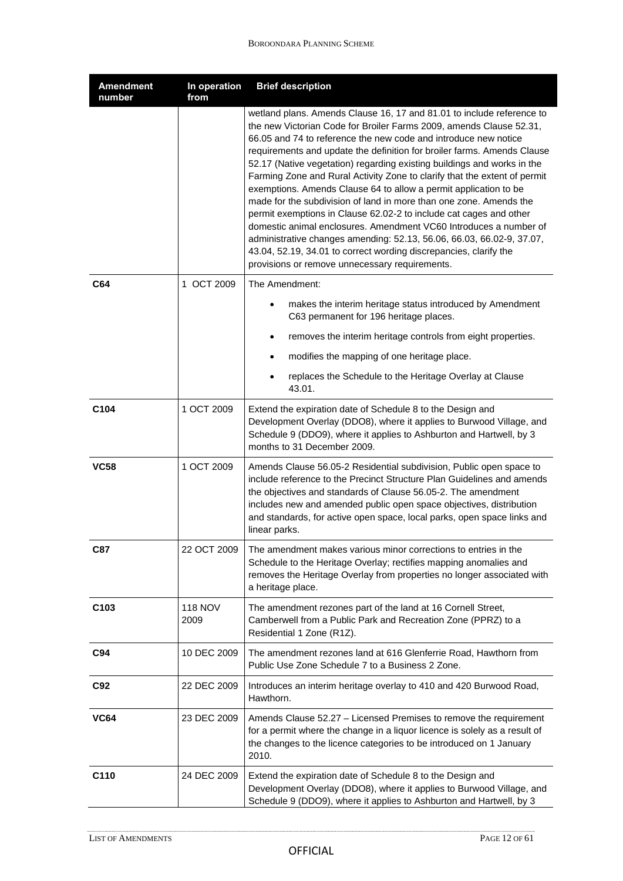| Amendment number | In operation from | Brief description |
| --- | --- | --- |
| | | wetland plans. Amends Clause 16, 17 and 81.01 to include reference to the new Victorian Code for Broiler Farms 2009, amends Clause 52.31, 66.05 and 74 to reference the new code and introduce new notice requirements and update the definition for broiler farms. Amends Clause 52.17 (Native vegetation) regarding existing buildings and works in the Farming Zone and Rural Activity Zone to clarify that the extent of permit exemptions. Amends Clause 64 to allow a permit application to be made for the subdivision of land in more than one zone. Amends the permit exemptions in Clause 62.02-2 to include cat cages and other domestic animal enclosures. Amendment VC60 Introduces a number of administrative changes amending: 52.13, 56.06, 66.03, 66.02-9, 37.07, 43.04, 52.19, 34.01 to correct wording discrepancies, clarify the provisions or remove unnecessary requirements. |
| **C64** | 1 OCT 2009 | The Amendment: <br>• makes the interim heritage status introduced by Amendment C63 permanent for 196 heritage places. <br>• removes the interim heritage controls from eight properties. <br>• modifies the mapping of one heritage place. <br>• replaces the Schedule to the Heritage Overlay at Clause 43.01. |
| **C104** | 1 OCT 2009 | Extend the expiration date of Schedule 8 to the Design and Development Overlay (DDO8), where it applies to Burwood Village, and Schedule 9 (DDO9), where it applies to Ashburton and Hartwell, by 3 months to 31 December 2009. |
| **VC58** | 1 OCT 2009 | Amends Clause 56.05-2 Residential subdivision, Public open space to include reference to the Precinct Structure Plan Guidelines and amends the objectives and standards of Clause 56.05-2. The amendment includes new and amended public open space objectives, distribution and standards, for active open space, local parks, open space links and linear parks. |
| **C87** | 22 OCT 2009 | The amendment makes various minor corrections to entries in the Schedule to the Heritage Overlay; rectifies mapping anomalies and removes the Heritage Overlay from properties no longer associated with a heritage place. |
| **C103** | 118 NOV 2009 | The amendment rezones part of the land at 16 Cornell Street, Camberwell from a Public Park and Recreation Zone (PPRZ) to a Residential 1 Zone (R1Z). |
| **C94** | 10 DEC 2009 | The amendment rezones land at 616 Glenferrie Road, Hawthorn from Public Use Zone Schedule 7 to a Business 2 Zone. |
| **C92** | 22 DEC 2009 | Introduces an interim heritage overlay to 410 and 420 Burwood Road, Hawthorn. |
| **VC64** | 23 DEC 2009 | Amends Clause 52.27 – Licensed Premises to remove the requirement for a permit where the change in a liquor licence is solely as a result of the changes to the licence categories to be introduced on 1 January 2010. |
| **C110** | 24 DEC 2009 | Extend the expiration date of Schedule 8 to the Design and Development Overlay (DDO8), where it applies to Burwood Village, and Schedule 9 (DDO9), where it applies to Ashburton and Hartwell, by 3 |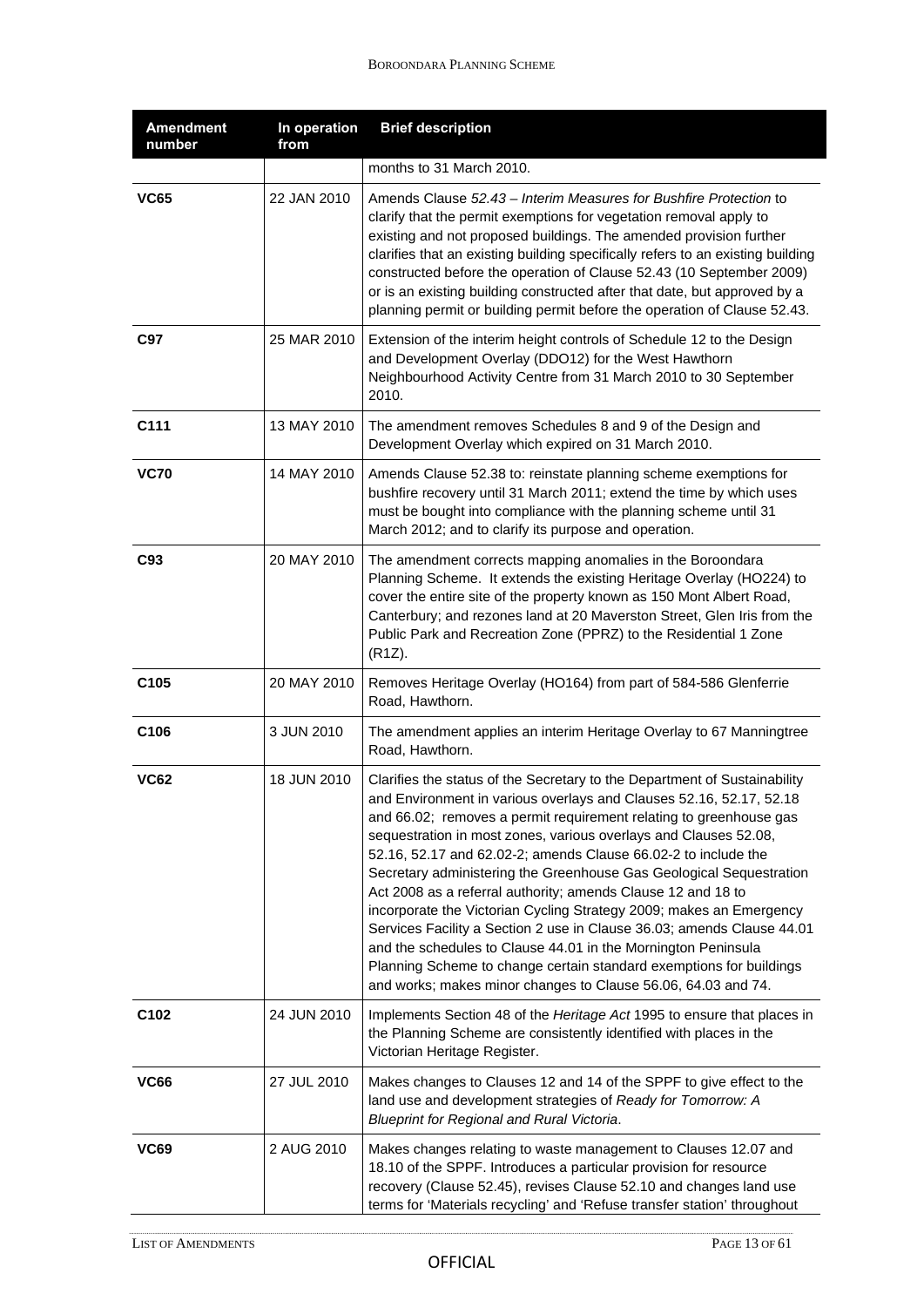| Amendment number | In operation from | Brief description |
|---|---|---|
| | | months to 31 March 2010. |
| **VC65** | 22 JAN 2010 | Amends Clause *52.43 – Interim Measures for Bushfire Protection* to clarify that the permit exemptions for vegetation removal apply to existing and not proposed buildings. The amended provision further clarifies that an existing building specifically refers to an existing building constructed before the operation of Clause 52.43 (10 September 2009) or is an existing building constructed after that date, but approved by a planning permit or building permit before the operation of Clause 52.43. |
| **C97** | 25 MAR 2010 | Extension of the interim height controls of Schedule 12 to the Design and Development Overlay (DDO12) for the West Hawthorn Neighbourhood Activity Centre from 31 March 2010 to 30 September 2010. |
| **C111** | 13 MAY 2010 | The amendment removes Schedules 8 and 9 of the Design and Development Overlay which expired on 31 March 2010. |
| **VC70** | 14 MAY 2010 | Amends Clause 52.38 to: reinstate planning scheme exemptions for bushfire recovery until 31 March 2011; extend the time by which uses must be bought into compliance with the planning scheme until 31 March 2012; and to clarify its purpose and operation. |
| **C93** | 20 MAY 2010 | The amendment corrects mapping anomalies in the Boroondara Planning Scheme. It extends the existing Heritage Overlay (HO224) to cover the entire site of the property known as 150 Mont Albert Road, Canterbury; and rezones land at 20 Maverston Street, Glen Iris from the Public Park and Recreation Zone (PPRZ) to the Residential 1 Zone (R1Z). |
| **C105** | 20 MAY 2010 | Removes Heritage Overlay (HO164) from part of 584-586 Glenferrie Road, Hawthorn. |
| **C106** | 3 JUN 2010 | The amendment applies an interim Heritage Overlay to 67 Manningtree Road, Hawthorn. |
| **VC62** | 18 JUN 2010 | Clarifies the status of the Secretary to the Department of Sustainability and Environment in various overlays and Clauses 52.16, 52.17, 52.18 and 66.02; removes a permit requirement relating to greenhouse gas sequestration in most zones, various overlays and Clauses 52.08, 52.16, 52.17 and 62.02-2; amends Clause 66.02-2 to include the Secretary administering the Greenhouse Gas Geological Sequestration Act 2008 as a referral authority; amends Clause 12 and 18 to incorporate the Victorian Cycling Strategy 2009; makes an Emergency Services Facility a Section 2 use in Clause 36.03; amends Clause 44.01 and the schedules to Clause 44.01 in the Mornington Peninsula Planning Scheme to change certain standard exemptions for buildings and works; makes minor changes to Clause 56.06, 64.03 and 74. |
| **C102** | 24 JUN 2010 | Implements Section 48 of the *Heritage Act* 1995 to ensure that places in the Planning Scheme are consistently identified with places in the Victorian Heritage Register. |
| **VC66** | 27 JUL 2010 | Makes changes to Clauses 12 and 14 of the SPPF to give effect to the land use and development strategies of *Ready for Tomorrow: A Blueprint for Regional and Rural Victoria*. |
| **VC69** | 2 AUG 2010 | Makes changes relating to waste management to Clauses 12.07 and 18.10 of the SPPF. Introduces a particular provision for resource recovery (Clause 52.45), revises Clause 52.10 and changes land use terms for 'Materials recycling' and 'Refuse transfer station' throughout |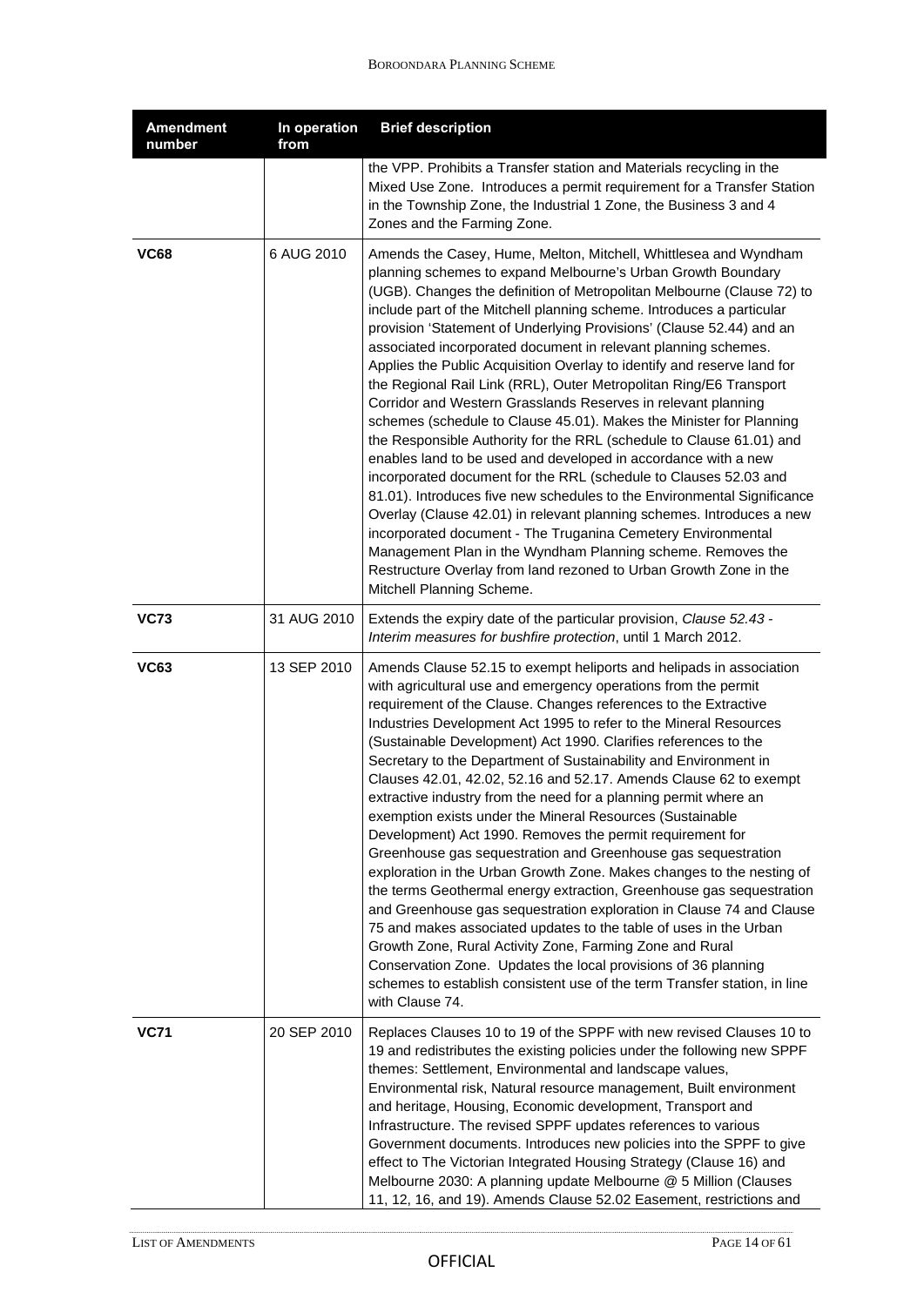| Amendment number | In operation from | Brief description |
| --- | --- | --- |
| | | the VPP. Prohibits a Transfer station and Materials recycling in the Mixed Use Zone. Introduces a permit requirement for a Transfer Station in the Township Zone, the Industrial 1 Zone, the Business 3 and 4 Zones and the Farming Zone. |
| **VC68** | 6 AUG 2010 | Amends the Casey, Hume, Melton, Mitchell, Whittlesea and Wyndham planning schemes to expand Melbourne's Urban Growth Boundary (UGB). Changes the definition of Metropolitan Melbourne (Clause 72) to include part of the Mitchell planning scheme. Introduces a particular provision 'Statement of Underlying Provisions' (Clause 52.44) and an associated incorporated document in relevant planning schemes. Applies the Public Acquisition Overlay to identify and reserve land for the Regional Rail Link (RRL), Outer Metropolitan Ring/E6 Transport Corridor and Western Grasslands Reserves in relevant planning schemes (schedule to Clause 45.01). Makes the Minister for Planning the Responsible Authority for the RRL (schedule to Clause 61.01) and enables land to be used and developed in accordance with a new incorporated document for the RRL (schedule to Clauses 52.03 and 81.01). Introduces five new schedules to the Environmental Significance Overlay (Clause 42.01) in relevant planning schemes. Introduces a new incorporated document - The Truganina Cemetery Environmental Management Plan in the Wyndham Planning scheme. Removes the Restructure Overlay from land rezoned to Urban Growth Zone in the Mitchell Planning Scheme. |
| **VC73** | 31 AUG 2010 | Extends the expiry date of the particular provision, *Clause 52.43 - Interim measures for bushfire protection*, until 1 March 2012. |
| **VC63** | 13 SEP 2010 | Amends Clause 52.15 to exempt heliports and helipads in association with agricultural use and emergency operations from the permit requirement of the Clause. Changes references to the Extractive Industries Development Act 1995 to refer to the Mineral Resources (Sustainable Development) Act 1990. Clarifies references to the Secretary to the Department of Sustainability and Environment in Clauses 42.01, 42.02, 52.16 and 52.17. Amends Clause 62 to exempt extractive industry from the need for a planning permit where an exemption exists under the Mineral Resources (Sustainable Development) Act 1990. Removes the permit requirement for Greenhouse gas sequestration and Greenhouse gas sequestration exploration in the Urban Growth Zone. Makes changes to the nesting of the terms Geothermal energy extraction, Greenhouse gas sequestration and Greenhouse gas sequestration exploration in Clause 74 and Clause 75 and makes associated updates to the table of uses in the Urban Growth Zone, Rural Activity Zone, Farming Zone and Rural Conservation Zone. Updates the local provisions of 36 planning schemes to establish consistent use of the term Transfer station, in line with Clause 74. |
| **VC71** | 20 SEP 2010 | Replaces Clauses 10 to 19 of the SPPF with new revised Clauses 10 to 19 and redistributes the existing policies under the following new SPPF themes: Settlement, Environmental and landscape values, Environmental risk, Natural resource management, Built environment and heritage, Housing, Economic development, Transport and Infrastructure. The revised SPPF updates references to various Government documents. Introduces new policies into the SPPF to give effect to The Victorian Integrated Housing Strategy (Clause 16) and Melbourne 2030: A planning update Melbourne @ 5 Million (Clauses 11, 12, 16, and 19). Amends Clause 52.02 Easement, restrictions and |

OFFICIAL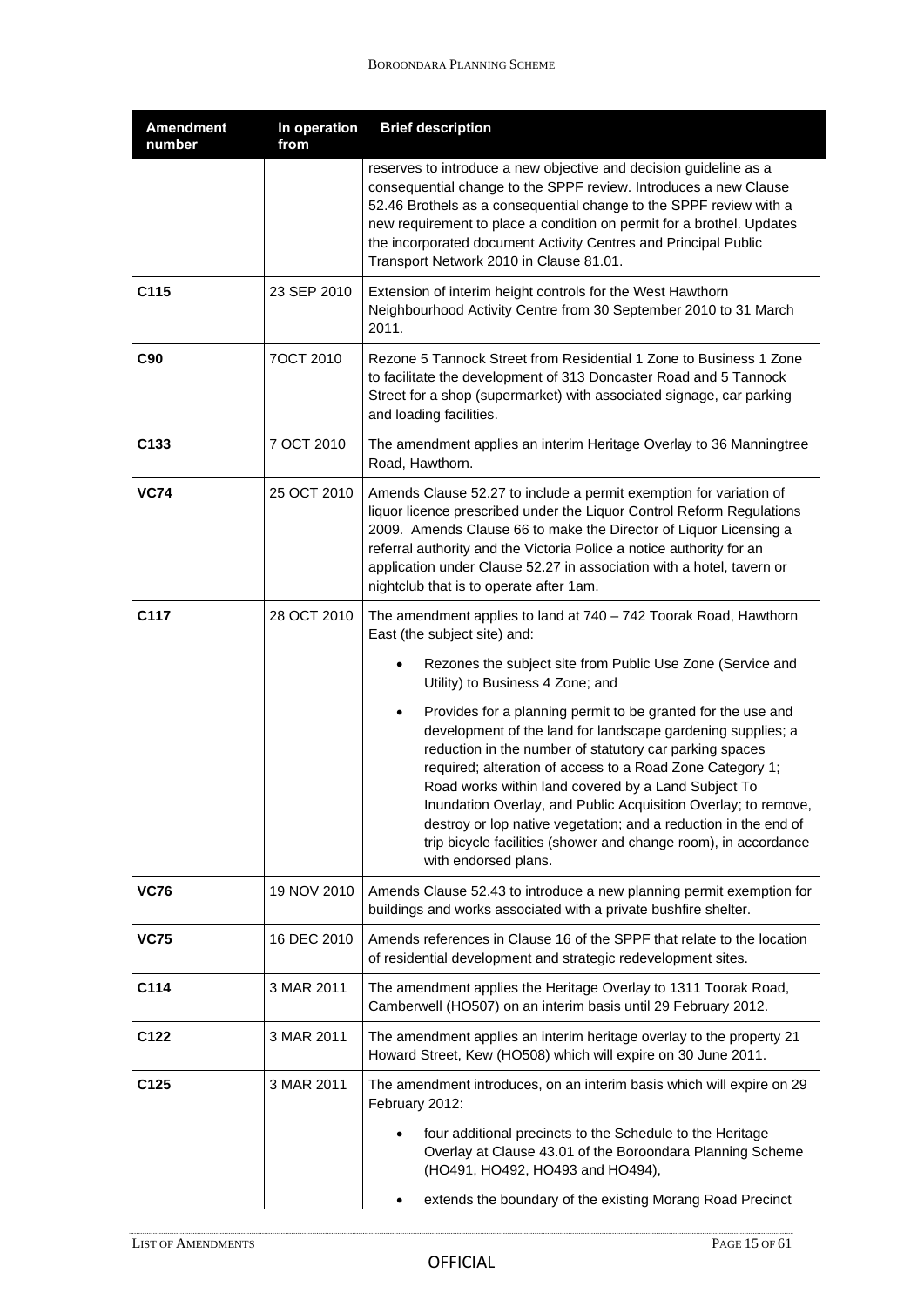| Amendment number | In operation from | Brief description |
|---|---|---|
| | | reserves to introduce a new objective and decision guideline as a consequential change to the SPPF review. Introduces a new Clause 52.46 Brothels as a consequential change to the SPPF review with a new requirement to place a condition on permit for a brothel. Updates the incorporated document Activity Centres and Principal Public Transport Network 2010 in Clause 81.01. |
| **C115** | 23 SEP 2010 | Extension of interim height controls for the West Hawthorn Neighbourhood Activity Centre from 30 September 2010 to 31 March 2011. |
| **C90** | 7OCT 2010 | Rezone 5 Tannock Street from Residential 1 Zone to Business 1 Zone to facilitate the development of 313 Doncaster Road and 5 Tannock Street for a shop (supermarket) with associated signage, car parking and loading facilities. |
| **C133** | 7 OCT 2010 | The amendment applies an interim Heritage Overlay to 36 Manningtree Road, Hawthorn. |
| **VC74** | 25 OCT 2010 | Amends Clause 52.27 to include a permit exemption for variation of liquor licence prescribed under the Liquor Control Reform Regulations 2009. Amends Clause 66 to make the Director of Liquor Licensing a referral authority and the Victoria Police a notice authority for an application under Clause 52.27 in association with a hotel, tavern or nightclub that is to operate after 1am. |
| **C117** | 28 OCT 2010 | The amendment applies to land at 740 – 742 Toorak Road, Hawthorn East (the subject site) and:<br>• Rezones the subject site from Public Use Zone (Service and Utility) to Business 4 Zone; and<br>• Provides for a planning permit to be granted for the use and development of the land for landscape gardening supplies; a reduction in the number of statutory car parking spaces required; alteration of access to a Road Zone Category 1; Road works within land covered by a Land Subject To Inundation Overlay, and Public Acquisition Overlay; to remove, destroy or lop native vegetation; and a reduction in the end of trip bicycle facilities (shower and change room), in accordance with endorsed plans. |
| **VC76** | 19 NOV 2010 | Amends Clause 52.43 to introduce a new planning permit exemption for buildings and works associated with a private bushfire shelter. |
| **VC75** | 16 DEC 2010 | Amends references in Clause 16 of the SPPF that relate to the location of residential development and strategic redevelopment sites. |
| **C114** | 3 MAR 2011 | The amendment applies the Heritage Overlay to 1311 Toorak Road, Camberwell (HO507) on an interim basis until 29 February 2012. |
| **C122** | 3 MAR 2011 | The amendment applies an interim heritage overlay to the property 21 Howard Street, Kew (HO508) which will expire on 30 June 2011. |
| **C125** | 3 MAR 2011 | The amendment introduces, on an interim basis which will expire on 29 February 2012:<br>• four additional precincts to the Schedule to the Heritage Overlay at Clause 43.01 of the Boroondara Planning Scheme (HO491, HO492, HO493 and HO494),<br>• extends the boundary of the existing Morang Road Precinct |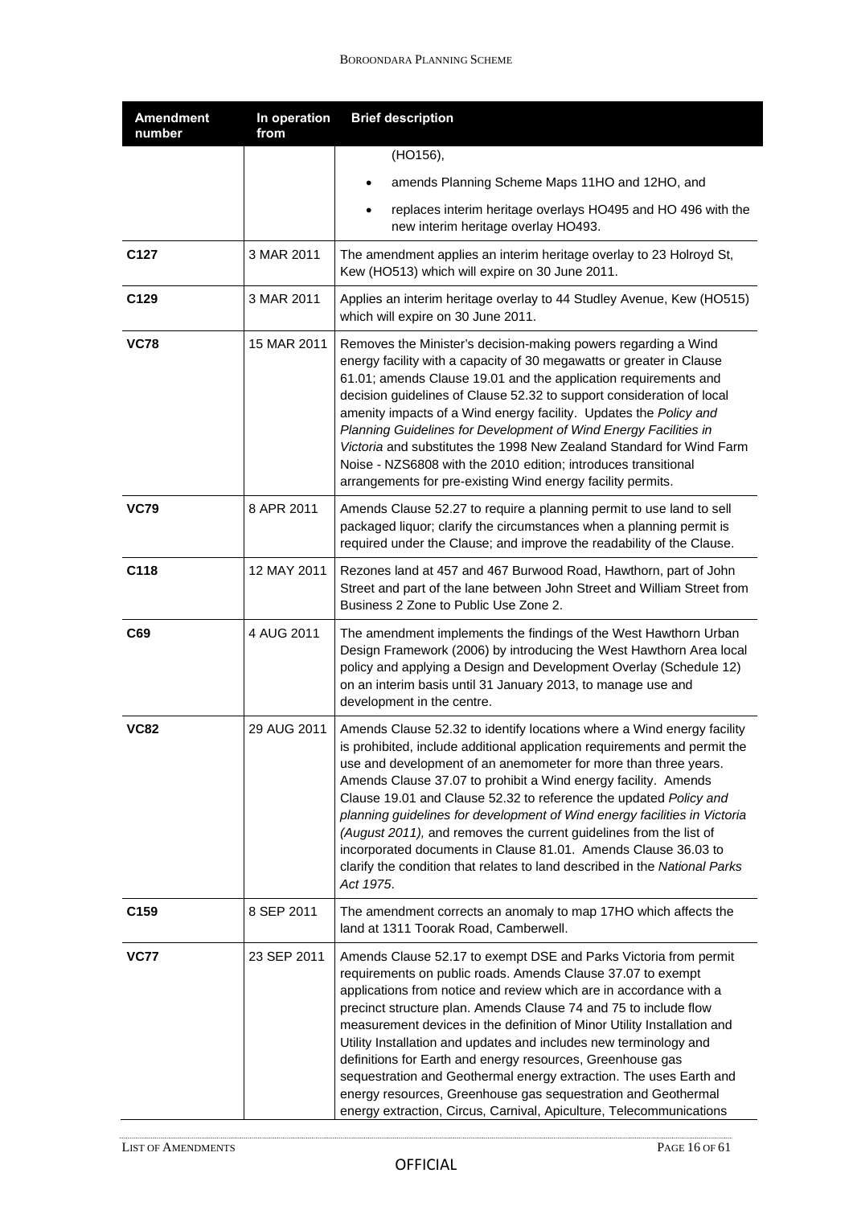| Amendment number | In operation from | Brief description |
|---|---|---|
| | | (HO156), <br>• amends Planning Scheme Maps 11HO and 12HO, and <br>• replaces interim heritage overlays HO495 and HO 496 with the new interim heritage overlay HO493. |
| **C127** | 3 MAR 2011 | The amendment applies an interim heritage overlay to 23 Holroyd St, Kew (HO513) which will expire on 30 June 2011. |
| **C129** | 3 MAR 2011 | Applies an interim heritage overlay to 44 Studley Avenue, Kew (HO515) which will expire on 30 June 2011. |
| **VC78** | 15 MAR 2011 | Removes the Minister's decision-making powers regarding a Wind energy facility with a capacity of 30 megawatts or greater in Clause 61.01; amends Clause 19.01 and the application requirements and decision guidelines of Clause 52.32 to support consideration of local amenity impacts of a Wind energy facility. Updates the *Policy and Planning Guidelines for Development of Wind Energy Facilities in Victoria* and substitutes the 1998 New Zealand Standard for Wind Farm Noise - NZS6808 with the 2010 edition; introduces transitional arrangements for pre-existing Wind energy facility permits. |
| **VC79** | 8 APR 2011 | Amends Clause 52.27 to require a planning permit to use land to sell packaged liquor; clarify the circumstances when a planning permit is required under the Clause; and improve the readability of the Clause. |
| **C118** | 12 MAY 2011 | Rezones land at 457 and 467 Burwood Road, Hawthorn, part of John Street and part of the lane between John Street and William Street from Business 2 Zone to Public Use Zone 2. |
| **C69** | 4 AUG 2011 | The amendment implements the findings of the West Hawthorn Urban Design Framework (2006) by introducing the West Hawthorn Area local policy and applying a Design and Development Overlay (Schedule 12) on an interim basis until 31 January 2013, to manage use and development in the centre. |
| **VC82** | 29 AUG 2011 | Amends Clause 52.32 to identify locations where a Wind energy facility is prohibited, include additional application requirements and permit the use and development of an anemometer for more than three years. Amends Clause 37.07 to prohibit a Wind energy facility. Amends Clause 19.01 and Clause 52.32 to reference the updated *Policy and planning guidelines for development of Wind energy facilities in Victoria (August 2011),* and removes the current guidelines from the list of incorporated documents in Clause 81.01. Amends Clause 36.03 to clarify the condition that relates to land described in the *National Parks Act 1975*. |
| **C159** | 8 SEP 2011 | The amendment corrects an anomaly to map 17HO which affects the land at 1311 Toorak Road, Camberwell. |
| **VC77** | 23 SEP 2011 | Amends Clause 52.17 to exempt DSE and Parks Victoria from permit requirements on public roads. Amends Clause 37.07 to exempt applications from notice and review which are in accordance with a precinct structure plan. Amends Clause 74 and 75 to include flow measurement devices in the definition of Minor Utility Installation and Utility Installation and updates and includes new terminology and definitions for Earth and energy resources, Greenhouse gas sequestration and Geothermal energy extraction. The uses Earth and energy resources, Greenhouse gas sequestration and Geothermal energy extraction, Circus, Carnival, Apiculture, Telecommunications |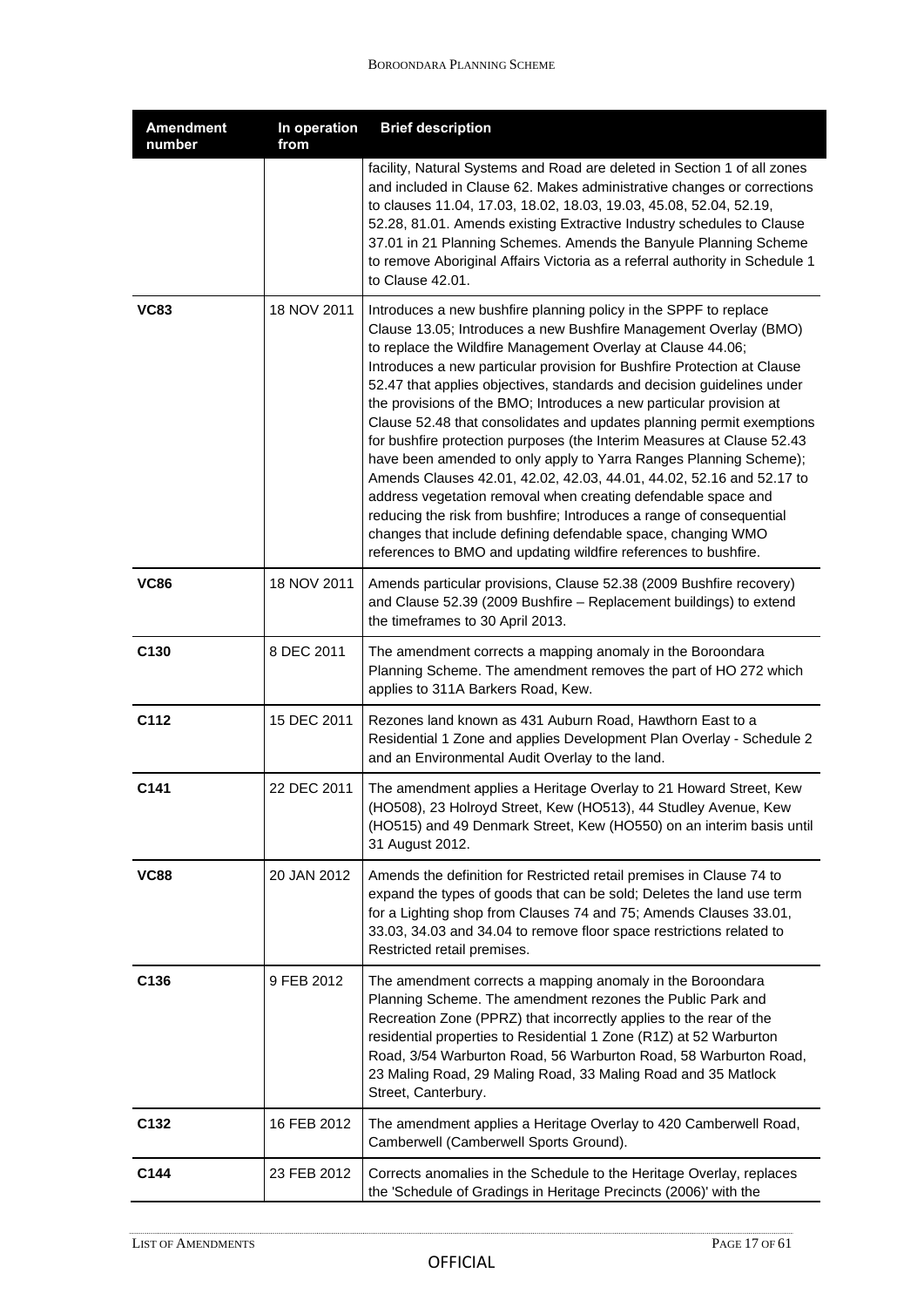| Amendment number | In operation from | Brief description |
|---|---|---|
| | | facility, Natural Systems and Road are deleted in Section 1 of all zones and included in Clause 62. Makes administrative changes or corrections to clauses 11.04, 17.03, 18.02, 18.03, 19.03, 45.08, 52.04, 52.19, 52.28, 81.01. Amends existing Extractive Industry schedules to Clause 37.01 in 21 Planning Schemes. Amends the Banyule Planning Scheme to remove Aboriginal Affairs Victoria as a referral authority in Schedule 1 to Clause 42.01. |
| **VC83** | 18 NOV 2011 | Introduces a new bushfire planning policy in the SPPF to replace Clause 13.05; Introduces a new Bushfire Management Overlay (BMO) to replace the Wildfire Management Overlay at Clause 44.06; Introduces a new particular provision for Bushfire Protection at Clause 52.47 that applies objectives, standards and decision guidelines under the provisions of the BMO; Introduces a new particular provision at Clause 52.48 that consolidates and updates planning permit exemptions for bushfire protection purposes (the Interim Measures at Clause 52.43 have been amended to only apply to Yarra Ranges Planning Scheme); Amends Clauses 42.01, 42.02, 42.03, 44.01, 44.02, 52.16 and 52.17 to address vegetation removal when creating defendable space and reducing the risk from bushfire; Introduces a range of consequential changes that include defining defendable space, changing WMO references to BMO and updating wildfire references to bushfire. |
| **VC86** | 18 NOV 2011 | Amends particular provisions, Clause 52.38 (2009 Bushfire recovery) and Clause 52.39 (2009 Bushfire – Replacement buildings) to extend the timeframes to 30 April 2013. |
| **C130** | 8 DEC 2011 | The amendment corrects a mapping anomaly in the Boroondara Planning Scheme. The amendment removes the part of HO 272 which applies to 311A Barkers Road, Kew. |
| **C112** | 15 DEC 2011 | Rezones land known as 431 Auburn Road, Hawthorn East to a Residential 1 Zone and applies Development Plan Overlay - Schedule 2 and an Environmental Audit Overlay to the land. |
| **C141** | 22 DEC 2011 | The amendment applies a Heritage Overlay to 21 Howard Street, Kew (HO508), 23 Holroyd Street, Kew (HO513), 44 Studley Avenue, Kew (HO515) and 49 Denmark Street, Kew (HO550) on an interim basis until 31 August 2012. |
| **VC88** | 20 JAN 2012 | Amends the definition for Restricted retail premises in Clause 74 to expand the types of goods that can be sold; Deletes the land use term for a Lighting shop from Clauses 74 and 75; Amends Clauses 33.01, 33.03, 34.03 and 34.04 to remove floor space restrictions related to Restricted retail premises. |
| **C136** | 9 FEB 2012 | The amendment corrects a mapping anomaly in the Boroondara Planning Scheme. The amendment rezones the Public Park and Recreation Zone (PPRZ) that incorrectly applies to the rear of the residential properties to Residential 1 Zone (R1Z) at 52 Warburton Road, 3/54 Warburton Road, 56 Warburton Road, 58 Warburton Road, 23 Maling Road, 29 Maling Road, 33 Maling Road and 35 Matlock Street, Canterbury. |
| **C132** | 16 FEB 2012 | The amendment applies a Heritage Overlay to 420 Camberwell Road, Camberwell (Camberwell Sports Ground). |
| **C144** | 23 FEB 2012 | Corrects anomalies in the Schedule to the Heritage Overlay, replaces the 'Schedule of Gradings in Heritage Precincts (2006)' with the |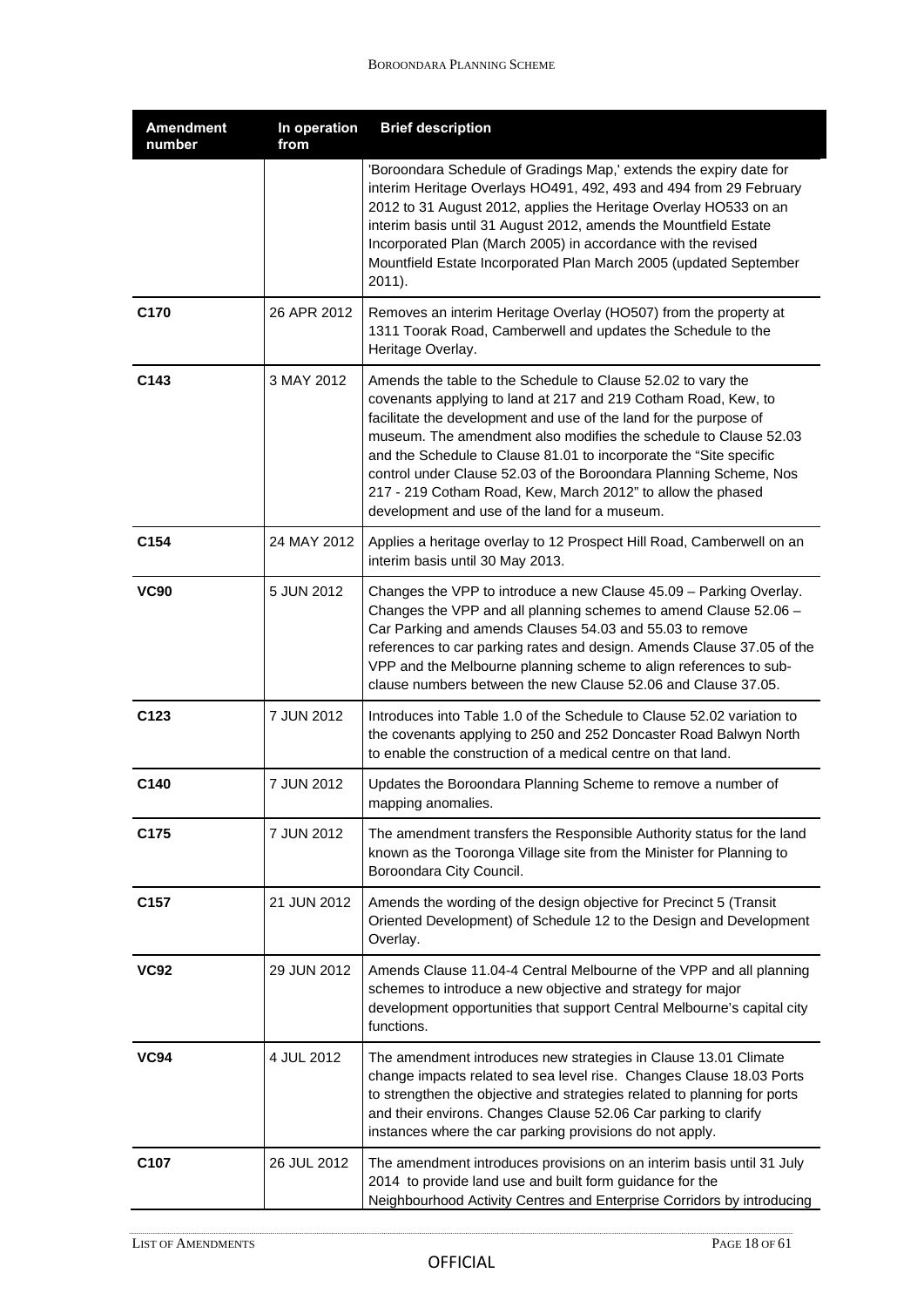| Amendment number | In operation from | Brief description |
|---|---|---|
| | | 'Boroondara Schedule of Gradings Map,' extends the expiry date for interim Heritage Overlays HO491, 492, 493 and 494 from 29 February 2012 to 31 August 2012, applies the Heritage Overlay HO533 on an interim basis until 31 August 2012, amends the Mountfield Estate Incorporated Plan (March 2005) in accordance with the revised Mountfield Estate Incorporated Plan March 2005 (updated September 2011). |
| **C170** | 26 APR 2012 | Removes an interim Heritage Overlay (HO507) from the property at 1311 Toorak Road, Camberwell and updates the Schedule to the Heritage Overlay. |
| **C143** | 3 MAY 2012 | Amends the table to the Schedule to Clause 52.02 to vary the covenants applying to land at 217 and 219 Cotham Road, Kew, to facilitate the development and use of the land for the purpose of museum. The amendment also modifies the schedule to Clause 52.03 and the Schedule to Clause 81.01 to incorporate the "Site specific control under Clause 52.03 of the Boroondara Planning Scheme, Nos 217 - 219 Cotham Road, Kew, March 2012" to allow the phased development and use of the land for a museum. |
| **C154** | 24 MAY 2012 | Applies a heritage overlay to 12 Prospect Hill Road, Camberwell on an interim basis until 30 May 2013. |
| **VC90** | 5 JUN 2012 | Changes the VPP to introduce a new Clause 45.09 – Parking Overlay. Changes the VPP and all planning schemes to amend Clause 52.06 – Car Parking and amends Clauses 54.03 and 55.03 to remove references to car parking rates and design. Amends Clause 37.05 of the VPP and the Melbourne planning scheme to align references to sub-clause numbers between the new Clause 52.06 and Clause 37.05. |
| **C123** | 7 JUN 2012 | Introduces into Table 1.0 of the Schedule to Clause 52.02 variation to the covenants applying to 250 and 252 Doncaster Road Balwyn North to enable the construction of a medical centre on that land. |
| **C140** | 7 JUN 2012 | Updates the Boroondara Planning Scheme to remove a number of mapping anomalies. |
| **C175** | 7 JUN 2012 | The amendment transfers the Responsible Authority status for the land known as the Tooronga Village site from the Minister for Planning to Boroondara City Council. |
| **C157** | 21 JUN 2012 | Amends the wording of the design objective for Precinct 5 (Transit Oriented Development) of Schedule 12 to the Design and Development Overlay. |
| **VC92** | 29 JUN 2012 | Amends Clause 11.04-4 Central Melbourne of the VPP and all planning schemes to introduce a new objective and strategy for major development opportunities that support Central Melbourne's capital city functions. |
| **VC94** | 4 JUL 2012 | The amendment introduces new strategies in Clause 13.01 Climate change impacts related to sea level rise. Changes Clause 18.03 Ports to strengthen the objective and strategies related to planning for ports and their environs. Changes Clause 52.06 Car parking to clarify instances where the car parking provisions do not apply. |
| **C107** | 26 JUL 2012 | The amendment introduces provisions on an interim basis until 31 July 2014 to provide land use and built form guidance for the Neighbourhood Activity Centres and Enterprise Corridors by introducing |

OFFICIAL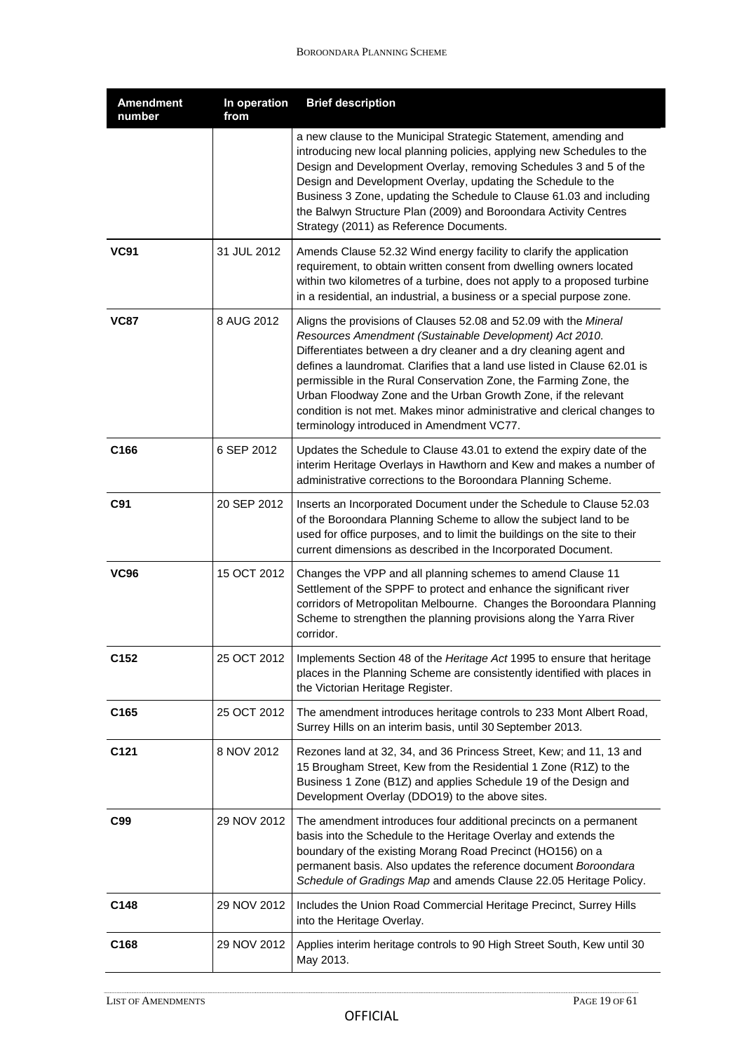| Amendment number | In operation from | Brief description |
|---|---|---|
| | | a new clause to the Municipal Strategic Statement, amending and introducing new local planning policies, applying new Schedules to the Design and Development Overlay, removing Schedules 3 and 5 of the Design and Development Overlay, updating the Schedule to the Business 3 Zone, updating the Schedule to Clause 61.03 and including the Balwyn Structure Plan (2009) and Boroondara Activity Centres Strategy (2011) as Reference Documents. |
| **VC91** | 31 JUL 2012 | Amends Clause 52.32 Wind energy facility to clarify the application requirement, to obtain written consent from dwelling owners located within two kilometres of a turbine, does not apply to a proposed turbine in a residential, an industrial, a business or a special purpose zone. |
| **VC87** | 8 AUG 2012 | Aligns the provisions of Clauses 52.08 and 52.09 with the *Mineral Resources Amendment (Sustainable Development) Act 2010*. Differentiates between a dry cleaner and a dry cleaning agent and defines a laundromat. Clarifies that a land use listed in Clause 62.01 is permissible in the Rural Conservation Zone, the Farming Zone, the Urban Floodway Zone and the Urban Growth Zone, if the relevant condition is not met. Makes minor administrative and clerical changes to terminology introduced in Amendment VC77. |
| **C166** | 6 SEP 2012 | Updates the Schedule to Clause 43.01 to extend the expiry date of the interim Heritage Overlays in Hawthorn and Kew and makes a number of administrative corrections to the Boroondara Planning Scheme. |
| **C91** | 20 SEP 2012 | Inserts an Incorporated Document under the Schedule to Clause 52.03 of the Boroondara Planning Scheme to allow the subject land to be used for office purposes, and to limit the buildings on the site to their current dimensions as described in the Incorporated Document. |
| **VC96** | 15 OCT 2012 | Changes the VPP and all planning schemes to amend Clause 11 Settlement of the SPPF to protect and enhance the significant river corridors of Metropolitan Melbourne. Changes the Boroondara Planning Scheme to strengthen the planning provisions along the Yarra River corridor. |
| **C152** | 25 OCT 2012 | Implements Section 48 of the *Heritage Act* 1995 to ensure that heritage places in the Planning Scheme are consistently identified with places in the Victorian Heritage Register. |
| **C165** | 25 OCT 2012 | The amendment introduces heritage controls to 233 Mont Albert Road, Surrey Hills on an interim basis, until 30 September 2013. |
| **C121** | 8 NOV 2012 | Rezones land at 32, 34, and 36 Princess Street, Kew; and 11, 13 and 15 Brougham Street, Kew from the Residential 1 Zone (R1Z) to the Business 1 Zone (B1Z) and applies Schedule 19 of the Design and Development Overlay (DDO19) to the above sites. |
| **C99** | 29 NOV 2012 | The amendment introduces four additional precincts on a permanent basis into the Schedule to the Heritage Overlay and extends the boundary of the existing Morang Road Precinct (HO156) on a permanent basis. Also updates the reference document *Boroondara Schedule of Gradings Map* and amends Clause 22.05 Heritage Policy. |
| **C148** | 29 NOV 2012 | Includes the Union Road Commercial Heritage Precinct, Surrey Hills into the Heritage Overlay. |
| **C168** | 29 NOV 2012 | Applies interim heritage controls to 90 High Street South, Kew until 30 May 2013. |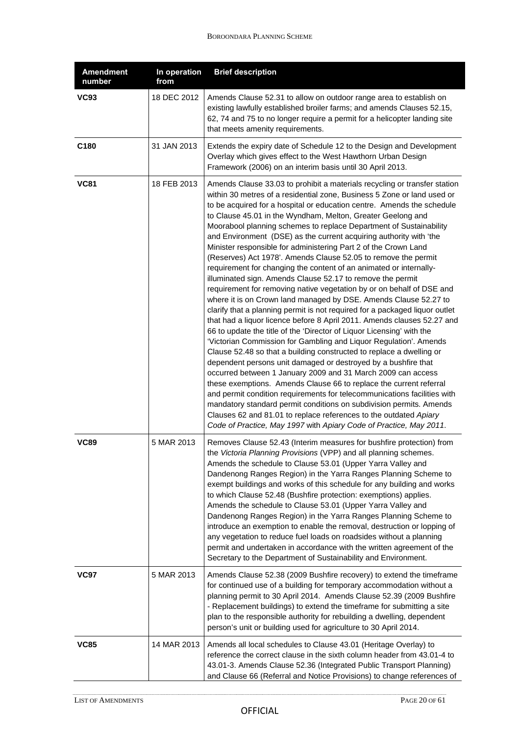| Amendment number | In operation from | Brief description |
|---|---|---|
| **VC93** | 18 DEC 2012 | Amends Clause 52.31 to allow on outdoor range area to establish on existing lawfully established broiler farms; and amends Clauses 52.15, 62, 74 and 75 to no longer require a permit for a helicopter landing site that meets amenity requirements. |
| **C180** | 31 JAN 2013 | Extends the expiry date of Schedule 12 to the Design and Development Overlay which gives effect to the West Hawthorn Urban Design Framework (2006) on an interim basis until 30 April 2013. |
| **VC81** | 18 FEB 2013 | Amends Clause 33.03 to prohibit a materials recycling or transfer station within 30 metres of a residential zone, Business 5 Zone or land used or to be acquired for a hospital or education centre. Amends the schedule to Clause 45.01 in the Wyndham, Melton, Greater Geelong and Moorabool planning schemes to replace Department of Sustainability and Environment (DSE) as the current acquiring authority with 'the Minister responsible for administering Part 2 of the Crown Land (Reserves) Act 1978'. Amends Clause 52.05 to remove the permit requirement for changing the content of an animated or internally-illuminated sign. Amends Clause 52.17 to remove the permit requirement for removing native vegetation by or on behalf of DSE and where it is on Crown land managed by DSE. Amends Clause 52.27 to clarify that a planning permit is not required for a packaged liquor outlet that had a liquor licence before 8 April 2011. Amends clauses 52.27 and 66 to update the title of the 'Director of Liquor Licensing' with the 'Victorian Commission for Gambling and Liquor Regulation'. Amends Clause 52.48 so that a building constructed to replace a dwelling or dependent persons unit damaged or destroyed by a bushfire that occurred between 1 January 2009 and 31 March 2009 can access these exemptions. Amends Clause 66 to replace the current referral and permit condition requirements for telecommunications facilities with mandatory standard permit conditions on subdivision permits. Amends Clauses 62 and 81.01 to replace references to the outdated *Apiary Code of Practice, May 1997* with *Apiary Code of Practice, May 2011*. |
| **VC89** | 5 MAR 2013 | Removes Clause 52.43 (Interim measures for bushfire protection) from the *Victoria Planning Provisions* (VPP) and all planning schemes. Amends the schedule to Clause 53.01 (Upper Yarra Valley and Dandenong Ranges Region) in the Yarra Ranges Planning Scheme to exempt buildings and works of this schedule for any building and works to which Clause 52.48 (Bushfire protection: exemptions) applies. Amends the schedule to Clause 53.01 (Upper Yarra Valley and Dandenong Ranges Region) in the Yarra Ranges Planning Scheme to introduce an exemption to enable the removal, destruction or lopping of any vegetation to reduce fuel loads on roadsides without a planning permit and undertaken in accordance with the written agreement of the Secretary to the Department of Sustainability and Environment. |
| **VC97** | 5 MAR 2013 | Amends Clause 52.38 (2009 Bushfire recovery) to extend the timeframe for continued use of a building for temporary accommodation without a planning permit to 30 April 2014. Amends Clause 52.39 (2009 Bushfire - Replacement buildings) to extend the timeframe for submitting a site plan to the responsible authority for rebuilding a dwelling, dependent person's unit or building used for agriculture to 30 April 2014. |
| **VC85** | 14 MAR 2013 | Amends all local schedules to Clause 43.01 (Heritage Overlay) to reference the correct clause in the sixth column header from 43.01-4 to 43.01-3. Amends Clause 52.36 (Integrated Public Transport Planning) and Clause 66 (Referral and Notice Provisions) to change references of |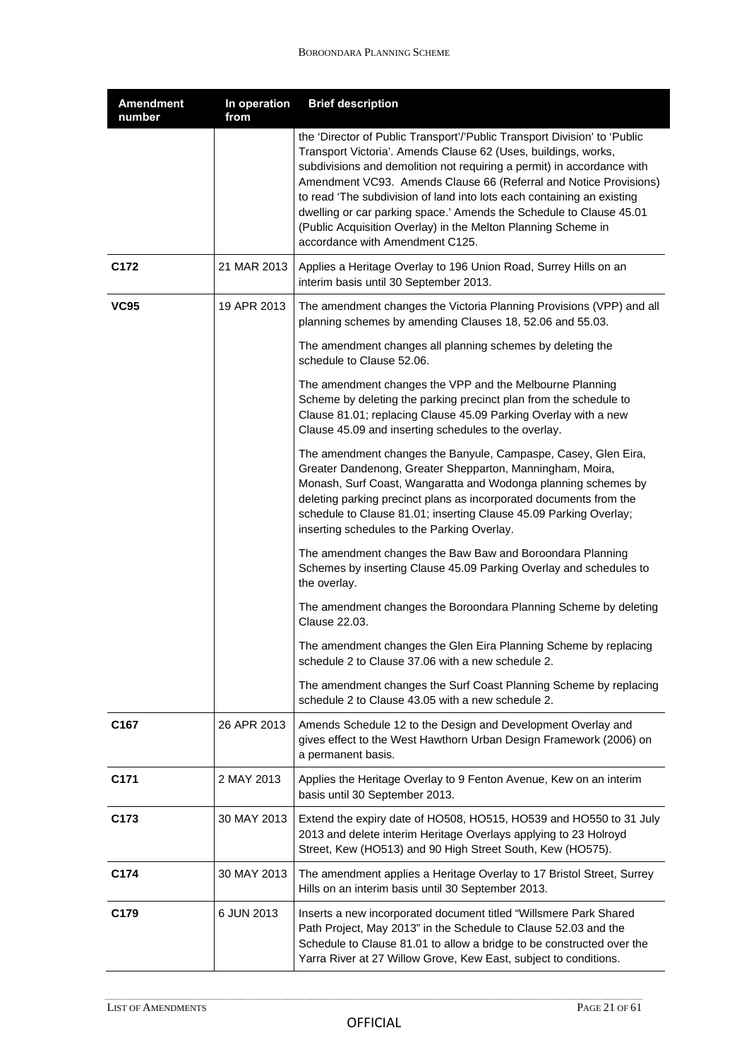| Amendment number | In operation from | Brief description |
|---|---|---|
| | | the 'Director of Public Transport'/'Public Transport Division' to 'Public Transport Victoria'. Amends Clause 62 (Uses, buildings, works, subdivisions and demolition not requiring a permit) in accordance with Amendment VC93. Amends Clause 66 (Referral and Notice Provisions) to read 'The subdivision of land into lots each containing an existing dwelling or car parking space.' Amends the Schedule to Clause 45.01 (Public Acquisition Overlay) in the Melton Planning Scheme in accordance with Amendment C125. |
| **C172** | 21 MAR 2013 | Applies a Heritage Overlay to 196 Union Road, Surrey Hills on an interim basis until 30 September 2013. |
| **VC95** | 19 APR 2013 | The amendment changes the Victoria Planning Provisions (VPP) and all planning schemes by amending Clauses 18, 52.06 and 55.03.<br><br>The amendment changes all planning schemes by deleting the schedule to Clause 52.06.<br><br>The amendment changes the VPP and the Melbourne Planning Scheme by deleting the parking precinct plan from the schedule to Clause 81.01; replacing Clause 45.09 Parking Overlay with a new Clause 45.09 and inserting schedules to the overlay.<br><br>The amendment changes the Banyule, Campaspe, Casey, Glen Eira, Greater Dandenong, Greater Shepparton, Manningham, Moira, Monash, Surf Coast, Wangaratta and Wodonga planning schemes by deleting parking precinct plans as incorporated documents from the schedule to Clause 81.01; inserting Clause 45.09 Parking Overlay; inserting schedules to the Parking Overlay.<br><br>The amendment changes the Baw Baw and Boroondara Planning Schemes by inserting Clause 45.09 Parking Overlay and schedules to the overlay.<br><br>The amendment changes the Boroondara Planning Scheme by deleting Clause 22.03.<br><br>The amendment changes the Glen Eira Planning Scheme by replacing schedule 2 to Clause 37.06 with a new schedule 2.<br><br>The amendment changes the Surf Coast Planning Scheme by replacing schedule 2 to Clause 43.05 with a new schedule 2. |
| **C167** | 26 APR 2013 | Amends Schedule 12 to the Design and Development Overlay and gives effect to the West Hawthorn Urban Design Framework (2006) on a permanent basis. |
| **C171** | 2 MAY 2013 | Applies the Heritage Overlay to 9 Fenton Avenue, Kew on an interim basis until 30 September 2013. |
| **C173** | 30 MAY 2013 | Extend the expiry date of HO508, HO515, HO539 and HO550 to 31 July 2013 and delete interim Heritage Overlays applying to 23 Holroyd Street, Kew (HO513) and 90 High Street South, Kew (HO575). |
| **C174** | 30 MAY 2013 | The amendment applies a Heritage Overlay to 17 Bristol Street, Surrey Hills on an interim basis until 30 September 2013. |
| **C179** | 6 JUN 2013 | Inserts a new incorporated document titled "Willsmere Park Shared Path Project, May 2013" in the Schedule to Clause 52.03 and the Schedule to Clause 81.01 to allow a bridge to be constructed over the Yarra River at 27 Willow Grove, Kew East, subject to conditions. |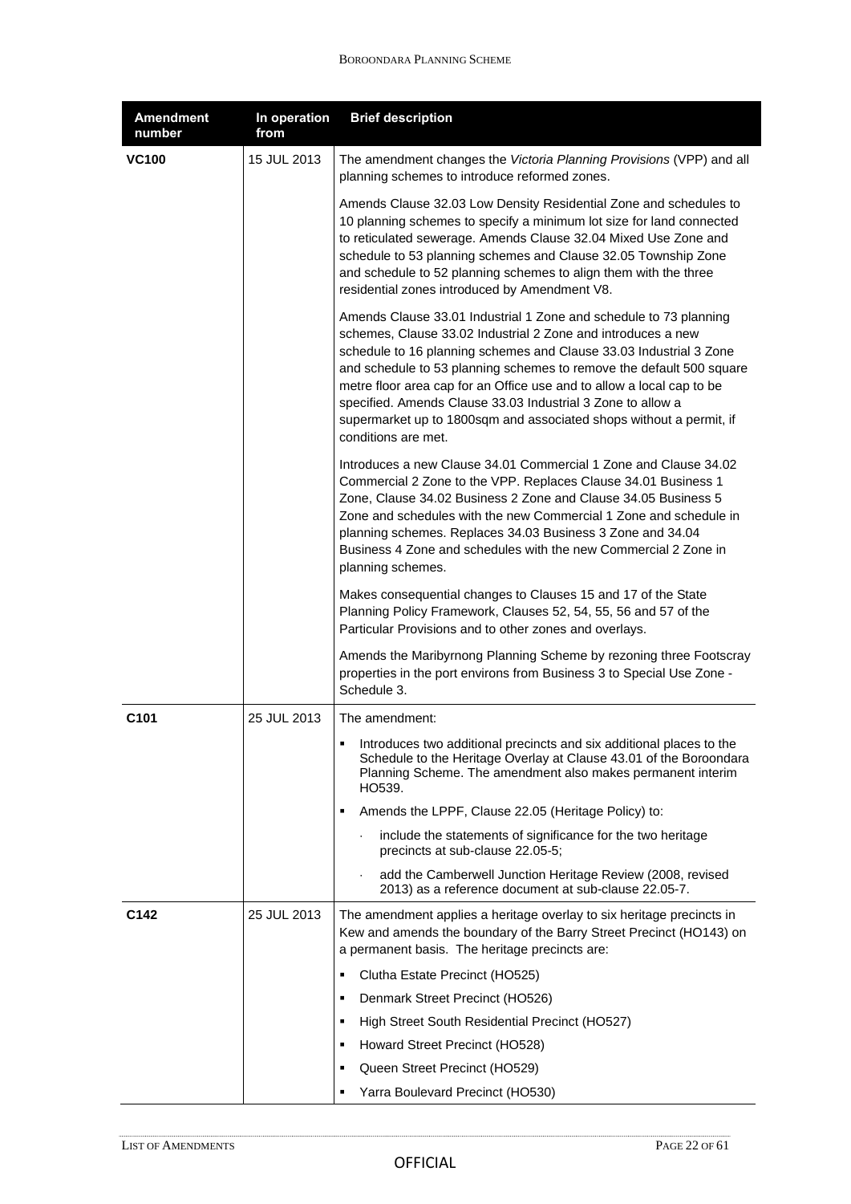| Amendment number | In operation from | Brief description |
|---|---|---|
| **VC100** | 15 JUL 2013 | The amendment changes the *Victoria Planning Provisions* (VPP) and all planning schemes to introduce reformed zones.<br><br>Amends Clause 32.03 Low Density Residential Zone and schedules to 10 planning schemes to specify a minimum lot size for land connected to reticulated sewerage. Amends Clause 32.04 Mixed Use Zone and schedule to 53 planning schemes and Clause 32.05 Township Zone and schedule to 52 planning schemes to align them with the three residential zones introduced by Amendment V8.<br><br>Amends Clause 33.01 Industrial 1 Zone and schedule to 73 planning schemes, Clause 33.02 Industrial 2 Zone and introduces a new schedule to 16 planning schemes and Clause 33.03 Industrial 3 Zone and schedule to 53 planning schemes to remove the default 500 square metre floor area cap for an Office use and to allow a local cap to be specified. Amends Clause 33.03 Industrial 3 Zone to allow a supermarket up to 1800sqm and associated shops without a permit, if conditions are met.<br><br>Introduces a new Clause 34.01 Commercial 1 Zone and Clause 34.02 Commercial 2 Zone to the VPP. Replaces Clause 34.01 Business 1 Zone, Clause 34.02 Business 2 Zone and Clause 34.05 Business 5 Zone and schedules with the new Commercial 1 Zone and schedule in planning schemes. Replaces 34.03 Business 3 Zone and 34.04 Business 4 Zone and schedules with the new Commercial 2 Zone in planning schemes.<br><br>Makes consequential changes to Clauses 15 and 17 of the State Planning Policy Framework, Clauses 52, 54, 55, 56 and 57 of the Particular Provisions and to other zones and overlays.<br><br>Amends the Maribyrnong Planning Scheme by rezoning three Footscray properties in the port environs from Business 3 to Special Use Zone - Schedule 3. |
| **C101** | 25 JUL 2013 | The amendment:<br>▪ Introduces two additional precincts and six additional places to the Schedule to the Heritage Overlay at Clause 43.01 of the Boroondara Planning Scheme. The amendment also makes permanent interim HO539.<br>▪ Amends the LPPF, Clause 22.05 (Heritage Policy) to:<br>· include the statements of significance for the two heritage precincts at sub-clause 22.05-5;<br>· add the Camberwell Junction Heritage Review (2008, revised 2013) as a reference document at sub-clause 22.05-7. |
| **C142** | 25 JUL 2013 | The amendment applies a heritage overlay to six heritage precincts in Kew and amends the boundary of the Barry Street Precinct (HO143) on a permanent basis. The heritage precincts are:<br>▪ Clutha Estate Precinct (HO525)<br>▪ Denmark Street Precinct (HO526)<br>▪ High Street South Residential Precinct (HO527)<br>▪ Howard Street Precinct (HO528)<br>▪ Queen Street Precinct (HO529)<br>▪ Yarra Boulevard Precinct (HO530) |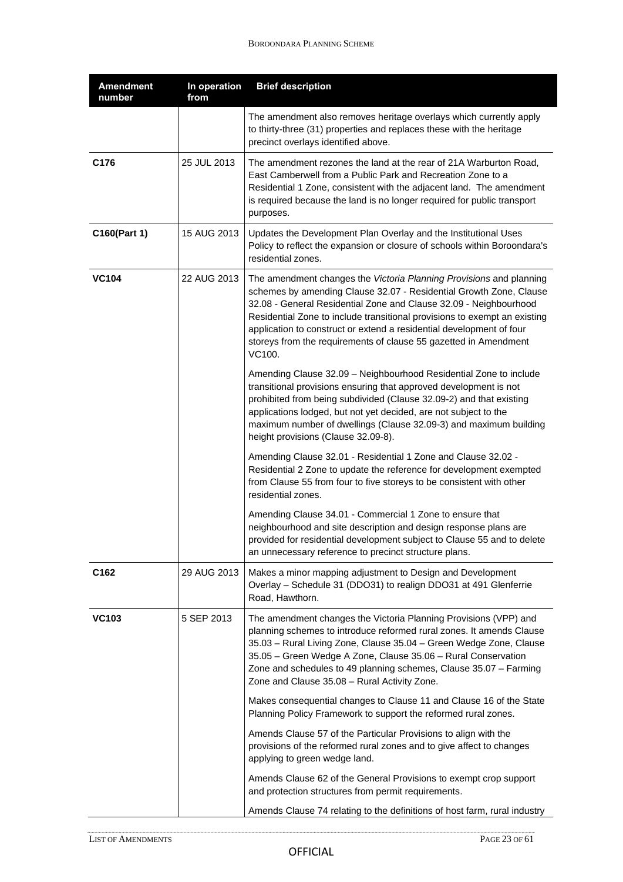| Amendment number | In operation from | Brief description |
|---|---|---|
| | | The amendment also removes heritage overlays which currently apply to thirty-three (31) properties and replaces these with the heritage precinct overlays identified above. |
| **C176** | 25 JUL 2013 | The amendment rezones the land at the rear of 21A Warburton Road, East Camberwell from a Public Park and Recreation Zone to a Residential 1 Zone, consistent with the adjacent land. The amendment is required because the land is no longer required for public transport purposes. |
| **C160(Part 1)** | 15 AUG 2013 | Updates the Development Plan Overlay and the Institutional Uses Policy to reflect the expansion or closure of schools within Boroondara's residential zones. |
| **VC104** | 22 AUG 2013 | The amendment changes the *Victoria Planning Provisions* and planning schemes by amending Clause 32.07 - Residential Growth Zone, Clause 32.08 - General Residential Zone and Clause 32.09 - Neighbourhood Residential Zone to include transitional provisions to exempt an existing application to construct or extend a residential development of four storeys from the requirements of clause 55 gazetted in Amendment VC100.<br><br>Amending Clause 32.09 – Neighbourhood Residential Zone to include transitional provisions ensuring that approved development is not prohibited from being subdivided (Clause 32.09-2) and that existing applications lodged, but not yet decided, are not subject to the maximum number of dwellings (Clause 32.09-3) and maximum building height provisions (Clause 32.09-8).<br><br>Amending Clause 32.01 - Residential 1 Zone and Clause 32.02 - Residential 2 Zone to update the reference for development exempted from Clause 55 from four to five storeys to be consistent with other residential zones.<br><br>Amending Clause 34.01 - Commercial 1 Zone to ensure that neighbourhood and site description and design response plans are provided for residential development subject to Clause 55 and to delete an unnecessary reference to precinct structure plans. |
| **C162** | 29 AUG 2013 | Makes a minor mapping adjustment to Design and Development Overlay – Schedule 31 (DDO31) to realign DDO31 at 491 Glenferrie Road, Hawthorn. |
| **VC103** | 5 SEP 2013 | The amendment changes the Victoria Planning Provisions (VPP) and planning schemes to introduce reformed rural zones. It amends Clause 35.03 – Rural Living Zone, Clause 35.04 – Green Wedge Zone, Clause 35.05 – Green Wedge A Zone, Clause 35.06 – Rural Conservation Zone and schedules to 49 planning schemes, Clause 35.07 – Farming Zone and Clause 35.08 – Rural Activity Zone.<br><br>Makes consequential changes to Clause 11 and Clause 16 of the State Planning Policy Framework to support the reformed rural zones.<br><br>Amends Clause 57 of the Particular Provisions to align with the provisions of the reformed rural zones and to give affect to changes applying to green wedge land.<br><br>Amends Clause 62 of the General Provisions to exempt crop support and protection structures from permit requirements.<br><br>Amends Clause 74 relating to the definitions of host farm, rural industry |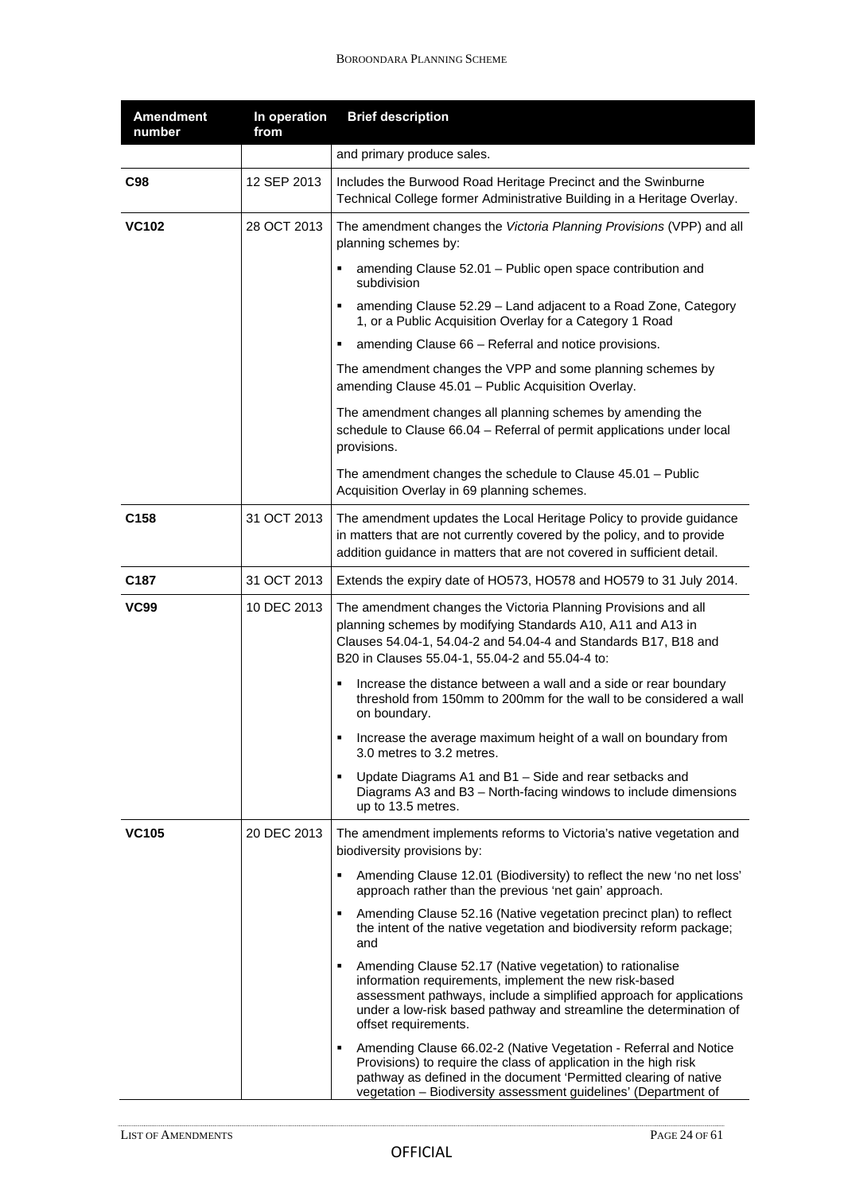| Amendment number | In operation from | Brief description |
|---|---|---|
| | | and primary produce sales. |
| **C98** | 12 SEP 2013 | Includes the Burwood Road Heritage Precinct and the Swinburne Technical College former Administrative Building in a Heritage Overlay. |
| **VC102** | 28 OCT 2013 | The amendment changes the *Victoria Planning Provisions* (VPP) and all planning schemes by:<br>▪ amending Clause 52.01 – Public open space contribution and subdivision<br>▪ amending Clause 52.29 – Land adjacent to a Road Zone, Category 1, or a Public Acquisition Overlay for a Category 1 Road<br>▪ amending Clause 66 – Referral and notice provisions.<br>The amendment changes the VPP and some planning schemes by amending Clause 45.01 – Public Acquisition Overlay.<br>The amendment changes all planning schemes by amending the schedule to Clause 66.04 – Referral of permit applications under local provisions.<br>The amendment changes the schedule to Clause 45.01 – Public Acquisition Overlay in 69 planning schemes. |
| **C158** | 31 OCT 2013 | The amendment updates the Local Heritage Policy to provide guidance in matters that are not currently covered by the policy, and to provide addition guidance in matters that are not covered in sufficient detail. |
| **C187** | 31 OCT 2013 | Extends the expiry date of HO573, HO578 and HO579 to 31 July 2014. |
| **VC99** | 10 DEC 2013 | The amendment changes the Victoria Planning Provisions and all planning schemes by modifying Standards A10, A11 and A13 in Clauses 54.04-1, 54.04-2 and 54.04-4 and Standards B17, B18 and B20 in Clauses 55.04-1, 55.04-2 and 55.04-4 to:<br>▪ Increase the distance between a wall and a side or rear boundary threshold from 150mm to 200mm for the wall to be considered a wall on boundary.<br>▪ Increase the average maximum height of a wall on boundary from 3.0 metres to 3.2 metres.<br>▪ Update Diagrams A1 and B1 – Side and rear setbacks and Diagrams A3 and B3 – North-facing windows to include dimensions up to 13.5 metres. |
| **VC105** | 20 DEC 2013 | The amendment implements reforms to Victoria's native vegetation and biodiversity provisions by:<br>▪ Amending Clause 12.01 (Biodiversity) to reflect the new 'no net loss' approach rather than the previous 'net gain' approach.<br>▪ Amending Clause 52.16 (Native vegetation precinct plan) to reflect the intent of the native vegetation and biodiversity reform package; and<br>▪ Amending Clause 52.17 (Native vegetation) to rationalise information requirements, implement the new risk-based assessment pathways, include a simplified approach for applications under a low-risk based pathway and streamline the determination of offset requirements.<br>▪ Amending Clause 66.02-2 (Native Vegetation - Referral and Notice Provisions) to require the class of application in the high risk pathway as defined in the document 'Permitted clearing of native vegetation – Biodiversity assessment guidelines' (Department of |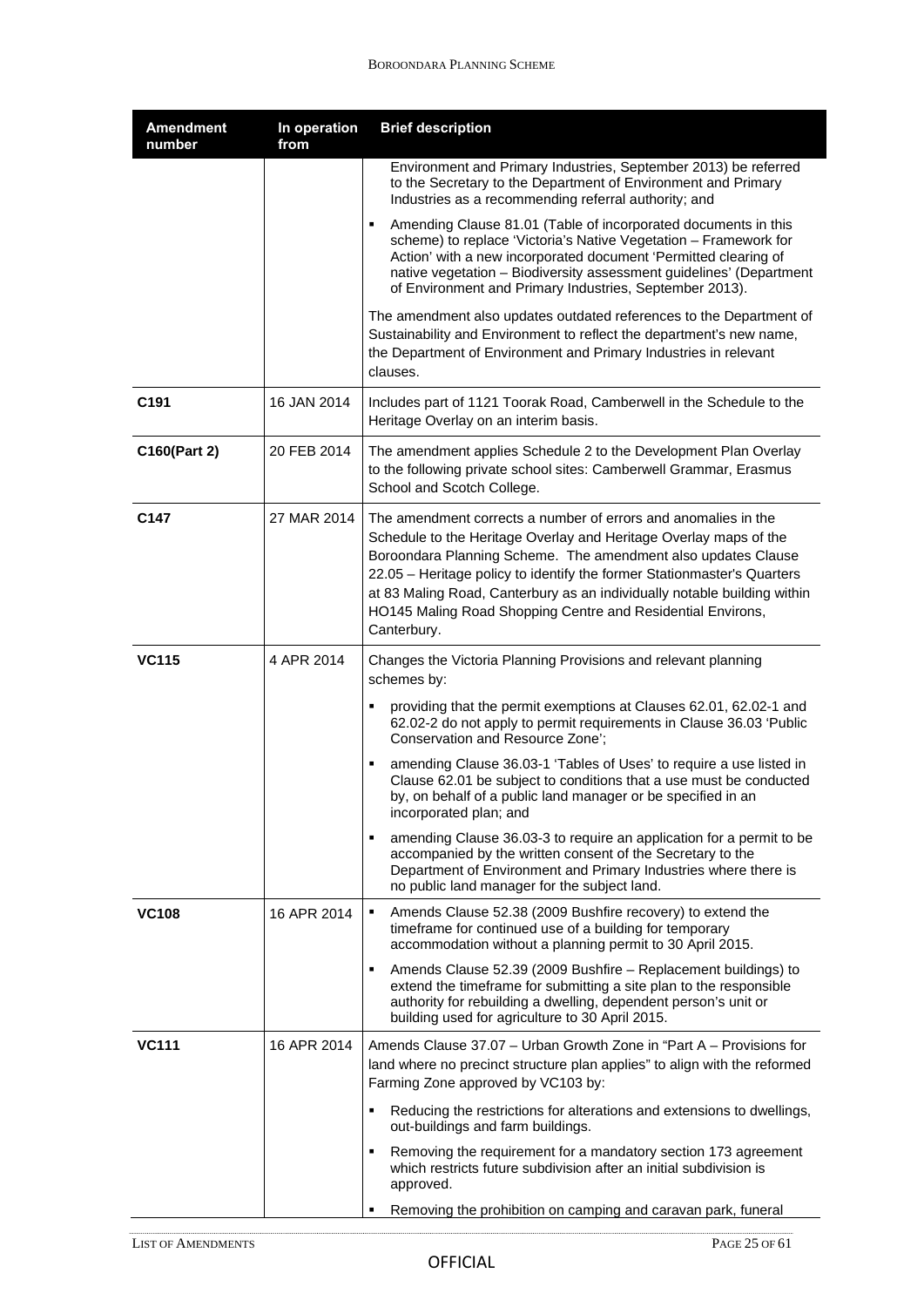| Amendment number | In operation from | Brief description |
|---|---|---|
| | | Environment and Primary Industries, September 2013) be referred to the Secretary to the Department of Environment and Primary Industries as a recommending referral authority; and <br>▪ Amending Clause 81.01 (Table of incorporated documents in this scheme) to replace 'Victoria's Native Vegetation – Framework for Action' with a new incorporated document 'Permitted clearing of native vegetation – Biodiversity assessment guidelines' (Department of Environment and Primary Industries, September 2013). <br>The amendment also updates outdated references to the Department of Sustainability and Environment to reflect the department's new name, the Department of Environment and Primary Industries in relevant clauses. |
| **C191** | 16 JAN 2014 | Includes part of 1121 Toorak Road, Camberwell in the Schedule to the Heritage Overlay on an interim basis. |
| **C160(Part 2)** | 20 FEB 2014 | The amendment applies Schedule 2 to the Development Plan Overlay to the following private school sites: Camberwell Grammar, Erasmus School and Scotch College. |
| **C147** | 27 MAR 2014 | The amendment corrects a number of errors and anomalies in the Schedule to the Heritage Overlay and Heritage Overlay maps of the Boroondara Planning Scheme. The amendment also updates Clause 22.05 – Heritage policy to identify the former Stationmaster's Quarters at 83 Maling Road, Canterbury as an individually notable building within HO145 Maling Road Shopping Centre and Residential Environs, Canterbury. |
| **VC115** | 4 APR 2014 | Changes the Victoria Planning Provisions and relevant planning schemes by: <br>▪ providing that the permit exemptions at Clauses 62.01, 62.02-1 and 62.02-2 do not apply to permit requirements in Clause 36.03 'Public Conservation and Resource Zone'; <br>▪ amending Clause 36.03-1 'Tables of Uses' to require a use listed in Clause 62.01 be subject to conditions that a use must be conducted by, on behalf of a public land manager or be specified in an incorporated plan; and <br>▪ amending Clause 36.03-3 to require an application for a permit to be accompanied by the written consent of the Secretary to the Department of Environment and Primary Industries where there is no public land manager for the subject land. |
| **VC108** | 16 APR 2014 | ▪ Amends Clause 52.38 (2009 Bushfire recovery) to extend the timeframe for continued use of a building for temporary accommodation without a planning permit to 30 April 2015. <br>▪ Amends Clause 52.39 (2009 Bushfire – Replacement buildings) to extend the timeframe for submitting a site plan to the responsible authority for rebuilding a dwelling, dependent person's unit or building used for agriculture to 30 April 2015. |
| **VC111** | 16 APR 2014 | Amends Clause 37.07 – Urban Growth Zone in "Part A – Provisions for land where no precinct structure plan applies" to align with the reformed Farming Zone approved by VC103 by: <br>▪ Reducing the restrictions for alterations and extensions to dwellings, out-buildings and farm buildings. <br>▪ Removing the requirement for a mandatory section 173 agreement which restricts future subdivision after an initial subdivision is approved. <br>▪ Removing the prohibition on camping and caravan park, funeral |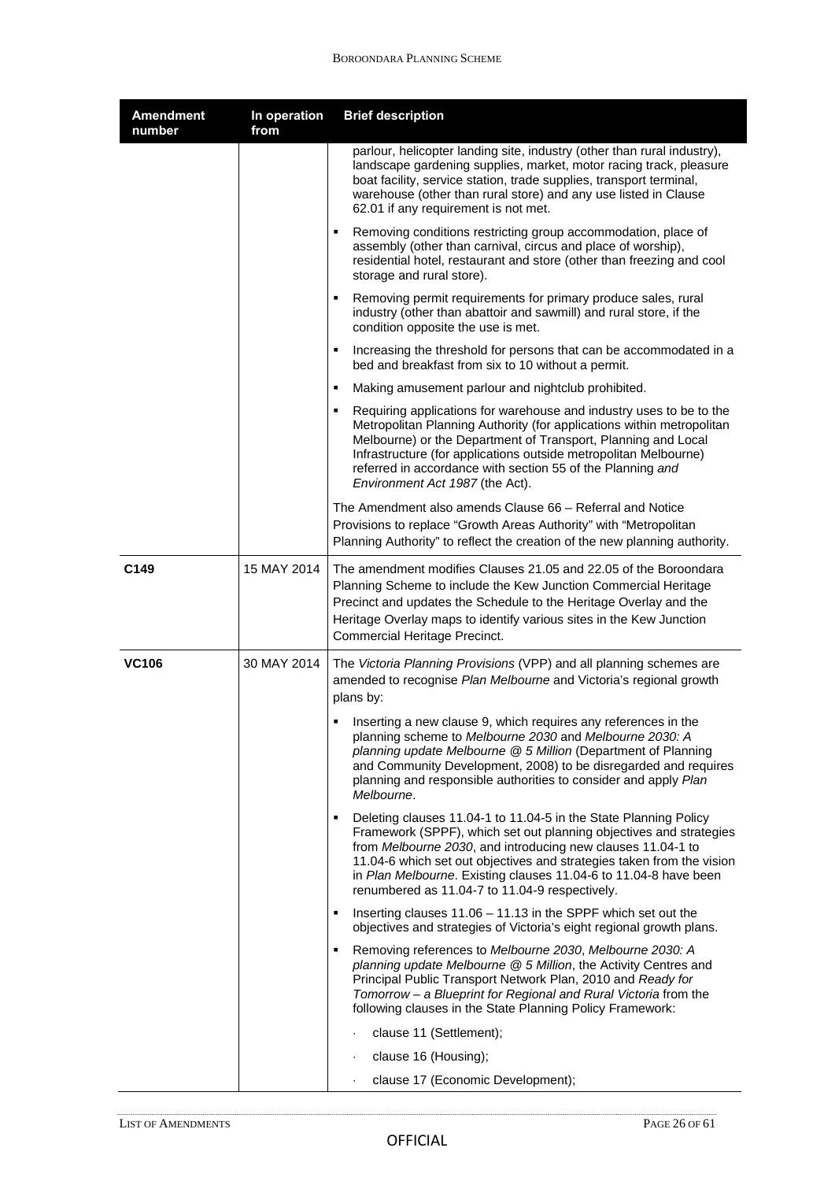| Amendment number | In operation from | Brief description |
|---|---|---|
| | | parlour, helicopter landing site, industry (other than rural industry), landscape gardening supplies, market, motor racing track, pleasure boat facility, service station, trade supplies, transport terminal, warehouse (other than rural store) and any use listed in Clause 62.01 if any requirement is not met.<br>▪ Removing conditions restricting group accommodation, place of assembly (other than carnival, circus and place of worship), residential hotel, restaurant and store (other than freezing and cool storage and rural store).<br>▪ Removing permit requirements for primary produce sales, rural industry (other than abattoir and sawmill) and rural store, if the condition opposite the use is met.<br>▪ Increasing the threshold for persons that can be accommodated in a bed and breakfast from six to 10 without a permit.<br>▪ Making amusement parlour and nightclub prohibited.<br>▪ Requiring applications for warehouse and industry uses to be to the Metropolitan Planning Authority (for applications within metropolitan Melbourne) or the Department of Transport, Planning and Local Infrastructure (for applications outside metropolitan Melbourne) referred in accordance with section 55 of the Planning *and Environment Act 1987* (the Act).<br>The Amendment also amends Clause 66 – Referral and Notice Provisions to replace "Growth Areas Authority" with "Metropolitan Planning Authority" to reflect the creation of the new planning authority. |
| **C149** | 15 MAY 2014 | The amendment modifies Clauses 21.05 and 22.05 of the Boroondara Planning Scheme to include the Kew Junction Commercial Heritage Precinct and updates the Schedule to the Heritage Overlay and the Heritage Overlay maps to identify various sites in the Kew Junction Commercial Heritage Precinct. |
| **VC106** | 30 MAY 2014 | The *Victoria Planning Provisions* (VPP) and all planning schemes are amended to recognise *Plan Melbourne* and Victoria's regional growth plans by:<br>▪ Inserting a new clause 9, which requires any references in the planning scheme to *Melbourne 2030* and *Melbourne 2030: A planning update Melbourne @ 5 Million* (Department of Planning and Community Development, 2008) to be disregarded and requires planning and responsible authorities to consider and apply *Plan Melbourne*.<br>▪ Deleting clauses 11.04-1 to 11.04-5 in the State Planning Policy Framework (SPPF), which set out planning objectives and strategies from *Melbourne 2030*, and introducing new clauses 11.04-1 to 11.04-6 which set out objectives and strategies taken from the vision in *Plan Melbourne*. Existing clauses 11.04-6 to 11.04-8 have been renumbered as 11.04-7 to 11.04-9 respectively.<br>▪ Inserting clauses 11.06 – 11.13 in the SPPF which set out the objectives and strategies of Victoria's eight regional growth plans.<br>▪ Removing references to *Melbourne 2030*, *Melbourne 2030: A planning update Melbourne @ 5 Million*, the Activity Centres and Principal Public Transport Network Plan, 2010 and *Ready for Tomorrow – a Blueprint for Regional and Rural Victoria* from the following clauses in the State Planning Policy Framework:<br>· clause 11 (Settlement);<br>· clause 16 (Housing);<br>· clause 17 (Economic Development); |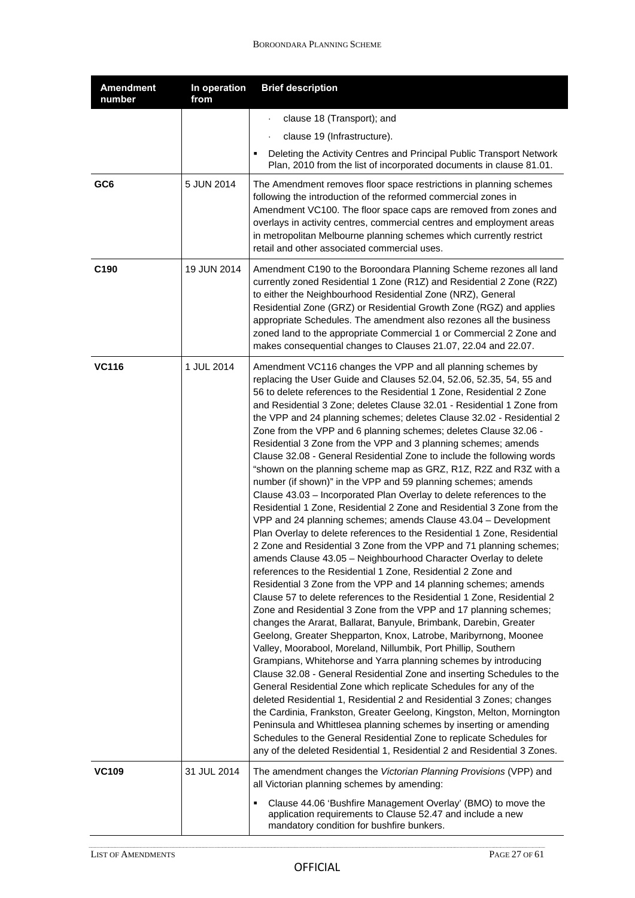| Amendment number | In operation from | Brief description |
|---|---|---|
| | | · clause 18 (Transport); and<br>· clause 19 (Infrastructure).<br>▪ Deleting the Activity Centres and Principal Public Transport Network Plan, 2010 from the list of incorporated documents in clause 81.01. |
| **GC6** | 5 JUN 2014 | The Amendment removes floor space restrictions in planning schemes following the introduction of the reformed commercial zones in Amendment VC100. The floor space caps are removed from zones and overlays in activity centres, commercial centres and employment areas in metropolitan Melbourne planning schemes which currently restrict retail and other associated commercial uses. |
| **C190** | 19 JUN 2014 | Amendment C190 to the Boroondara Planning Scheme rezones all land currently zoned Residential 1 Zone (R1Z) and Residential 2 Zone (R2Z) to either the Neighbourhood Residential Zone (NRZ), General Residential Zone (GRZ) or Residential Growth Zone (RGZ) and applies appropriate Schedules. The amendment also rezones all the business zoned land to the appropriate Commercial 1 or Commercial 2 Zone and makes consequential changes to Clauses 21.07, 22.04 and 22.07. |
| **VC116** | 1 JUL 2014 | Amendment VC116 changes the VPP and all planning schemes by replacing the User Guide and Clauses 52.04, 52.06, 52.35, 54, 55 and 56 to delete references to the Residential 1 Zone, Residential 2 Zone and Residential 3 Zone; deletes Clause 32.01 - Residential 1 Zone from the VPP and 24 planning schemes; deletes Clause 32.02 - Residential 2 Zone from the VPP and 6 planning schemes; deletes Clause 32.06 - Residential 3 Zone from the VPP and 3 planning schemes; amends Clause 32.08 - General Residential Zone to include the following words "shown on the planning scheme map as GRZ, R1Z, R2Z and R3Z with a number (if shown)" in the VPP and 59 planning schemes; amends Clause 43.03 – Incorporated Plan Overlay to delete references to the Residential 1 Zone, Residential 2 Zone and Residential 3 Zone from the VPP and 24 planning schemes; amends Clause 43.04 – Development Plan Overlay to delete references to the Residential 1 Zone, Residential 2 Zone and Residential 3 Zone from the VPP and 71 planning schemes; amends Clause 43.05 – Neighbourhood Character Overlay to delete references to the Residential 1 Zone, Residential 2 Zone and Residential 3 Zone from the VPP and 14 planning schemes; amends Clause 57 to delete references to the Residential 1 Zone, Residential 2 Zone and Residential 3 Zone from the VPP and 17 planning schemes; changes the Ararat, Ballarat, Banyule, Brimbank, Darebin, Greater Geelong, Greater Shepparton, Knox, Latrobe, Maribyrnong, Moonee Valley, Moorabool, Moreland, Nillumbik, Port Phillip, Southern Grampians, Whitehorse and Yarra planning schemes by introducing Clause 32.08 - General Residential Zone and inserting Schedules to the General Residential Zone which replicate Schedules for any of the deleted Residential 1, Residential 2 and Residential 3 Zones; changes the Cardinia, Frankston, Greater Geelong, Kingston, Melton, Mornington Peninsula and Whittlesea planning schemes by inserting or amending Schedules to the General Residential Zone to replicate Schedules for any of the deleted Residential 1, Residential 2 and Residential 3 Zones. |
| **VC109** | 31 JUL 2014 | The amendment changes the *Victorian Planning Provisions* (VPP) and all Victorian planning schemes by amending:<br>▪ Clause 44.06 'Bushfire Management Overlay' (BMO) to move the application requirements to Clause 52.47 and include a new mandatory condition for bushfire bunkers. |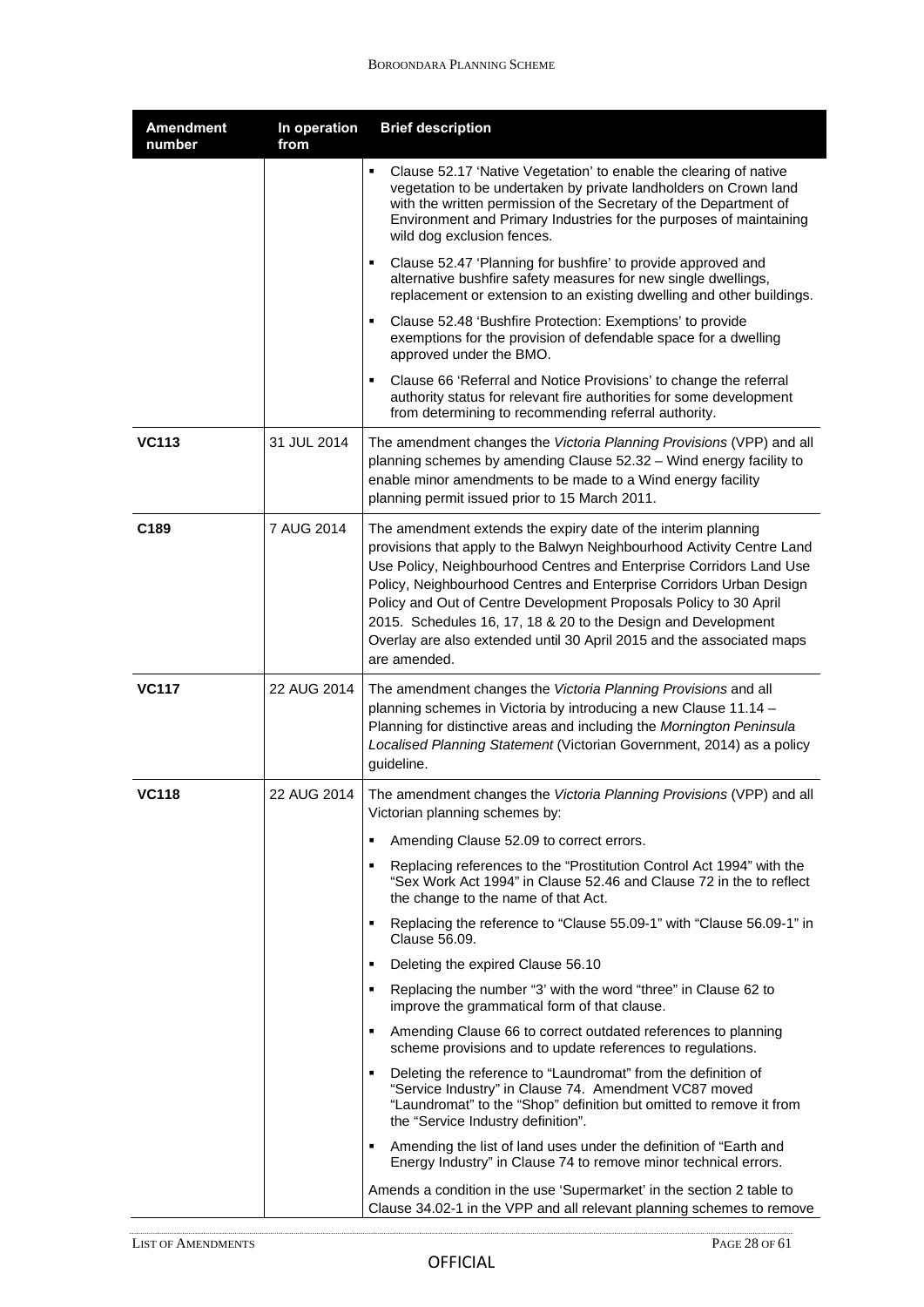| Amendment number | In operation from | Brief description |
|---|---|---|
| | | ▪ Clause 52.17 'Native Vegetation' to enable the clearing of native vegetation to be undertaken by private landholders on Crown land with the written permission of the Secretary of the Department of Environment and Primary Industries for the purposes of maintaining wild dog exclusion fences.<br>▪ Clause 52.47 'Planning for bushfire' to provide approved and alternative bushfire safety measures for new single dwellings, replacement or extension to an existing dwelling and other buildings.<br>▪ Clause 52.48 'Bushfire Protection: Exemptions' to provide exemptions for the provision of defendable space for a dwelling approved under the BMO.<br>▪ Clause 66 'Referral and Notice Provisions' to change the referral authority status for relevant fire authorities for some development from determining to recommending referral authority. |
| **VC113** | 31 JUL 2014 | The amendment changes the *Victoria Planning Provisions* (VPP) and all planning schemes by amending Clause 52.32 – Wind energy facility to enable minor amendments to be made to a Wind energy facility planning permit issued prior to 15 March 2011. |
| **C189** | 7 AUG 2014 | The amendment extends the expiry date of the interim planning provisions that apply to the Balwyn Neighbourhood Activity Centre Land Use Policy, Neighbourhood Centres and Enterprise Corridors Land Use Policy, Neighbourhood Centres and Enterprise Corridors Urban Design Policy and Out of Centre Development Proposals Policy to 30 April 2015. Schedules 16, 17, 18 & 20 to the Design and Development Overlay are also extended until 30 April 2015 and the associated maps are amended. |
| **VC117** | 22 AUG 2014 | The amendment changes the *Victoria Planning Provisions* and all planning schemes in Victoria by introducing a new Clause 11.14 – Planning for distinctive areas and including the *Mornington Peninsula Localised Planning Statement* (Victorian Government, 2014) as a policy guideline. |
| **VC118** | 22 AUG 2014 | The amendment changes the *Victoria Planning Provisions* (VPP) and all Victorian planning schemes by:<br>▪ Amending Clause 52.09 to correct errors.<br>▪ Replacing references to the "Prostitution Control Act 1994" with the "Sex Work Act 1994" in Clause 52.46 and Clause 72 in the to reflect the change to the name of that Act.<br>▪ Replacing the reference to "Clause 55.09-1" with "Clause 56.09-1" in Clause 56.09.<br>▪ Deleting the expired Clause 56.10<br>▪ Replacing the number "3' with the word "three" in Clause 62 to improve the grammatical form of that clause.<br>▪ Amending Clause 66 to correct outdated references to planning scheme provisions and to update references to regulations.<br>▪ Deleting the reference to "Laundromat" from the definition of "Service Industry" in Clause 74. Amendment VC87 moved "Laundromat" to the "Shop" definition but omitted to remove it from the "Service Industry definition".<br>▪ Amending the list of land uses under the definition of "Earth and Energy Industry" in Clause 74 to remove minor technical errors.<br>Amends a condition in the use 'Supermarket' in the section 2 table to Clause 34.02-1 in the VPP and all relevant planning schemes to remove |

OFFICIAL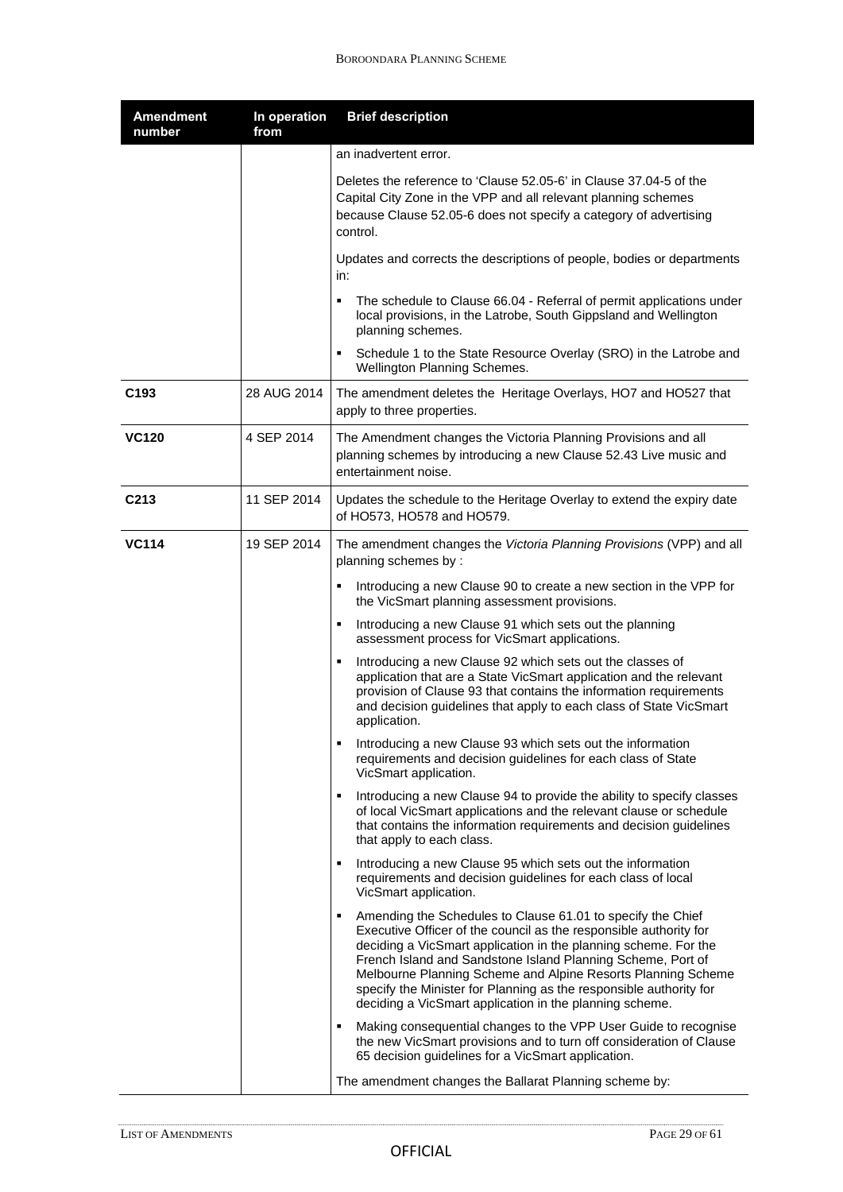| Amendment number | In operation from | Brief description |
|---|---|---|
| | | an inadvertent error.<br><br>Deletes the reference to 'Clause 52.05-6' in Clause 37.04-5 of the Capital City Zone in the VPP and all relevant planning schemes because Clause 52.05-6 does not specify a category of advertising control.<br><br>Updates and corrects the descriptions of people, bodies or departments in:<br><br>▪ The schedule to Clause 66.04 - Referral of permit applications under local provisions, in the Latrobe, South Gippsland and Wellington planning schemes.<br><br>▪ Schedule 1 to the State Resource Overlay (SRO) in the Latrobe and Wellington Planning Schemes. |
| **C193** | 28 AUG 2014 | The amendment deletes the Heritage Overlays, HO7 and HO527 that apply to three properties. |
| **VC120** | 4 SEP 2014 | The Amendment changes the Victoria Planning Provisions and all planning schemes by introducing a new Clause 52.43 Live music and entertainment noise. |
| **C213** | 11 SEP 2014 | Updates the schedule to the Heritage Overlay to extend the expiry date of HO573, HO578 and HO579. |
| **VC114** | 19 SEP 2014 | The amendment changes the *Victoria Planning Provisions* (VPP) and all planning schemes by :<br><br>▪ Introducing a new Clause 90 to create a new section in the VPP for the VicSmart planning assessment provisions.<br><br>▪ Introducing a new Clause 91 which sets out the planning assessment process for VicSmart applications.<br><br>▪ Introducing a new Clause 92 which sets out the classes of application that are a State VicSmart application and the relevant provision of Clause 93 that contains the information requirements and decision guidelines that apply to each class of State VicSmart application.<br><br>▪ Introducing a new Clause 93 which sets out the information requirements and decision guidelines for each class of State VicSmart application.<br><br>▪ Introducing a new Clause 94 to provide the ability to specify classes of local VicSmart applications and the relevant clause or schedule that contains the information requirements and decision guidelines that apply to each class.<br><br>▪ Introducing a new Clause 95 which sets out the information requirements and decision guidelines for each class of local VicSmart application.<br><br>▪ Amending the Schedules to Clause 61.01 to specify the Chief Executive Officer of the council as the responsible authority for deciding a VicSmart application in the planning scheme. For the French Island and Sandstone Island Planning Scheme, Port of Melbourne Planning Scheme and Alpine Resorts Planning Scheme specify the Minister for Planning as the responsible authority for deciding a VicSmart application in the planning scheme.<br><br>▪ Making consequential changes to the VPP User Guide to recognise the new VicSmart provisions and to turn off consideration of Clause 65 decision guidelines for a VicSmart application.<br><br>The amendment changes the Ballarat Planning scheme by: |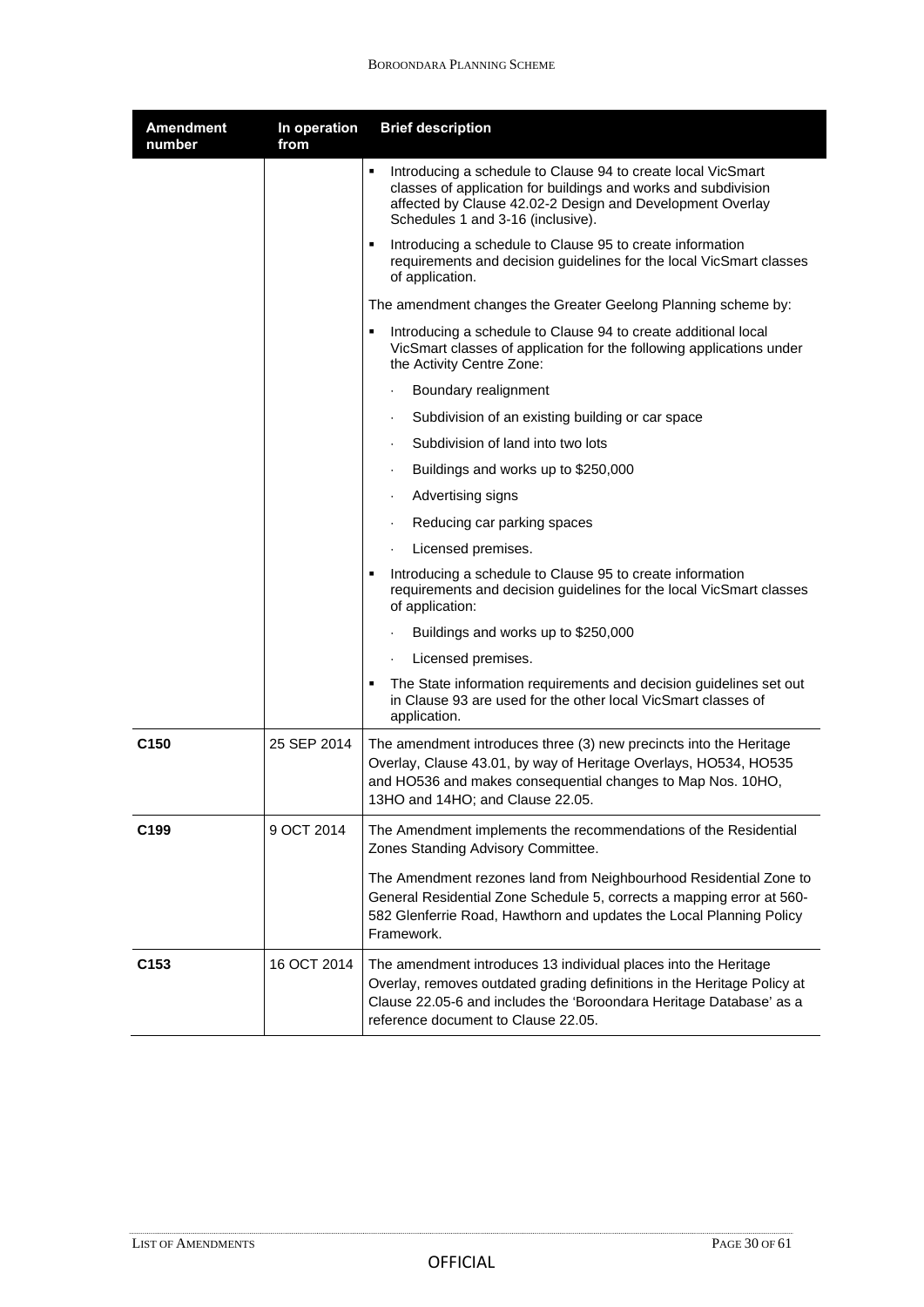| Amendment number | In operation from | Brief description |
|---|---|---|
| | | ▪ Introducing a schedule to Clause 94 to create local VicSmart classes of application for buildings and works and subdivision affected by Clause 42.02-2 Design and Development Overlay Schedules 1 and 3-16 (inclusive).<br>▪ Introducing a schedule to Clause 95 to create information requirements and decision guidelines for the local VicSmart classes of application.<br>The amendment changes the Greater Geelong Planning scheme by:<br>▪ Introducing a schedule to Clause 94 to create additional local VicSmart classes of application for the following applications under the Activity Centre Zone:<br>· Boundary realignment<br>· Subdivision of an existing building or car space<br>· Subdivision of land into two lots<br>· Buildings and works up to $250,000<br>· Advertising signs<br>· Reducing car parking spaces<br>· Licensed premises.<br>▪ Introducing a schedule to Clause 95 to create information requirements and decision guidelines for the local VicSmart classes of application:<br>· Buildings and works up to $250,000<br>· Licensed premises.<br>▪ The State information requirements and decision guidelines set out in Clause 93 are used for the other local VicSmart classes of application. |
| **C150** | 25 SEP 2014 | The amendment introduces three (3) new precincts into the Heritage Overlay, Clause 43.01, by way of Heritage Overlays, HO534, HO535 and HO536 and makes consequential changes to Map Nos. 10HO, 13HO and 14HO; and Clause 22.05. |
| **C199** | 9 OCT 2014 | The Amendment implements the recommendations of the Residential Zones Standing Advisory Committee.<br>The Amendment rezones land from Neighbourhood Residential Zone to General Residential Zone Schedule 5, corrects a mapping error at 560-582 Glenferrie Road, Hawthorn and updates the Local Planning Policy Framework. |
| **C153** | 16 OCT 2014 | The amendment introduces 13 individual places into the Heritage Overlay, removes outdated grading definitions in the Heritage Policy at Clause 22.05-6 and includes the 'Boroondara Heritage Database' as a reference document to Clause 22.05. |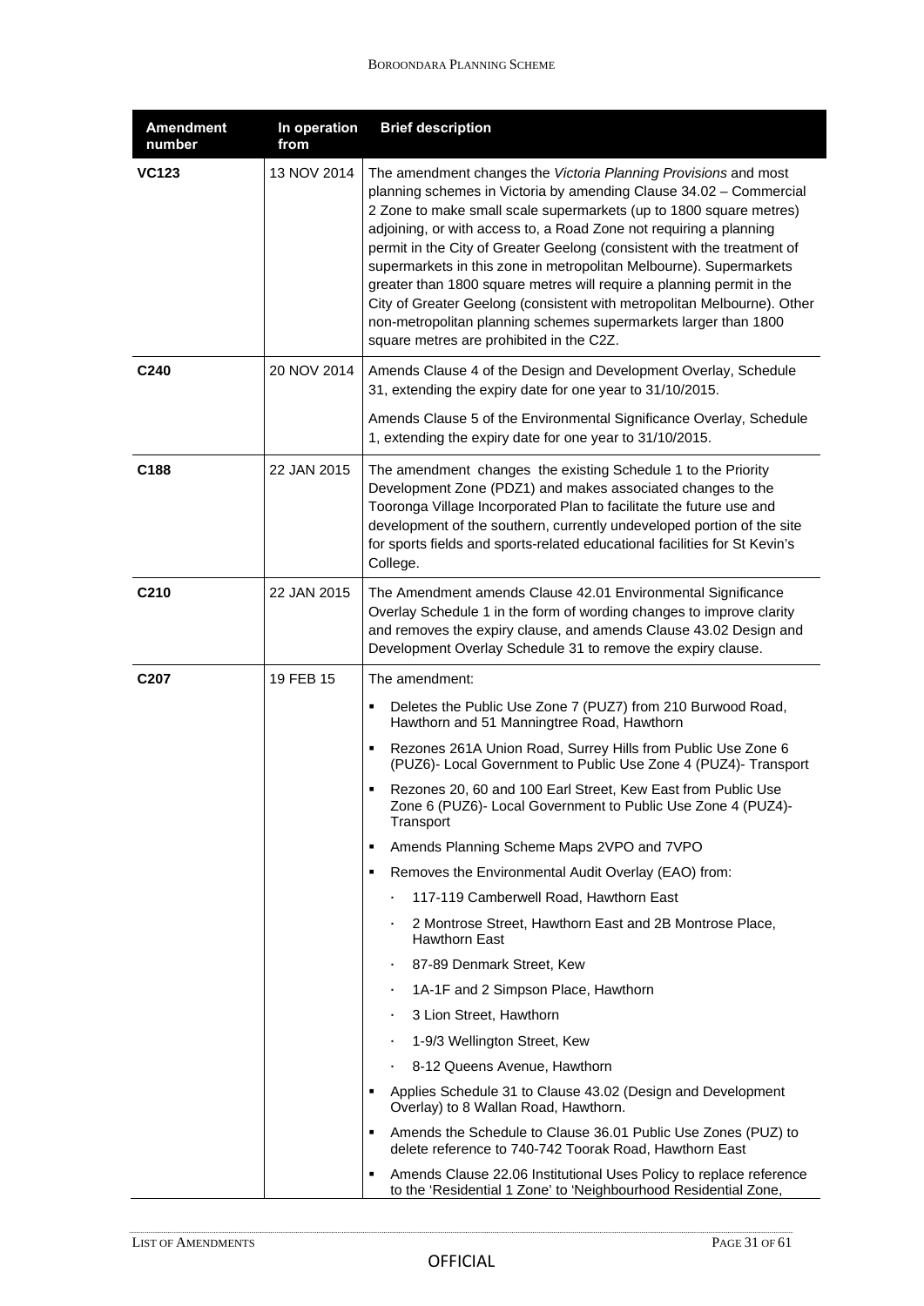| Amendment number | In operation from | Brief description |
|---|---|---|
| **VC123** | 13 NOV 2014 | The amendment changes the *Victoria Planning Provisions* and most planning schemes in Victoria by amending Clause 34.02 – Commercial 2 Zone to make small scale supermarkets (up to 1800 square metres) adjoining, or with access to, a Road Zone not requiring a planning permit in the City of Greater Geelong (consistent with the treatment of supermarkets in this zone in metropolitan Melbourne). Supermarkets greater than 1800 square metres will require a planning permit in the City of Greater Geelong (consistent with metropolitan Melbourne). Other non-metropolitan planning schemes supermarkets larger than 1800 square metres are prohibited in the C2Z. |
| **C240** | 20 NOV 2014 | Amends Clause 4 of the Design and Development Overlay, Schedule 31, extending the expiry date for one year to 31/10/2015.<br><br>Amends Clause 5 of the Environmental Significance Overlay, Schedule 1, extending the expiry date for one year to 31/10/2015. |
| **C188** | 22 JAN 2015 | The amendment changes the existing Schedule 1 to the Priority Development Zone (PDZ1) and makes associated changes to the Tooronga Village Incorporated Plan to facilitate the future use and development of the southern, currently undeveloped portion of the site for sports fields and sports-related educational facilities for St Kevin's College. |
| **C210** | 22 JAN 2015 | The Amendment amends Clause 42.01 Environmental Significance Overlay Schedule 1 in the form of wording changes to improve clarity and removes the expiry clause, and amends Clause 43.02 Design and Development Overlay Schedule 31 to remove the expiry clause. |
| **C207** | 19 FEB 15 | The amendment:<br>▪ Deletes the Public Use Zone 7 (PUZ7) from 210 Burwood Road, Hawthorn and 51 Manningtree Road, Hawthorn<br>▪ Rezones 261A Union Road, Surrey Hills from Public Use Zone 6 (PUZ6)- Local Government to Public Use Zone 4 (PUZ4)- Transport<br>▪ Rezones 20, 60 and 100 Earl Street, Kew East from Public Use Zone 6 (PUZ6)- Local Government to Public Use Zone 4 (PUZ4)- Transport<br>▪ Amends Planning Scheme Maps 2VPO and 7VPO<br>▪ Removes the Environmental Audit Overlay (EAO) from:<br>· 117-119 Camberwell Road, Hawthorn East<br>· 2 Montrose Street, Hawthorn East and 2B Montrose Place, Hawthorn East<br>· 87-89 Denmark Street, Kew<br>· 1A-1F and 2 Simpson Place, Hawthorn<br>· 3 Lion Street, Hawthorn<br>· 1-9/3 Wellington Street, Kew<br>· 8-12 Queens Avenue, Hawthorn<br>▪ Applies Schedule 31 to Clause 43.02 (Design and Development Overlay) to 8 Wallan Road, Hawthorn.<br>▪ Amends the Schedule to Clause 36.01 Public Use Zones (PUZ) to delete reference to 740-742 Toorak Road, Hawthorn East<br>▪ Amends Clause 22.06 Institutional Uses Policy to replace reference to the 'Residential 1 Zone' to 'Neighbourhood Residential Zone, |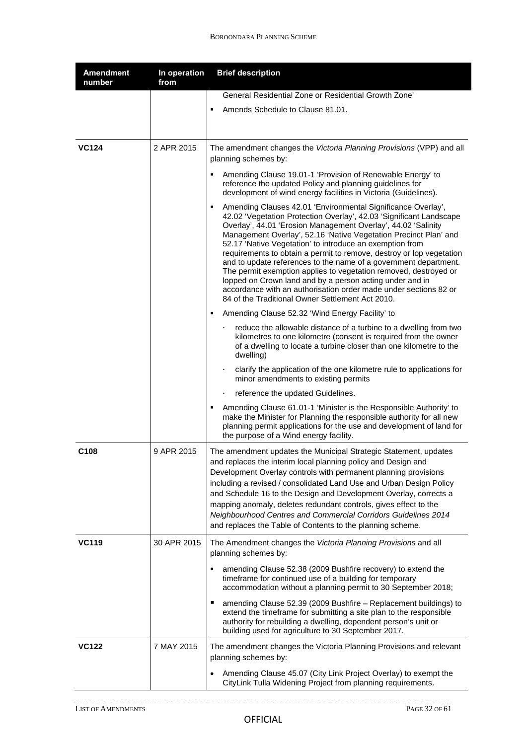| Amendment number | In operation from | Brief description |
|---|---|---|
| | | General Residential Zone or Residential Growth Zone'<br>▪ Amends Schedule to Clause 81.01. |
| **VC124** | 2 APR 2015 | The amendment changes the *Victoria Planning Provisions* (VPP) and all planning schemes by:<br>▪ Amending Clause 19.01-1 'Provision of Renewable Energy' to reference the updated Policy and planning guidelines for development of wind energy facilities in Victoria (Guidelines).<br>▪ Amending Clauses 42.01 'Environmental Significance Overlay', 42.02 'Vegetation Protection Overlay', 42.03 'Significant Landscape Overlay', 44.01 'Erosion Management Overlay', 44.02 'Salinity Management Overlay', 52.16 'Native Vegetation Precinct Plan' and 52.17 'Native Vegetation' to introduce an exemption from requirements to obtain a permit to remove, destroy or lop vegetation and to update references to the name of a government department. The permit exemption applies to vegetation removed, destroyed or lopped on Crown land and by a person acting under and in accordance with an authorisation order made under sections 82 or 84 of the Traditional Owner Settlement Act 2010.<br>▪ Amending Clause 52.32 'Wind Energy Facility' to<br>· reduce the allowable distance of a turbine to a dwelling from two kilometres to one kilometre (consent is required from the owner of a dwelling to locate a turbine closer than one kilometre to the dwelling)<br>· clarify the application of the one kilometre rule to applications for minor amendments to existing permits<br>· reference the updated Guidelines.<br>▪ Amending Clause 61.01-1 'Minister is the Responsible Authority' to make the Minister for Planning the responsible authority for all new planning permit applications for the use and development of land for the purpose of a Wind energy facility. |
| **C108** | 9 APR 2015 | The amendment updates the Municipal Strategic Statement, updates and replaces the interim local planning policy and Design and Development Overlay controls with permanent planning provisions including a revised / consolidated Land Use and Urban Design Policy and Schedule 16 to the Design and Development Overlay, corrects a mapping anomaly, deletes redundant controls, gives effect to the *Neighbourhood Centres and Commercial Corridors Guidelines 2014* and replaces the Table of Contents to the planning scheme. |
| **VC119** | 30 APR 2015 | The Amendment changes the *Victoria Planning Provisions* and all planning schemes by:<br>▪ amending Clause 52.38 (2009 Bushfire recovery) to extend the timeframe for continued use of a building for temporary accommodation without a planning permit to 30 September 2018;<br>▪ amending Clause 52.39 (2009 Bushfire – Replacement buildings) to extend the timeframe for submitting a site plan to the responsible authority for rebuilding a dwelling, dependent person's unit or building used for agriculture to 30 September 2017. |
| **VC122** | 7 MAY 2015 | The amendment changes the Victoria Planning Provisions and relevant planning schemes by:<br>• Amending Clause 45.07 (City Link Project Overlay) to exempt the CityLink Tulla Widening Project from planning requirements. |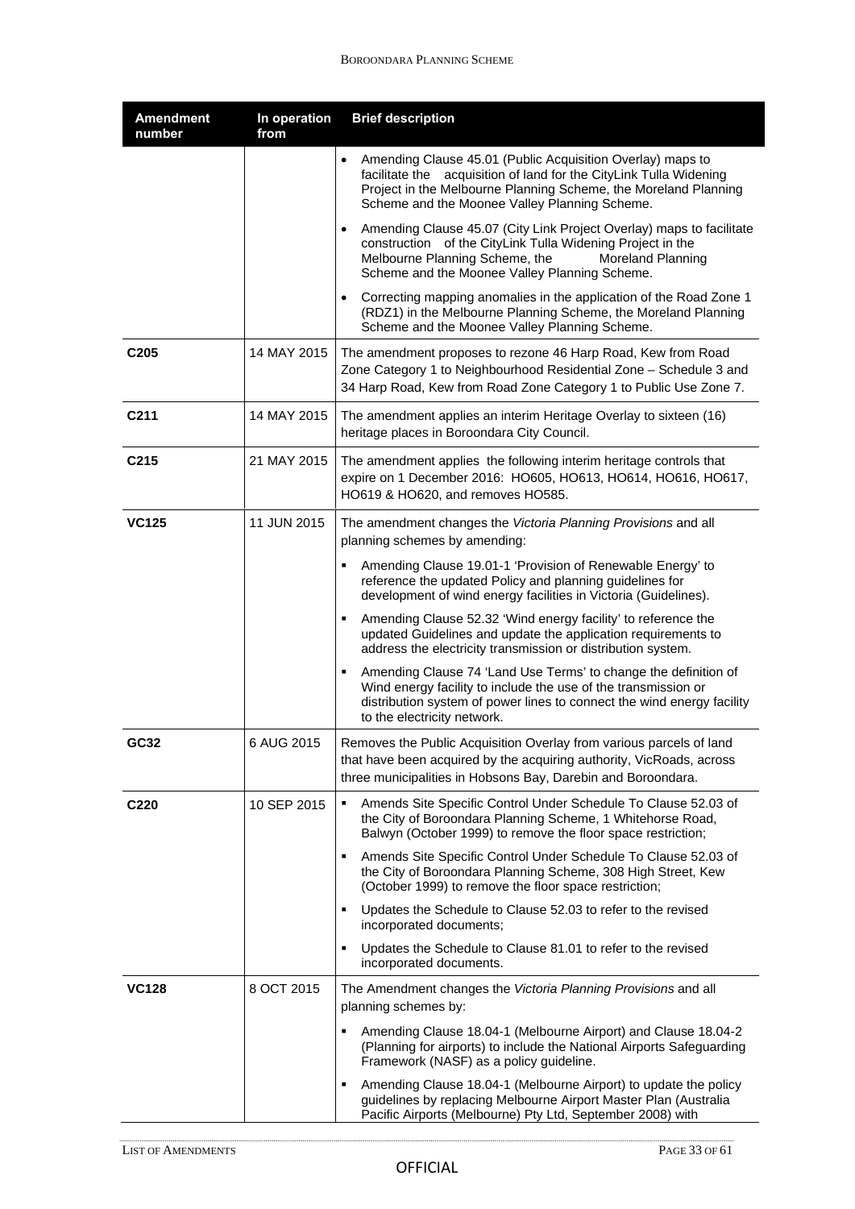| Amendment number | In operation from | Brief description |
|---|---|---|
| | | • Amending Clause 45.01 (Public Acquisition Overlay) maps to facilitate the acquisition of land for the CityLink Tulla Widening Project in the Melbourne Planning Scheme, the Moreland Planning Scheme and the Moonee Valley Planning Scheme.<br>• Amending Clause 45.07 (City Link Project Overlay) maps to facilitate construction of the CityLink Tulla Widening Project in the Melbourne Planning Scheme, the Moreland Planning Scheme and the Moonee Valley Planning Scheme.<br>• Correcting mapping anomalies in the application of the Road Zone 1 (RDZ1) in the Melbourne Planning Scheme, the Moreland Planning Scheme and the Moonee Valley Planning Scheme. |
| **C205** | 14 MAY 2015 | The amendment proposes to rezone 46 Harp Road, Kew from Road Zone Category 1 to Neighbourhood Residential Zone – Schedule 3 and 34 Harp Road, Kew from Road Zone Category 1 to Public Use Zone 7. |
| **C211** | 14 MAY 2015 | The amendment applies an interim Heritage Overlay to sixteen (16) heritage places in Boroondara City Council. |
| **C215** | 21 MAY 2015 | The amendment applies the following interim heritage controls that expire on 1 December 2016: HO605, HO613, HO614, HO616, HO617, HO619 & HO620, and removes HO585. |
| **VC125** | 11 JUN 2015 | The amendment changes the *Victoria Planning Provisions* and all planning schemes by amending:<br>▪ Amending Clause 19.01-1 'Provision of Renewable Energy' to reference the updated Policy and planning guidelines for development of wind energy facilities in Victoria (Guidelines).<br>▪ Amending Clause 52.32 'Wind energy facility' to reference the updated Guidelines and update the application requirements to address the electricity transmission or distribution system.<br>▪ Amending Clause 74 'Land Use Terms' to change the definition of Wind energy facility to include the use of the transmission or distribution system of power lines to connect the wind energy facility to the electricity network. |
| **GC32** | 6 AUG 2015 | Removes the Public Acquisition Overlay from various parcels of land that have been acquired by the acquiring authority, VicRoads, across three municipalities in Hobsons Bay, Darebin and Boroondara. |
| **C220** | 10 SEP 2015 | ▪ Amends Site Specific Control Under Schedule To Clause 52.03 of the City of Boroondara Planning Scheme, 1 Whitehorse Road, Balwyn (October 1999) to remove the floor space restriction;<br>▪ Amends Site Specific Control Under Schedule To Clause 52.03 of the City of Boroondara Planning Scheme, 308 High Street, Kew (October 1999) to remove the floor space restriction;<br>▪ Updates the Schedule to Clause 52.03 to refer to the revised incorporated documents;<br>▪ Updates the Schedule to Clause 81.01 to refer to the revised incorporated documents. |
| **VC128** | 8 OCT 2015 | The Amendment changes the *Victoria Planning Provisions* and all planning schemes by:<br>▪ Amending Clause 18.04-1 (Melbourne Airport) and Clause 18.04-2 (Planning for airports) to include the National Airports Safeguarding Framework (NASF) as a policy guideline.<br>▪ Amending Clause 18.04-1 (Melbourne Airport) to update the policy guidelines by replacing Melbourne Airport Master Plan (Australia Pacific Airports (Melbourne) Pty Ltd, September 2008) with |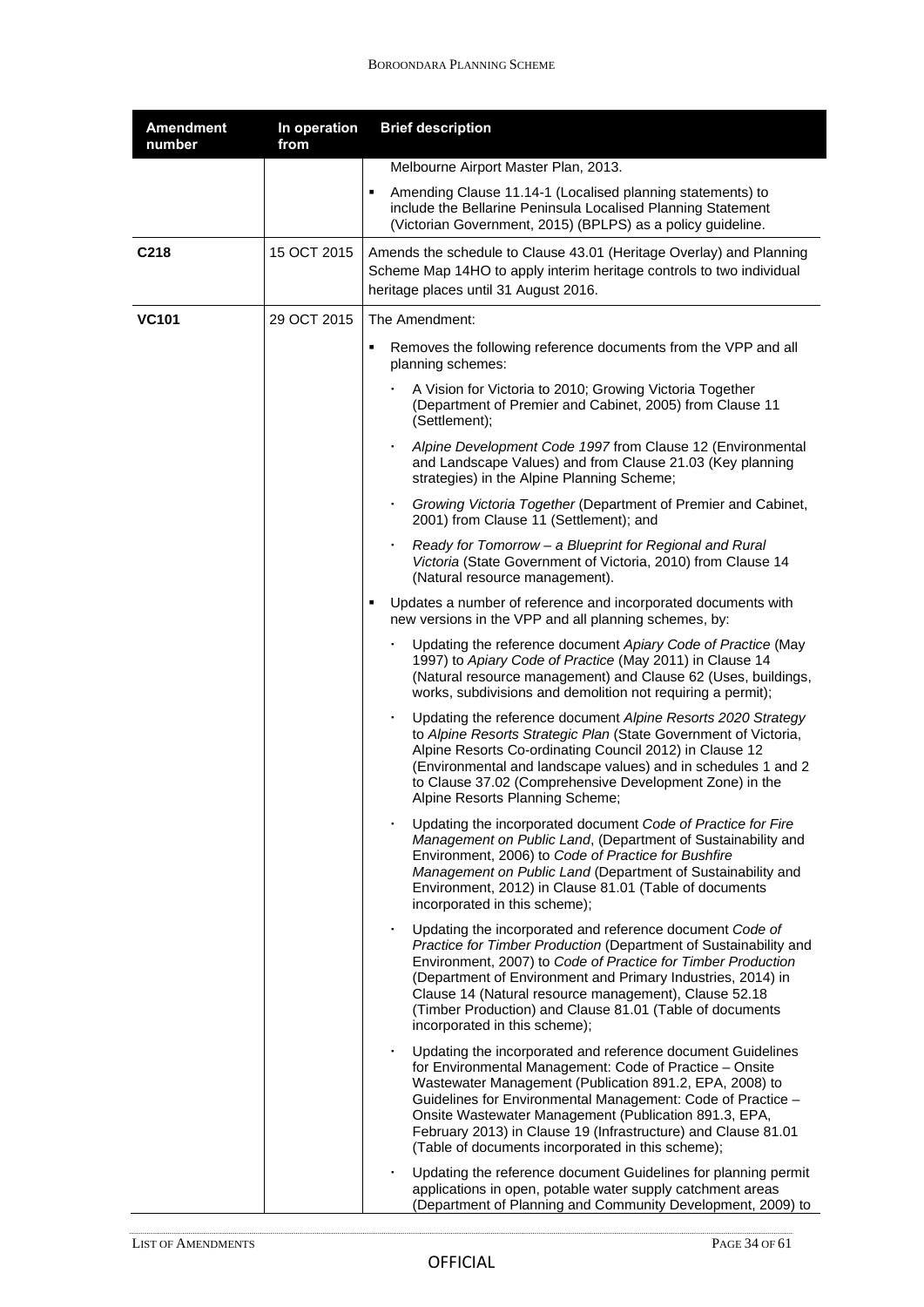| Amendment number | In operation from | Brief description |
|---|---|---|
| | | Melbourne Airport Master Plan, 2013.<br>▪ Amending Clause 11.14-1 (Localised planning statements) to include the Bellarine Peninsula Localised Planning Statement (Victorian Government, 2015) (BPLPS) as a policy guideline. |
| **C218** | 15 OCT 2015 | Amends the schedule to Clause 43.01 (Heritage Overlay) and Planning Scheme Map 14HO to apply interim heritage controls to two individual heritage places until 31 August 2016. |
| **VC101** | 29 OCT 2015 | The Amendment:<br>▪ Removes the following reference documents from the VPP and all planning schemes:<br>· A Vision for Victoria to 2010; Growing Victoria Together (Department of Premier and Cabinet, 2005) from Clause 11 (Settlement);<br>· *Alpine Development Code 1997* from Clause 12 (Environmental and Landscape Values) and from Clause 21.03 (Key planning strategies) in the Alpine Planning Scheme;<br>· *Growing Victoria Together* (Department of Premier and Cabinet, 2001) from Clause 11 (Settlement); and<br>· *Ready for Tomorrow – a Blueprint for Regional and Rural Victoria* (State Government of Victoria, 2010) from Clause 14 (Natural resource management).<br>▪ Updates a number of reference and incorporated documents with new versions in the VPP and all planning schemes, by:<br>· Updating the reference document *Apiary Code of Practice* (May 1997) to *Apiary Code of Practice* (May 2011) in Clause 14 (Natural resource management) and Clause 62 (Uses, buildings, works, subdivisions and demolition not requiring a permit);<br>· Updating the reference document *Alpine Resorts 2020 Strategy* to *Alpine Resorts Strategic Plan* (State Government of Victoria, Alpine Resorts Co-ordinating Council 2012) in Clause 12 (Environmental and landscape values) and in schedules 1 and 2 to Clause 37.02 (Comprehensive Development Zone) in the Alpine Resorts Planning Scheme;<br>· Updating the incorporated document *Code of Practice for Fire Management on Public Land*, (Department of Sustainability and Environment, 2006) to *Code of Practice for Bushfire Management on Public Land* (Department of Sustainability and Environment, 2012) in Clause 81.01 (Table of documents incorporated in this scheme);<br>· Updating the incorporated and reference document *Code of Practice for Timber Production* (Department of Sustainability and Environment, 2007) to *Code of Practice for Timber Production* (Department of Environment and Primary Industries, 2014) in Clause 14 (Natural resource management), Clause 52.18 (Timber Production) and Clause 81.01 (Table of documents incorporated in this scheme);<br>· Updating the incorporated and reference document Guidelines for Environmental Management: Code of Practice – Onsite Wastewater Management (Publication 891.2, EPA, 2008) to Guidelines for Environmental Management: Code of Practice – Onsite Wastewater Management (Publication 891.3, EPA, February 2013) in Clause 19 (Infrastructure) and Clause 81.01 (Table of documents incorporated in this scheme);<br>· Updating the reference document Guidelines for planning permit applications in open, potable water supply catchment areas (Department of Planning and Community Development, 2009) to |

OFFICIAL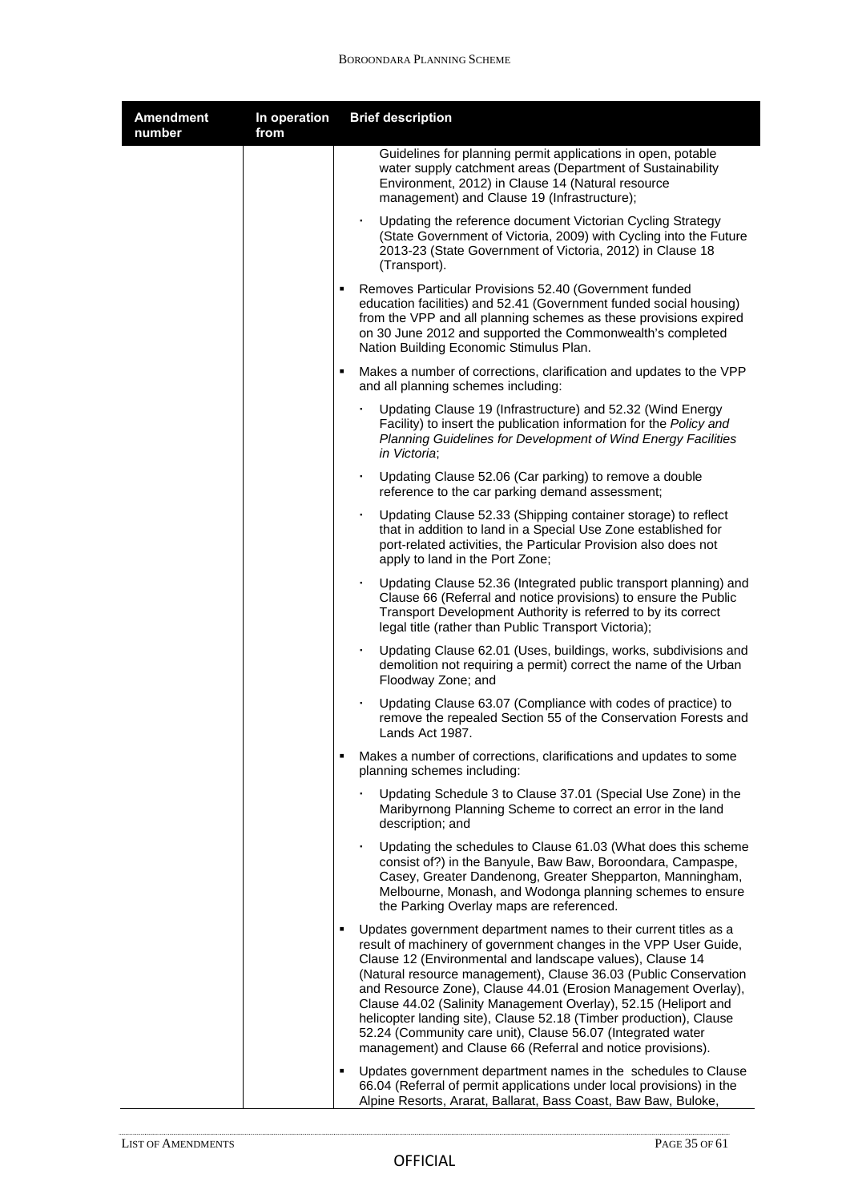| Amendment number | In operation from | Brief description |
|---|---|---|
| | | Guidelines for planning permit applications in open, potable water supply catchment areas (Department of Sustainability Environment, 2012) in Clause 14 (Natural resource management) and Clause 19 (Infrastructure);<br>· Updating the reference document Victorian Cycling Strategy (State Government of Victoria, 2009) with Cycling into the Future 2013-23 (State Government of Victoria, 2012) in Clause 18 (Transport).<br>▪ Removes Particular Provisions 52.40 (Government funded education facilities) and 52.41 (Government funded social housing) from the VPP and all planning schemes as these provisions expired on 30 June 2012 and supported the Commonwealth's completed Nation Building Economic Stimulus Plan.<br>▪ Makes a number of corrections, clarification and updates to the VPP and all planning schemes including:<br>· Updating Clause 19 (Infrastructure) and 52.32 (Wind Energy Facility) to insert the publication information for the *Policy and Planning Guidelines for Development of Wind Energy Facilities in Victoria*;<br>· Updating Clause 52.06 (Car parking) to remove a double reference to the car parking demand assessment;<br>· Updating Clause 52.33 (Shipping container storage) to reflect that in addition to land in a Special Use Zone established for port-related activities, the Particular Provision also does not apply to land in the Port Zone;<br>· Updating Clause 52.36 (Integrated public transport planning) and Clause 66 (Referral and notice provisions) to ensure the Public Transport Development Authority is referred to by its correct legal title (rather than Public Transport Victoria);<br>· Updating Clause 62.01 (Uses, buildings, works, subdivisions and demolition not requiring a permit) correct the name of the Urban Floodway Zone; and<br>· Updating Clause 63.07 (Compliance with codes of practice) to remove the repealed Section 55 of the Conservation Forests and Lands Act 1987.<br>▪ Makes a number of corrections, clarifications and updates to some planning schemes including:<br>· Updating Schedule 3 to Clause 37.01 (Special Use Zone) in the Maribyrnong Planning Scheme to correct an error in the land description; and<br>· Updating the schedules to Clause 61.03 (What does this scheme consist of?) in the Banyule, Baw Baw, Boroondara, Campaspe, Casey, Greater Dandenong, Greater Shepparton, Manningham, Melbourne, Monash, and Wodonga planning schemes to ensure the Parking Overlay maps are referenced.<br>▪ Updates government department names to their current titles as a result of machinery of government changes in the VPP User Guide, Clause 12 (Environmental and landscape values), Clause 14 (Natural resource management), Clause 36.03 (Public Conservation and Resource Zone), Clause 44.01 (Erosion Management Overlay), Clause 44.02 (Salinity Management Overlay), 52.15 (Heliport and helicopter landing site), Clause 52.18 (Timber production), Clause 52.24 (Community care unit), Clause 56.07 (Integrated water management) and Clause 66 (Referral and notice provisions).<br>▪ Updates government department names in the schedules to Clause 66.04 (Referral of permit applications under local provisions) in the Alpine Resorts, Ararat, Ballarat, Bass Coast, Baw Baw, Buloke, |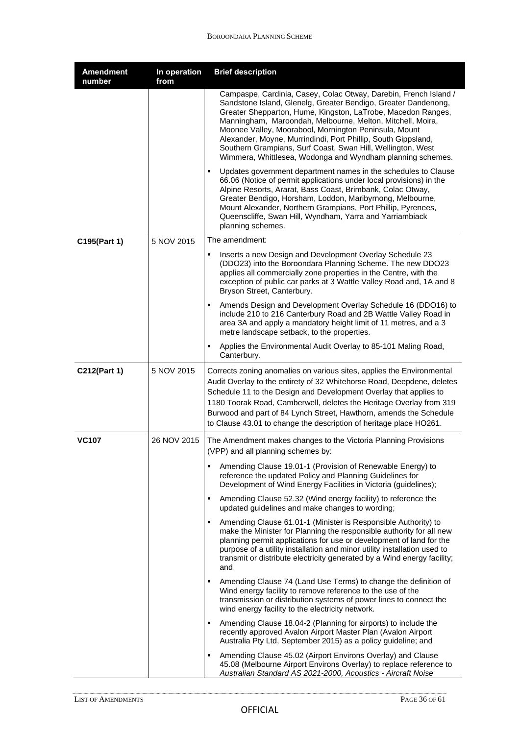| Amendment number | In operation from | Brief description |
|---|---|---|
| | | Campaspe, Cardinia, Casey, Colac Otway, Darebin, French Island / Sandstone Island, Glenelg, Greater Bendigo, Greater Dandenong, Greater Shepparton, Hume, Kingston, LaTrobe, Macedon Ranges, Manningham, Maroondah, Melbourne, Melton, Mitchell, Moira, Moonee Valley, Moorabool, Mornington Peninsula, Mount Alexander, Moyne, Murrindindi, Port Phillip, South Gippsland, Southern Grampians, Surf Coast, Swan Hill, Wellington, West Wimmera, Whittlesea, Wodonga and Wyndham planning schemes.<br>▪ Updates government department names in the schedules to Clause 66.06 (Notice of permit applications under local provisions) in the Alpine Resorts, Ararat, Bass Coast, Brimbank, Colac Otway, Greater Bendigo, Horsham, Loddon, Maribyrnong, Melbourne, Mount Alexander, Northern Grampians, Port Phillip, Pyrenees, Queenscliffe, Swan Hill, Wyndham, Yarra and Yarriambiack planning schemes. |
| **C195(Part 1)** | 5 NOV 2015 | The amendment:<br>▪ Inserts a new Design and Development Overlay Schedule 23 (DDO23) into the Boroondara Planning Scheme. The new DDO23 applies all commercially zone properties in the Centre, with the exception of public car parks at 3 Wattle Valley Road and, 1A and 8 Bryson Street, Canterbury.<br>▪ Amends Design and Development Overlay Schedule 16 (DDO16) to include 210 to 216 Canterbury Road and 2B Wattle Valley Road in area 3A and apply a mandatory height limit of 11 metres, and a 3 metre landscape setback, to the properties.<br>▪ Applies the Environmental Audit Overlay to 85-101 Maling Road, Canterbury. |
| **C212(Part 1)** | 5 NOV 2015 | Corrects zoning anomalies on various sites, applies the Environmental Audit Overlay to the entirety of 32 Whitehorse Road, Deepdene, deletes Schedule 11 to the Design and Development Overlay that applies to 1180 Toorak Road, Camberwell, deletes the Heritage Overlay from 319 Burwood and part of 84 Lynch Street, Hawthorn, amends the Schedule to Clause 43.01 to change the description of heritage place HO261. |
| **VC107** | 26 NOV 2015 | The Amendment makes changes to the Victoria Planning Provisions (VPP) and all planning schemes by:<br>▪ Amending Clause 19.01-1 (Provision of Renewable Energy) to reference the updated Policy and Planning Guidelines for Development of Wind Energy Facilities in Victoria (guidelines);<br>▪ Amending Clause 52.32 (Wind energy facility) to reference the updated guidelines and make changes to wording;<br>▪ Amending Clause 61.01-1 (Minister is Responsible Authority) to make the Minister for Planning the responsible authority for all new planning permit applications for use or development of land for the purpose of a utility installation and minor utility installation used to transmit or distribute electricity generated by a Wind energy facility; and<br>▪ Amending Clause 74 (Land Use Terms) to change the definition of Wind energy facility to remove reference to the use of the transmission or distribution systems of power lines to connect the wind energy facility to the electricity network.<br>▪ Amending Clause 18.04-2 (Planning for airports) to include the recently approved Avalon Airport Master Plan (Avalon Airport Australia Pty Ltd, September 2015) as a policy guideline; and<br>▪ Amending Clause 45.02 (Airport Environs Overlay) and Clause 45.08 (Melbourne Airport Environs Overlay) to replace reference to *Australian Standard AS 2021-2000, Acoustics - Aircraft Noise* |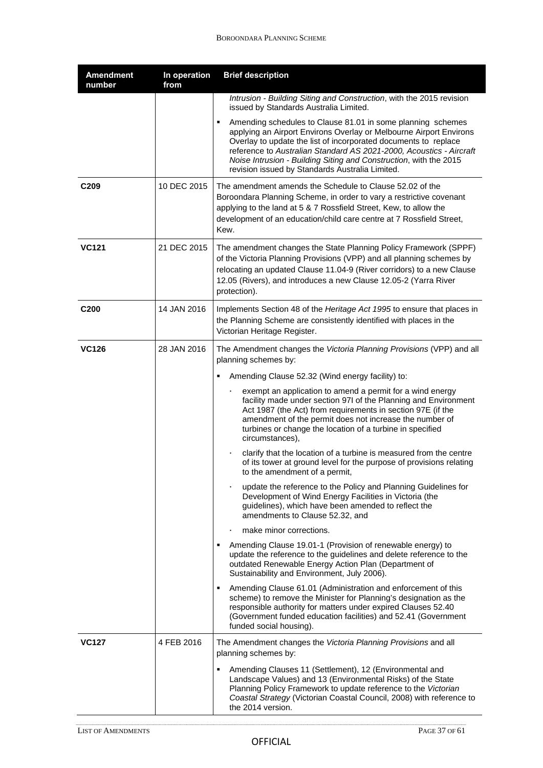| Amendment number | In operation from | Brief description |
|---|---|---|
| | | *Intrusion - Building Siting and Construction*, with the 2015 revision issued by Standards Australia Limited.<br>▪ Amending schedules to Clause 81.01 in some planning schemes applying an Airport Environs Overlay or Melbourne Airport Environs Overlay to update the list of incorporated documents to replace reference to *Australian Standard AS 2021-2000, Acoustics - Aircraft Noise Intrusion - Building Siting and Construction*, with the 2015 revision issued by Standards Australia Limited. |
| **C209** | 10 DEC 2015 | The amendment amends the Schedule to Clause 52.02 of the Boroondara Planning Scheme, in order to vary a restrictive covenant applying to the land at 5 & 7 Rossfield Street, Kew, to allow the development of an education/child care centre at 7 Rossfield Street, Kew. |
| **VC121** | 21 DEC 2015 | The amendment changes the State Planning Policy Framework (SPPF) of the Victoria Planning Provisions (VPP) and all planning schemes by relocating an updated Clause 11.04-9 (River corridors) to a new Clause 12.05 (Rivers), and introduces a new Clause 12.05-2 (Yarra River protection). |
| **C200** | 14 JAN 2016 | Implements Section 48 of the *Heritage Act 1995* to ensure that places in the Planning Scheme are consistently identified with places in the Victorian Heritage Register. |
| **VC126** | 28 JAN 2016 | The Amendment changes the *Victoria Planning Provisions* (VPP) and all planning schemes by:<br>▪ Amending Clause 52.32 (Wind energy facility) to:<br>· exempt an application to amend a permit for a wind energy facility made under section 97I of the Planning and Environment Act 1987 (the Act) from requirements in section 97E (if the amendment of the permit does not increase the number of turbines or change the location of a turbine in specified circumstances),<br>· clarify that the location of a turbine is measured from the centre of its tower at ground level for the purpose of provisions relating to the amendment of a permit,<br>· update the reference to the Policy and Planning Guidelines for Development of Wind Energy Facilities in Victoria (the guidelines), which have been amended to reflect the amendments to Clause 52.32, and<br>· make minor corrections.<br>▪ Amending Clause 19.01-1 (Provision of renewable energy) to update the reference to the guidelines and delete reference to the outdated Renewable Energy Action Plan (Department of Sustainability and Environment, July 2006).<br>▪ Amending Clause 61.01 (Administration and enforcement of this scheme) to remove the Minister for Planning's designation as the responsible authority for matters under expired Clauses 52.40 (Government funded education facilities) and 52.41 (Government funded social housing). |
| **VC127** | 4 FEB 2016 | The Amendment changes the *Victoria Planning Provisions* and all planning schemes by:<br>▪ Amending Clauses 11 (Settlement), 12 (Environmental and Landscape Values) and 13 (Environmental Risks) of the State Planning Policy Framework to update reference to the *Victorian Coastal Strategy* (Victorian Coastal Council, 2008) with reference to the 2014 version. |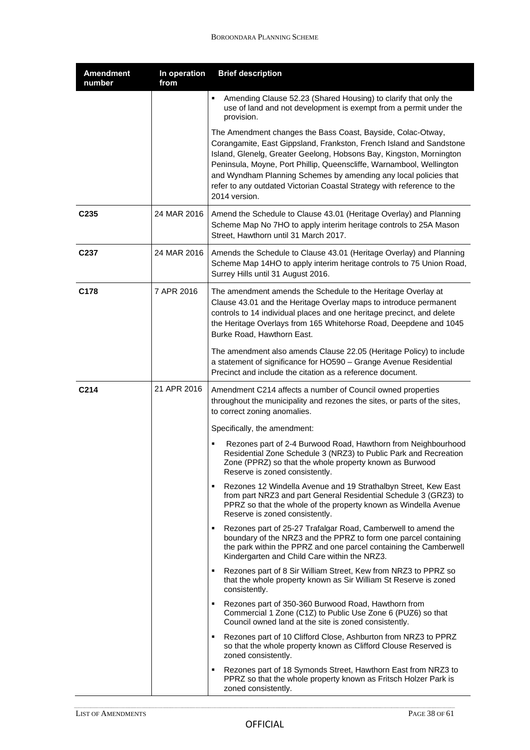| Amendment number | In operation from | Brief description |
|---|---|---|
| | | ▪ Amending Clause 52.23 (Shared Housing) to clarify that only the use of land and not development is exempt from a permit under the provision.<br><br>The Amendment changes the Bass Coast, Bayside, Colac-Otway, Corangamite, East Gippsland, Frankston, French Island and Sandstone Island, Glenelg, Greater Geelong, Hobsons Bay, Kingston, Mornington Peninsula, Moyne, Port Phillip, Queenscliffe, Warnambool, Wellington and Wyndham Planning Schemes by amending any local policies that refer to any outdated Victorian Coastal Strategy with reference to the 2014 version. |
| **C235** | 24 MAR 2016 | Amend the Schedule to Clause 43.01 (Heritage Overlay) and Planning Scheme Map No 7HO to apply interim heritage controls to 25A Mason Street, Hawthorn until 31 March 2017. |
| **C237** | 24 MAR 2016 | Amends the Schedule to Clause 43.01 (Heritage Overlay) and Planning Scheme Map 14HO to apply interim heritage controls to 75 Union Road, Surrey Hills until 31 August 2016. |
| **C178** | 7 APR 2016 | The amendment amends the Schedule to the Heritage Overlay at Clause 43.01 and the Heritage Overlay maps to introduce permanent controls to 14 individual places and one heritage precinct, and delete the Heritage Overlays from 165 Whitehorse Road, Deepdene and 1045 Burke Road, Hawthorn East.<br><br>The amendment also amends Clause 22.05 (Heritage Policy) to include a statement of significance for HO590 – Grange Avenue Residential Precinct and include the citation as a reference document. |
| **C214** | 21 APR 2016 | Amendment C214 affects a number of Council owned properties throughout the municipality and rezones the sites, or parts of the sites, to correct zoning anomalies.<br><br>Specifically, the amendment:<br><br>▪ Rezones part of 2-4 Burwood Road, Hawthorn from Neighbourhood Residential Zone Schedule 3 (NRZ3) to Public Park and Recreation Zone (PPRZ) so that the whole property known as Burwood Reserve is zoned consistently.<br><br>▪ Rezones 12 Windella Avenue and 19 Strathalbyn Street, Kew East from part NRZ3 and part General Residential Schedule 3 (GRZ3) to PPRZ so that the whole of the property known as Windella Avenue Reserve is zoned consistently.<br><br>▪ Rezones part of 25-27 Trafalgar Road, Camberwell to amend the boundary of the NRZ3 and the PPRZ to form one parcel containing the park within the PPRZ and one parcel containing the Camberwell Kindergarten and Child Care within the NRZ3.<br><br>▪ Rezones part of 8 Sir William Street, Kew from NRZ3 to PPRZ so that the whole property known as Sir William St Reserve is zoned consistently.<br><br>▪ Rezones part of 350-360 Burwood Road, Hawthorn from Commercial 1 Zone (C1Z) to Public Use Zone 6 (PUZ6) so that Council owned land at the site is zoned consistently.<br><br>▪ Rezones part of 10 Clifford Close, Ashburton from NRZ3 to PPRZ so that the whole property known as Clifford Clouse Reserved is zoned consistently.<br><br>▪ Rezones part of 18 Symonds Street, Hawthorn East from NRZ3 to PPRZ so that the whole property known as Fritsch Holzer Park is zoned consistently. |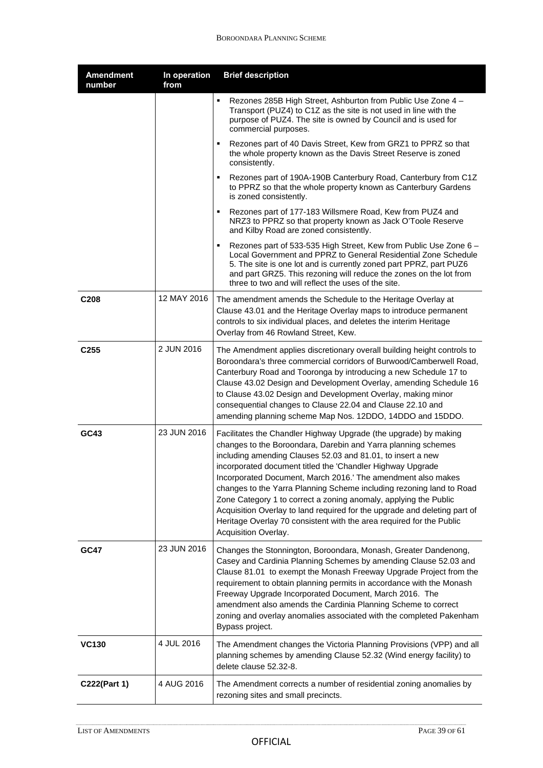| Amendment number | In operation from | Brief description |
|---|---|---|
| | | ▪ Rezones 285B High Street, Ashburton from Public Use Zone 4 – Transport (PUZ4) to C1Z as the site is not used in line with the purpose of PUZ4. The site is owned by Council and is used for commercial purposes.<br>▪ Rezones part of 40 Davis Street, Kew from GRZ1 to PPRZ so that the whole property known as the Davis Street Reserve is zoned consistently.<br>▪ Rezones part of 190A-190B Canterbury Road, Canterbury from C1Z to PPRZ so that the whole property known as Canterbury Gardens is zoned consistently.<br>▪ Rezones part of 177-183 Willsmere Road, Kew from PUZ4 and NRZ3 to PPRZ so that property known as Jack O'Toole Reserve and Kilby Road are zoned consistently.<br>▪ Rezones part of 533-535 High Street, Kew from Public Use Zone 6 – Local Government and PPRZ to General Residential Zone Schedule 5. The site is one lot and is currently zoned part PPRZ, part PUZ6 and part GRZ5. This rezoning will reduce the zones on the lot from three to two and will reflect the uses of the site. |
| **C208** | 12 MAY 2016 | The amendment amends the Schedule to the Heritage Overlay at Clause 43.01 and the Heritage Overlay maps to introduce permanent controls to six individual places, and deletes the interim Heritage Overlay from 46 Rowland Street, Kew. |
| **C255** | 2 JUN 2016 | The Amendment applies discretionary overall building height controls to Boroondara's three commercial corridors of Burwood/Camberwell Road, Canterbury Road and Tooronga by introducing a new Schedule 17 to Clause 43.02 Design and Development Overlay, amending Schedule 16 to Clause 43.02 Design and Development Overlay, making minor consequential changes to Clause 22.04 and Clause 22.10 and amending planning scheme Map Nos. 12DDO, 14DDO and 15DDO. |
| **GC43** | 23 JUN 2016 | Facilitates the Chandler Highway Upgrade (the upgrade) by making changes to the Boroondara, Darebin and Yarra planning schemes including amending Clauses 52.03 and 81.01, to insert a new incorporated document titled the 'Chandler Highway Upgrade Incorporated Document, March 2016.' The amendment also makes changes to the Yarra Planning Scheme including rezoning land to Road Zone Category 1 to correct a zoning anomaly, applying the Public Acquisition Overlay to land required for the upgrade and deleting part of Heritage Overlay 70 consistent with the area required for the Public Acquisition Overlay. |
| **GC47** | 23 JUN 2016 | Changes the Stonnington, Boroondara, Monash, Greater Dandenong, Casey and Cardinia Planning Schemes by amending Clause 52.03 and Clause 81.01 to exempt the Monash Freeway Upgrade Project from the requirement to obtain planning permits in accordance with the Monash Freeway Upgrade Incorporated Document, March 2016. The amendment also amends the Cardinia Planning Scheme to correct zoning and overlay anomalies associated with the completed Pakenham Bypass project. |
| **VC130** | 4 JUL 2016 | The Amendment changes the Victoria Planning Provisions (VPP) and all planning schemes by amending Clause 52.32 (Wind energy facility) to delete clause 52.32-8. |
| **C222(Part 1)** | 4 AUG 2016 | The Amendment corrects a number of residential zoning anomalies by rezoning sites and small precincts. |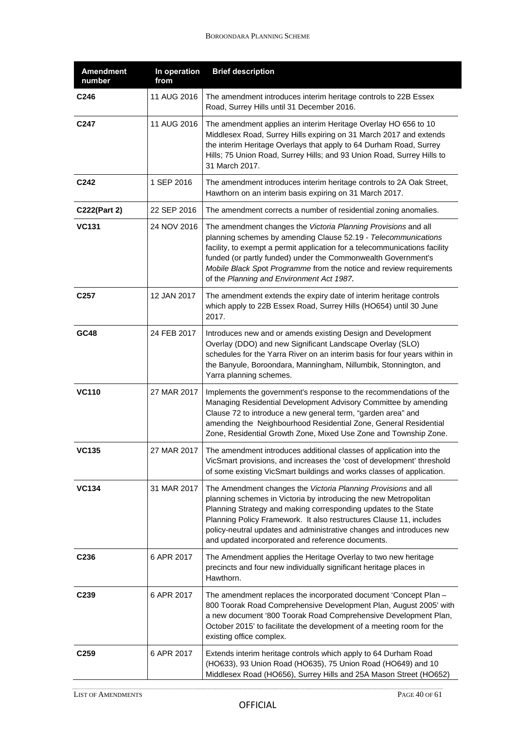| Amendment number | In operation from | Brief description |
|---|---|---|
| **C246** | 11 AUG 2016 | The amendment introduces interim heritage controls to 22B Essex Road, Surrey Hills until 31 December 2016. |
| **C247** | 11 AUG 2016 | The amendment applies an interim Heritage Overlay HO 656 to 10 Middlesex Road, Surrey Hills expiring on 31 March 2017 and extends the interim Heritage Overlays that apply to 64 Durham Road, Surrey Hills; 75 Union Road, Surrey Hills; and 93 Union Road, Surrey Hills to 31 March 2017. |
| **C242** | 1 SEP 2016 | The amendment introduces interim heritage controls to 2A Oak Street, Hawthorn on an interim basis expiring on 31 March 2017. |
| **C222(Part 2)** | 22 SEP 2016 | The amendment corrects a number of residential zoning anomalies. |
| **VC131** | 24 NOV 2016 | The amendment changes the *Victoria Planning Provisions* and all planning schemes by amending Clause 52.19 - *Telecommunications* facility, to exempt a permit application for a telecommunications facility funded (or partly funded) under the Commonwealth Government's *Mobile Black Spot Programme* from the notice and review requirements of the *Planning and Environment Act 1987.* |
| **C257** | 12 JAN 2017 | The amendment extends the expiry date of interim heritage controls which apply to 22B Essex Road, Surrey Hills (HO654) until 30 June 2017. |
| **GC48** | 24 FEB 2017 | Introduces new and or amends existing Design and Development Overlay (DDO) and new Significant Landscape Overlay (SLO) schedules for the Yarra River on an interim basis for four years within in the Banyule, Boroondara, Manningham, Nillumbik, Stonnington, and Yarra planning schemes. |
| **VC110** | 27 MAR 2017 | Implements the government's response to the recommendations of the Managing Residential Development Advisory Committee by amending Clause 72 to introduce a new general term, "garden area" and amending the Neighbourhood Residential Zone, General Residential Zone, Residential Growth Zone, Mixed Use Zone and Township Zone. |
| **VC135** | 27 MAR 2017 | The amendment introduces additional classes of application into the VicSmart provisions, and increases the 'cost of development' threshold of some existing VicSmart buildings and works classes of application. |
| **VC134** | 31 MAR 2017 | The Amendment changes the *Victoria Planning Provisions* and all planning schemes in Victoria by introducing the new Metropolitan Planning Strategy and making corresponding updates to the State Planning Policy Framework. It also restructures Clause 11, includes policy-neutral updates and administrative changes and introduces new and updated incorporated and reference documents. |
| **C236** | 6 APR 2017 | The Amendment applies the Heritage Overlay to two new heritage precincts and four new individually significant heritage places in Hawthorn. |
| **C239** | 6 APR 2017 | The amendment replaces the incorporated document 'Concept Plan – 800 Toorak Road Comprehensive Development Plan, August 2005' with a new document '800 Toorak Road Comprehensive Development Plan, October 2015' to facilitate the development of a meeting room for the existing office complex. |
| **C259** | 6 APR 2017 | Extends interim heritage controls which apply to 64 Durham Road (HO633), 93 Union Road (HO635), 75 Union Road (HO649) and 10 Middlesex Road (HO656), Surrey Hills and 25A Mason Street (HO652) |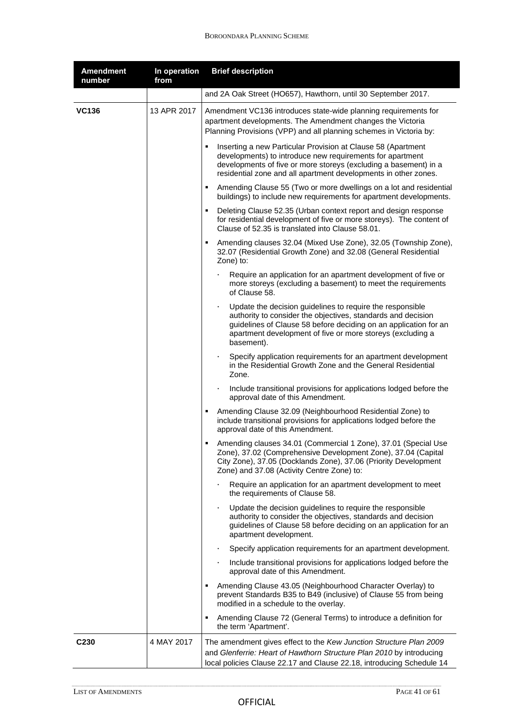| Amendment number | In operation from | Brief description |
|---|---|---|
| | | and 2A Oak Street (HO657), Hawthorn, until 30 September 2017. |
| **VC136** | 13 APR 2017 | Amendment VC136 introduces state-wide planning requirements for apartment developments. The Amendment changes the Victoria Planning Provisions (VPP) and all planning schemes in Victoria by:<br>▪ Inserting a new Particular Provision at Clause 58 (Apartment developments) to introduce new requirements for apartment developments of five or more storeys (excluding a basement) in a residential zone and all apartment developments in other zones.<br>▪ Amending Clause 55 (Two or more dwellings on a lot and residential buildings) to include new requirements for apartment developments.<br>▪ Deleting Clause 52.35 (Urban context report and design response for residential development of five or more storeys). The content of Clause of 52.35 is translated into Clause 58.01.<br>▪ Amending clauses 32.04 (Mixed Use Zone), 32.05 (Township Zone), 32.07 (Residential Growth Zone) and 32.08 (General Residential Zone) to:<br>· Require an application for an apartment development of five or more storeys (excluding a basement) to meet the requirements of Clause 58.<br>· Update the decision guidelines to require the responsible authority to consider the objectives, standards and decision guidelines of Clause 58 before deciding on an application for an apartment development of five or more storeys (excluding a basement).<br>· Specify application requirements for an apartment development in the Residential Growth Zone and the General Residential Zone.<br>· Include transitional provisions for applications lodged before the approval date of this Amendment.<br>▪ Amending Clause 32.09 (Neighbourhood Residential Zone) to include transitional provisions for applications lodged before the approval date of this Amendment.<br>▪ Amending clauses 34.01 (Commercial 1 Zone), 37.01 (Special Use Zone), 37.02 (Comprehensive Development Zone), 37.04 (Capital City Zone), 37.05 (Docklands Zone), 37.06 (Priority Development Zone) and 37.08 (Activity Centre Zone) to:<br>· Require an application for an apartment development to meet the requirements of Clause 58.<br>· Update the decision guidelines to require the responsible authority to consider the objectives, standards and decision guidelines of Clause 58 before deciding on an application for an apartment development.<br>· Specify application requirements for an apartment development.<br>· Include transitional provisions for applications lodged before the approval date of this Amendment.<br>▪ Amending Clause 43.05 (Neighbourhood Character Overlay) to prevent Standards B35 to B49 (inclusive) of Clause 55 from being modified in a schedule to the overlay.<br>▪ Amending Clause 72 (General Terms) to introduce a definition for the term 'Apartment'. |
| **C230** | 4 MAY 2017 | The amendment gives effect to the *Kew Junction Structure Plan 2009* and *Glenferrie: Heart of Hawthorn Structure Plan 2010* by introducing local policies Clause 22.17 and Clause 22.18, introducing Schedule 14 |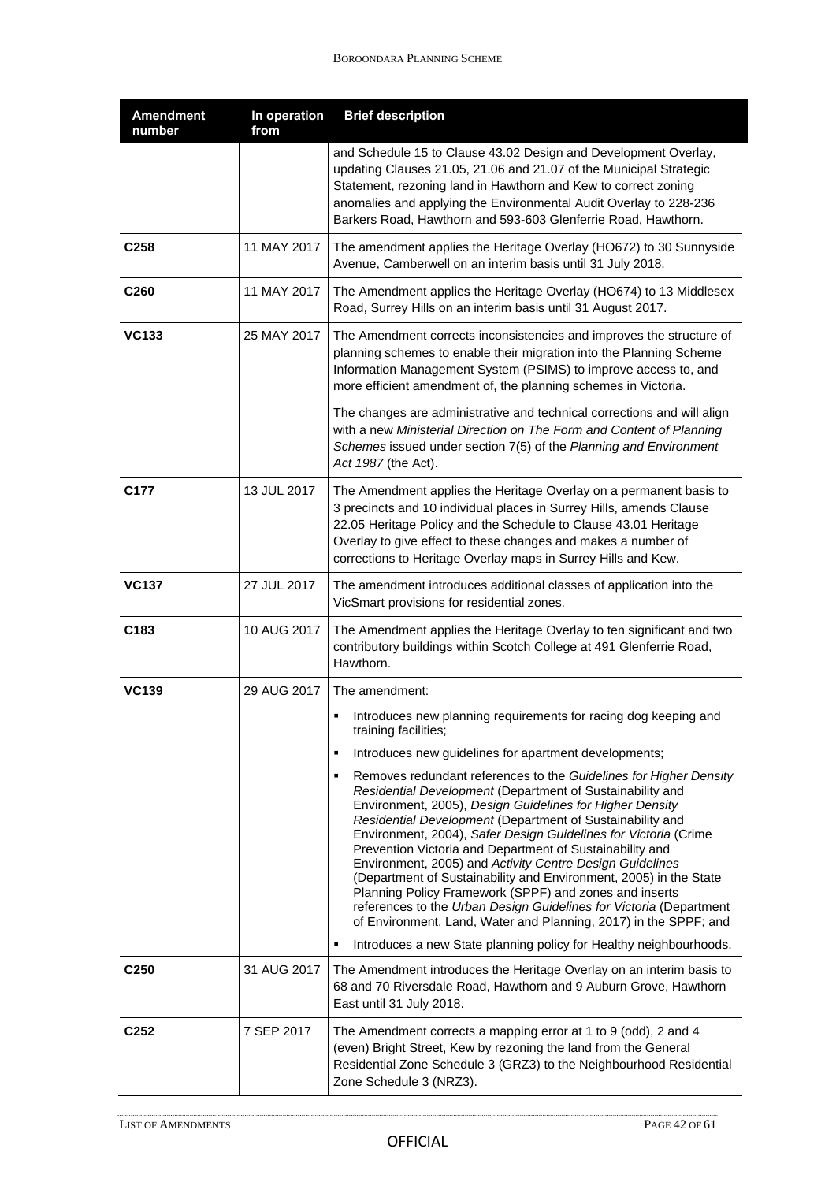| Amendment number | In operation from | Brief description |
|---|---|---|
| | | and Schedule 15 to Clause 43.02 Design and Development Overlay, updating Clauses 21.05, 21.06 and 21.07 of the Municipal Strategic Statement, rezoning land in Hawthorn and Kew to correct zoning anomalies and applying the Environmental Audit Overlay to 228-236 Barkers Road, Hawthorn and 593-603 Glenferrie Road, Hawthorn. |
| **C258** | 11 MAY 2017 | The amendment applies the Heritage Overlay (HO672) to 30 Sunnyside Avenue, Camberwell on an interim basis until 31 July 2018. |
| **C260** | 11 MAY 2017 | The Amendment applies the Heritage Overlay (HO674) to 13 Middlesex Road, Surrey Hills on an interim basis until 31 August 2017. |
| **VC133** | 25 MAY 2017 | The Amendment corrects inconsistencies and improves the structure of planning schemes to enable their migration into the Planning Scheme Information Management System (PSIMS) to improve access to, and more efficient amendment of, the planning schemes in Victoria.<br><br>The changes are administrative and technical corrections and will align with a new *Ministerial Direction on The Form and Content of Planning Schemes* issued under section 7(5) of the *Planning and Environment Act 1987* (the Act). |
| **C177** | 13 JUL 2017 | The Amendment applies the Heritage Overlay on a permanent basis to 3 precincts and 10 individual places in Surrey Hills, amends Clause 22.05 Heritage Policy and the Schedule to Clause 43.01 Heritage Overlay to give effect to these changes and makes a number of corrections to Heritage Overlay maps in Surrey Hills and Kew. |
| **VC137** | 27 JUL 2017 | The amendment introduces additional classes of application into the VicSmart provisions for residential zones. |
| **C183** | 10 AUG 2017 | The Amendment applies the Heritage Overlay to ten significant and two contributory buildings within Scotch College at 491 Glenferrie Road, Hawthorn. |
| **VC139** | 29 AUG 2017 | The amendment:<br>▪ Introduces new planning requirements for racing dog keeping and training facilities;<br>▪ Introduces new guidelines for apartment developments;<br>▪ Removes redundant references to the *Guidelines for Higher Density Residential Development* (Department of Sustainability and Environment, 2005), *Design Guidelines for Higher Density Residential Development* (Department of Sustainability and Environment, 2004), *Safer Design Guidelines for Victoria* (Crime Prevention Victoria and Department of Sustainability and Environment, 2005) and *Activity Centre Design Guidelines* (Department of Sustainability and Environment, 2005) in the State Planning Policy Framework (SPPF) and zones and inserts references to the *Urban Design Guidelines for Victoria* (Department of Environment, Land, Water and Planning, 2017) in the SPPF; and<br>▪ Introduces a new State planning policy for Healthy neighbourhoods. |
| **C250** | 31 AUG 2017 | The Amendment introduces the Heritage Overlay on an interim basis to 68 and 70 Riversdale Road, Hawthorn and 9 Auburn Grove, Hawthorn East until 31 July 2018. |
| **C252** | 7 SEP 2017 | The Amendment corrects a mapping error at 1 to 9 (odd), 2 and 4 (even) Bright Street, Kew by rezoning the land from the General Residential Zone Schedule 3 (GRZ3) to the Neighbourhood Residential Zone Schedule 3 (NRZ3). |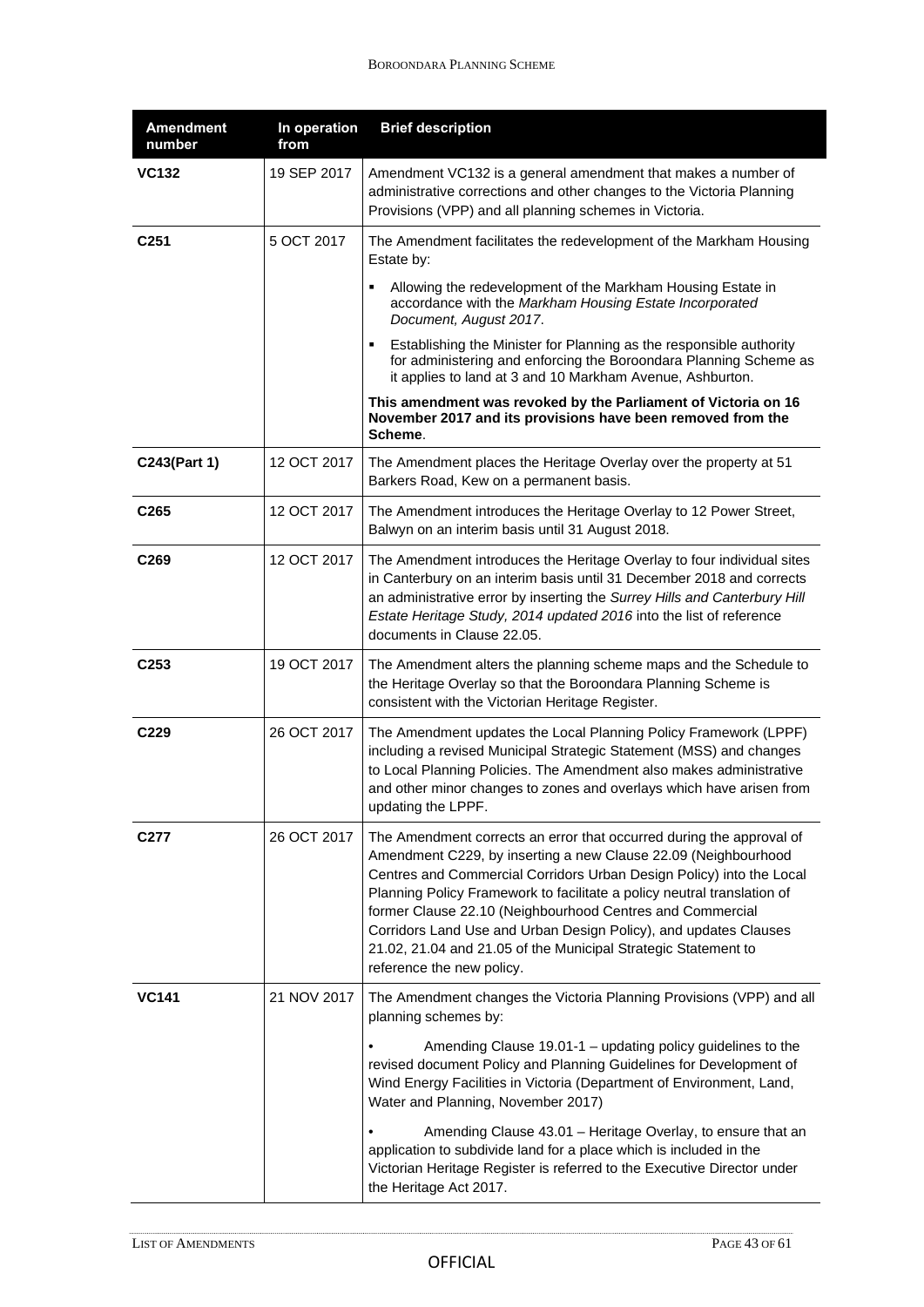| Amendment number | In operation from | Brief description |
|---|---|---|
| **VC132** | 19 SEP 2017 | Amendment VC132 is a general amendment that makes a number of administrative corrections and other changes to the Victoria Planning Provisions (VPP) and all planning schemes in Victoria. |
| **C251** | 5 OCT 2017 | The Amendment facilitates the redevelopment of the Markham Housing Estate by:<br>▪ Allowing the redevelopment of the Markham Housing Estate in accordance with the *Markham Housing Estate Incorporated Document, August 2017*.<br>▪ Establishing the Minister for Planning as the responsible authority for administering and enforcing the Boroondara Planning Scheme as it applies to land at 3 and 10 Markham Avenue, Ashburton.<br>**This amendment was revoked by the Parliament of Victoria on 16 November 2017 and its provisions have been removed from the Scheme**. |
| **C243(Part 1)** | 12 OCT 2017 | The Amendment places the Heritage Overlay over the property at 51 Barkers Road, Kew on a permanent basis. |
| **C265** | 12 OCT 2017 | The Amendment introduces the Heritage Overlay to 12 Power Street, Balwyn on an interim basis until 31 August 2018. |
| **C269** | 12 OCT 2017 | The Amendment introduces the Heritage Overlay to four individual sites in Canterbury on an interim basis until 31 December 2018 and corrects an administrative error by inserting the *Surrey Hills and Canterbury Hill Estate Heritage Study, 2014 updated 2016* into the list of reference documents in Clause 22.05. |
| **C253** | 19 OCT 2017 | The Amendment alters the planning scheme maps and the Schedule to the Heritage Overlay so that the Boroondara Planning Scheme is consistent with the Victorian Heritage Register. |
| **C229** | 26 OCT 2017 | The Amendment updates the Local Planning Policy Framework (LPPF) including a revised Municipal Strategic Statement (MSS) and changes to Local Planning Policies. The Amendment also makes administrative and other minor changes to zones and overlays which have arisen from updating the LPPF. |
| **C277** | 26 OCT 2017 | The Amendment corrects an error that occurred during the approval of Amendment C229, by inserting a new Clause 22.09 (Neighbourhood Centres and Commercial Corridors Urban Design Policy) into the Local Planning Policy Framework to facilitate a policy neutral translation of former Clause 22.10 (Neighbourhood Centres and Commercial Corridors Land Use and Urban Design Policy), and updates Clauses 21.02, 21.04 and 21.05 of the Municipal Strategic Statement to reference the new policy. |
| **VC141** | 21 NOV 2017 | The Amendment changes the Victoria Planning Provisions (VPP) and all planning schemes by:<br>• Amending Clause 19.01-1 – updating policy guidelines to the revised document Policy and Planning Guidelines for Development of Wind Energy Facilities in Victoria (Department of Environment, Land, Water and Planning, November 2017)<br>• Amending Clause 43.01 – Heritage Overlay, to ensure that an application to subdivide land for a place which is included in the Victorian Heritage Register is referred to the Executive Director under the Heritage Act 2017. |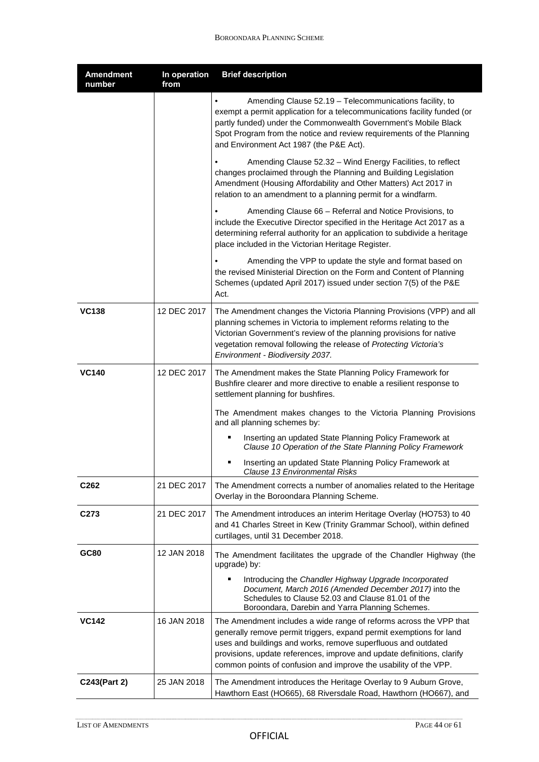| Amendment number | In operation from | Brief description |
|---|---|---|
| | | • Amending Clause 52.19 – Telecommunications facility, to exempt a permit application for a telecommunications facility funded (or partly funded) under the Commonwealth Government's Mobile Black Spot Program from the notice and review requirements of the Planning and Environment Act 1987 (the P&E Act).<br><br>• Amending Clause 52.32 – Wind Energy Facilities, to reflect changes proclaimed through the Planning and Building Legislation Amendment (Housing Affordability and Other Matters) Act 2017 in relation to an amendment to a planning permit for a windfarm.<br><br>• Amending Clause 66 – Referral and Notice Provisions, to include the Executive Director specified in the Heritage Act 2017 as a determining referral authority for an application to subdivide a heritage place included in the Victorian Heritage Register.<br><br>• Amending the VPP to update the style and format based on the revised Ministerial Direction on the Form and Content of Planning Schemes (updated April 2017) issued under section 7(5) of the P&E Act. |
| **VC138** | 12 DEC 2017 | The Amendment changes the Victoria Planning Provisions (VPP) and all planning schemes in Victoria to implement reforms relating to the Victorian Government's review of the planning provisions for native vegetation removal following the release of *Protecting Victoria's Environment - Biodiversity 2037.* |
| **VC140** | 12 DEC 2017 | The Amendment makes the State Planning Policy Framework for Bushfire clearer and more directive to enable a resilient response to settlement planning for bushfires.<br><br>The Amendment makes changes to the Victoria Planning Provisions and all planning schemes by:<br><br>▪ Inserting an updated State Planning Policy Framework at *Clause 10 Operation of the State Planning Policy Framework*<br><br>▪ Inserting an updated State Planning Policy Framework at *Clause 13 Environmental Risks* |
| **C262** | 21 DEC 2017 | The Amendment corrects a number of anomalies related to the Heritage Overlay in the Boroondara Planning Scheme. |
| **C273** | 21 DEC 2017 | The Amendment introduces an interim Heritage Overlay (HO753) to 40 and 41 Charles Street in Kew (Trinity Grammar School), within defined curtilages, until 31 December 2018. |
| **GC80** | 12 JAN 2018 | The Amendment facilitates the upgrade of the Chandler Highway (the upgrade) by:<br><br>▪ Introducing the *Chandler Highway Upgrade Incorporated Document, March 2016 (Amended December 2017)* into the Schedules to Clause 52.03 and Clause 81.01 of the Boroondara, Darebin and Yarra Planning Schemes. |
| **VC142** | 16 JAN 2018 | The Amendment includes a wide range of reforms across the VPP that generally remove permit triggers, expand permit exemptions for land uses and buildings and works, remove superfluous and outdated provisions, update references, improve and update definitions, clarify common points of confusion and improve the usability of the VPP. |
| **C243(Part 2)** | 25 JAN 2018 | The Amendment introduces the Heritage Overlay to 9 Auburn Grove, Hawthorn East (HO665), 68 Riversdale Road, Hawthorn (HO667), and |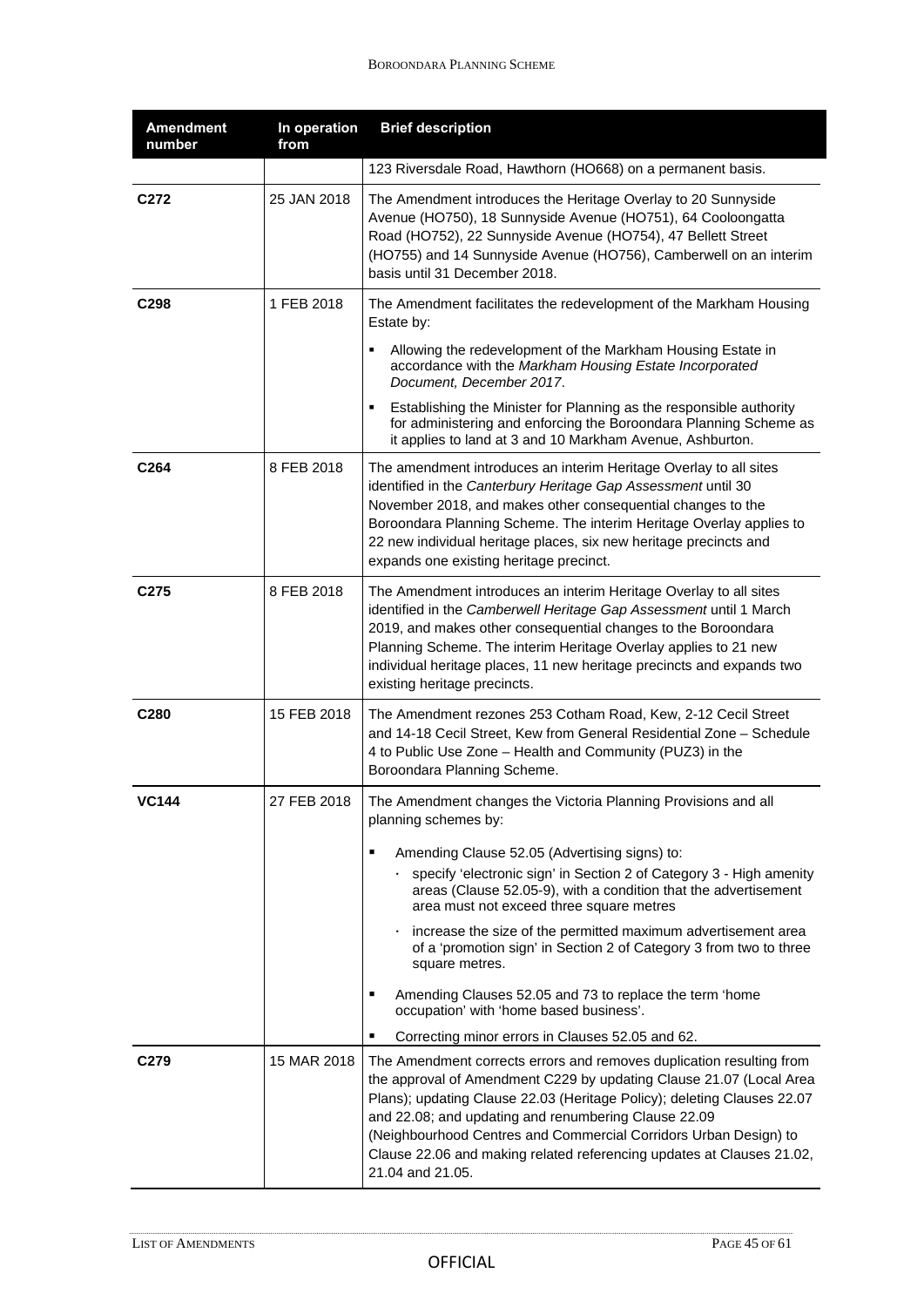| Amendment number | In operation from | Brief description |
|---|---|---|
| | | 123 Riversdale Road, Hawthorn (HO668) on a permanent basis. |
| **C272** | 25 JAN 2018 | The Amendment introduces the Heritage Overlay to 20 Sunnyside Avenue (HO750), 18 Sunnyside Avenue (HO751), 64 Cooloongatta Road (HO752), 22 Sunnyside Avenue (HO754), 47 Bellett Street (HO755) and 14 Sunnyside Avenue (HO756), Camberwell on an interim basis until 31 December 2018. |
| **C298** | 1 FEB 2018 | The Amendment facilitates the redevelopment of the Markham Housing Estate by:<br>▪ Allowing the redevelopment of the Markham Housing Estate in accordance with the *Markham Housing Estate Incorporated Document, December 2017*.<br>▪ Establishing the Minister for Planning as the responsible authority for administering and enforcing the Boroondara Planning Scheme as it applies to land at 3 and 10 Markham Avenue, Ashburton. |
| **C264** | 8 FEB 2018 | The amendment introduces an interim Heritage Overlay to all sites identified in the *Canterbury Heritage Gap Assessment* until 30 November 2018, and makes other consequential changes to the Boroondara Planning Scheme. The interim Heritage Overlay applies to 22 new individual heritage places, six new heritage precincts and expands one existing heritage precinct. |
| **C275** | 8 FEB 2018 | The Amendment introduces an interim Heritage Overlay to all sites identified in the *Camberwell Heritage Gap Assessment* until 1 March 2019, and makes other consequential changes to the Boroondara Planning Scheme. The interim Heritage Overlay applies to 21 new individual heritage places, 11 new heritage precincts and expands two existing heritage precincts. |
| **C280** | 15 FEB 2018 | The Amendment rezones 253 Cotham Road, Kew, 2-12 Cecil Street and 14-18 Cecil Street, Kew from General Residential Zone – Schedule 4 to Public Use Zone – Health and Community (PUZ3) in the Boroondara Planning Scheme. |
| **VC144** | 27 FEB 2018 | The Amendment changes the Victoria Planning Provisions and all planning schemes by:<br>▪ Amending Clause 52.05 (Advertising signs) to:<br>· specify 'electronic sign' in Section 2 of Category 3 - High amenity areas (Clause 52.05-9), with a condition that the advertisement area must not exceed three square metres<br>· increase the size of the permitted maximum advertisement area of a 'promotion sign' in Section 2 of Category 3 from two to three square metres.<br>▪ Amending Clauses 52.05 and 73 to replace the term 'home occupation' with 'home based business'.<br>▪ Correcting minor errors in Clauses 52.05 and 62. |
| **C279** | 15 MAR 2018 | The Amendment corrects errors and removes duplication resulting from the approval of Amendment C229 by updating Clause 21.07 (Local Area Plans); updating Clause 22.03 (Heritage Policy); deleting Clauses 22.07 and 22.08; and updating and renumbering Clause 22.09 (Neighbourhood Centres and Commercial Corridors Urban Design) to Clause 22.06 and making related referencing updates at Clauses 21.02, 21.04 and 21.05. |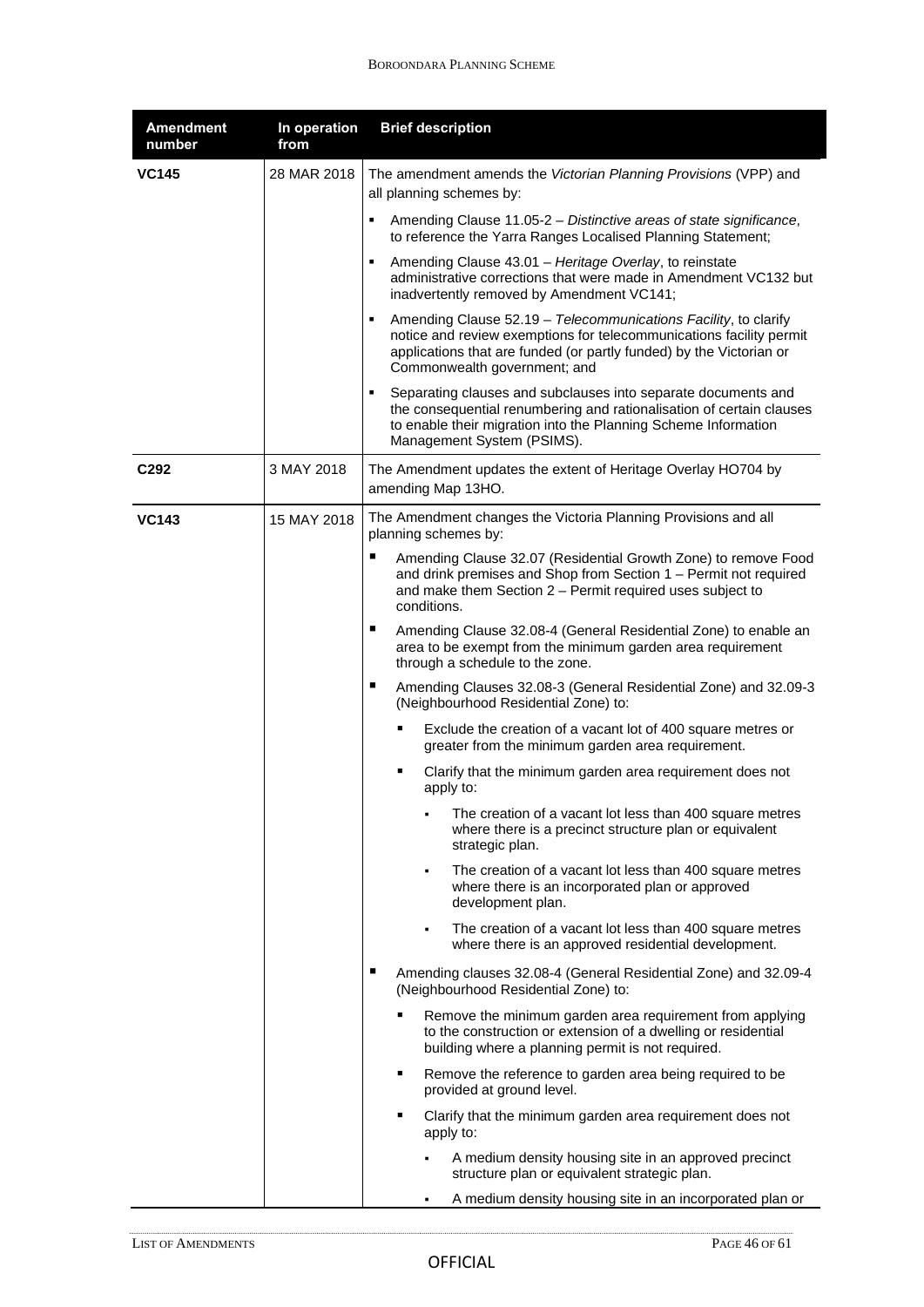| Amendment number | In operation from | Brief description |
|---|---|---|
| **VC145** | 28 MAR 2018 | The amendment amends the *Victorian Planning Provisions* (VPP) and all planning schemes by:<br>▪ Amending Clause 11.05-2 – *Distinctive areas of state significance*, to reference the Yarra Ranges Localised Planning Statement;<br>▪ Amending Clause 43.01 – *Heritage Overlay*, to reinstate administrative corrections that were made in Amendment VC132 but inadvertently removed by Amendment VC141;<br>▪ Amending Clause 52.19 – *Telecommunications Facility*, to clarify notice and review exemptions for telecommunications facility permit applications that are funded (or partly funded) by the Victorian or Commonwealth government; and<br>▪ Separating clauses and subclauses into separate documents and the consequential renumbering and rationalisation of certain clauses to enable their migration into the Planning Scheme Information Management System (PSIMS). |
| **C292** | 3 MAY 2018 | The Amendment updates the extent of Heritage Overlay HO704 by amending Map 13HO. |
| **VC143** | 15 MAY 2018 | The Amendment changes the Victoria Planning Provisions and all planning schemes by:<br>▪ Amending Clause 32.07 (Residential Growth Zone) to remove Food and drink premises and Shop from Section 1 – Permit not required and make them Section 2 – Permit required uses subject to conditions.<br>▪ Amending Clause 32.08-4 (General Residential Zone) to enable an area to be exempt from the minimum garden area requirement through a schedule to the zone.<br>▪ Amending Clauses 32.08-3 (General Residential Zone) and 32.09-3 (Neighbourhood Residential Zone) to:<br>&nbsp;&nbsp;▪ Exclude the creation of a vacant lot of 400 square metres or greater from the minimum garden area requirement.<br>&nbsp;&nbsp;▪ Clarify that the minimum garden area requirement does not apply to:<br>&nbsp;&nbsp;&nbsp;&nbsp;▪ The creation of a vacant lot less than 400 square metres where there is a precinct structure plan or equivalent strategic plan.<br>&nbsp;&nbsp;&nbsp;&nbsp;▪ The creation of a vacant lot less than 400 square metres where there is an incorporated plan or approved development plan.<br>&nbsp;&nbsp;&nbsp;&nbsp;▪ The creation of a vacant lot less than 400 square metres where there is an approved residential development.<br>▪ Amending clauses 32.08-4 (General Residential Zone) and 32.09-4 (Neighbourhood Residential Zone) to:<br>&nbsp;&nbsp;▪ Remove the minimum garden area requirement from applying to the construction or extension of a dwelling or residential building where a planning permit is not required.<br>&nbsp;&nbsp;▪ Remove the reference to garden area being required to be provided at ground level.<br>&nbsp;&nbsp;▪ Clarify that the minimum garden area requirement does not apply to:<br>&nbsp;&nbsp;&nbsp;&nbsp;▪ A medium density housing site in an approved precinct structure plan or equivalent strategic plan.<br>&nbsp;&nbsp;&nbsp;&nbsp;▪ A medium density housing site in an incorporated plan or |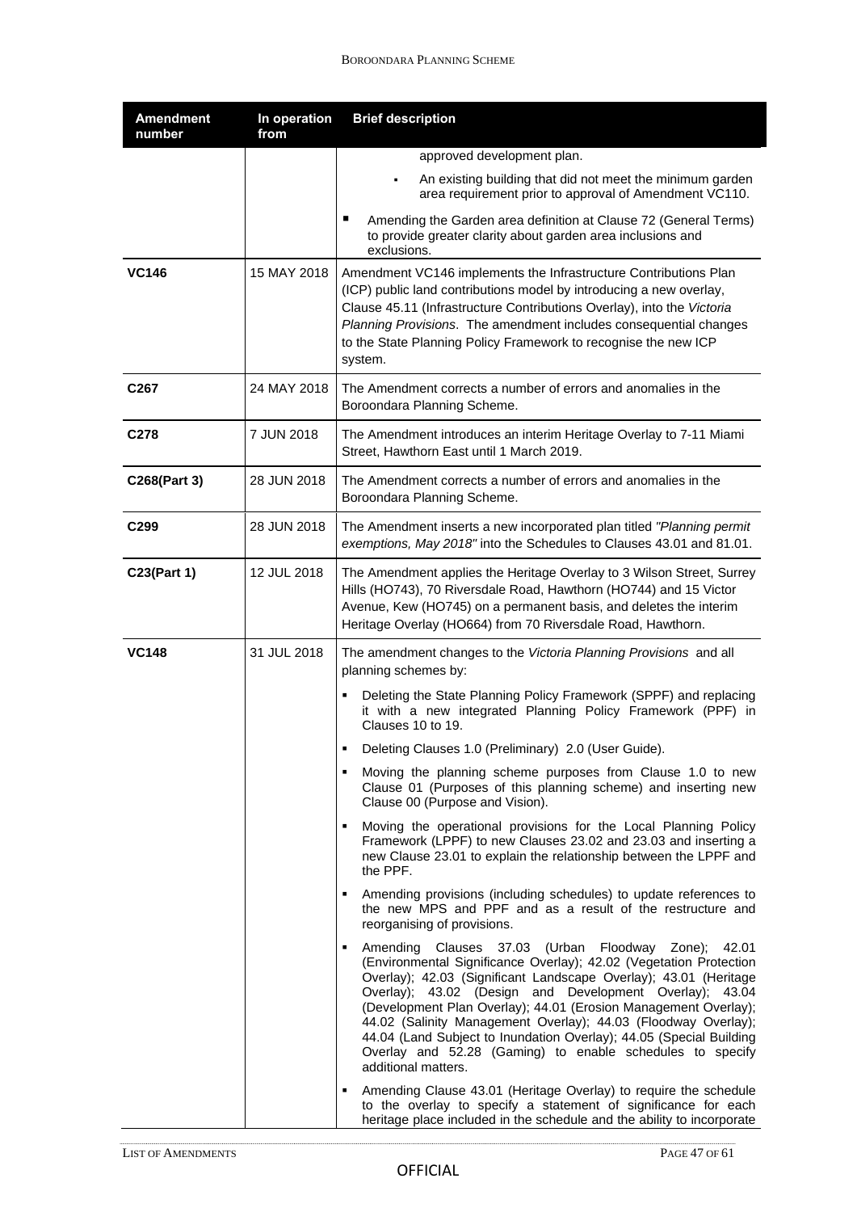| Amendment number | In operation from | Brief description |
|---|---|---|
| | | approved development plan.<br>▪ An existing building that did not meet the minimum garden area requirement prior to approval of Amendment VC110.<br>▪ Amending the Garden area definition at Clause 72 (General Terms) to provide greater clarity about garden area inclusions and exclusions. |
| **VC146** | 15 MAY 2018 | Amendment VC146 implements the Infrastructure Contributions Plan (ICP) public land contributions model by introducing a new overlay, Clause 45.11 (Infrastructure Contributions Overlay), into the *Victoria Planning Provisions*. The amendment includes consequential changes to the State Planning Policy Framework to recognise the new ICP system. |
| **C267** | 24 MAY 2018 | The Amendment corrects a number of errors and anomalies in the Boroondara Planning Scheme. |
| **C278** | 7 JUN 2018 | The Amendment introduces an interim Heritage Overlay to 7-11 Miami Street, Hawthorn East until 1 March 2019. |
| **C268(Part 3)** | 28 JUN 2018 | The Amendment corrects a number of errors and anomalies in the Boroondara Planning Scheme. |
| **C299** | 28 JUN 2018 | The Amendment inserts a new incorporated plan titled *"Planning permit exemptions, May 2018"* into the Schedules to Clauses 43.01 and 81.01. |
| **C23(Part 1)** | 12 JUL 2018 | The Amendment applies the Heritage Overlay to 3 Wilson Street, Surrey Hills (HO743), 70 Riversdale Road, Hawthorn (HO744) and 15 Victor Avenue, Kew (HO745) on a permanent basis, and deletes the interim Heritage Overlay (HO664) from 70 Riversdale Road, Hawthorn. |
| **VC148** | 31 JUL 2018 | The amendment changes to the *Victoria Planning Provisions* and all planning schemes by:<br>▪ Deleting the State Planning Policy Framework (SPPF) and replacing it with a new integrated Planning Policy Framework (PPF) in Clauses 10 to 19.<br>▪ Deleting Clauses 1.0 (Preliminary) 2.0 (User Guide).<br>▪ Moving the planning scheme purposes from Clause 1.0 to new Clause 01 (Purposes of this planning scheme) and inserting new Clause 00 (Purpose and Vision).<br>▪ Moving the operational provisions for the Local Planning Policy Framework (LPPF) to new Clauses 23.02 and 23.03 and inserting a new Clause 23.01 to explain the relationship between the LPPF and the PPF.<br>▪ Amending provisions (including schedules) to update references to the new MPS and PPF and as a result of the restructure and reorganising of provisions.<br>▪ Amending Clauses 37.03 (Urban Floodway Zone); 42.01 (Environmental Significance Overlay); 42.02 (Vegetation Protection Overlay); 42.03 (Significant Landscape Overlay); 43.01 (Heritage Overlay); 43.02 (Design and Development Overlay); 43.04 (Development Plan Overlay); 44.01 (Erosion Management Overlay); 44.02 (Salinity Management Overlay); 44.03 (Floodway Overlay); 44.04 (Land Subject to Inundation Overlay); 44.05 (Special Building Overlay and 52.28 (Gaming) to enable schedules to specify additional matters.<br>▪ Amending Clause 43.01 (Heritage Overlay) to require the schedule to the overlay to specify a statement of significance for each heritage place included in the schedule and the ability to incorporate |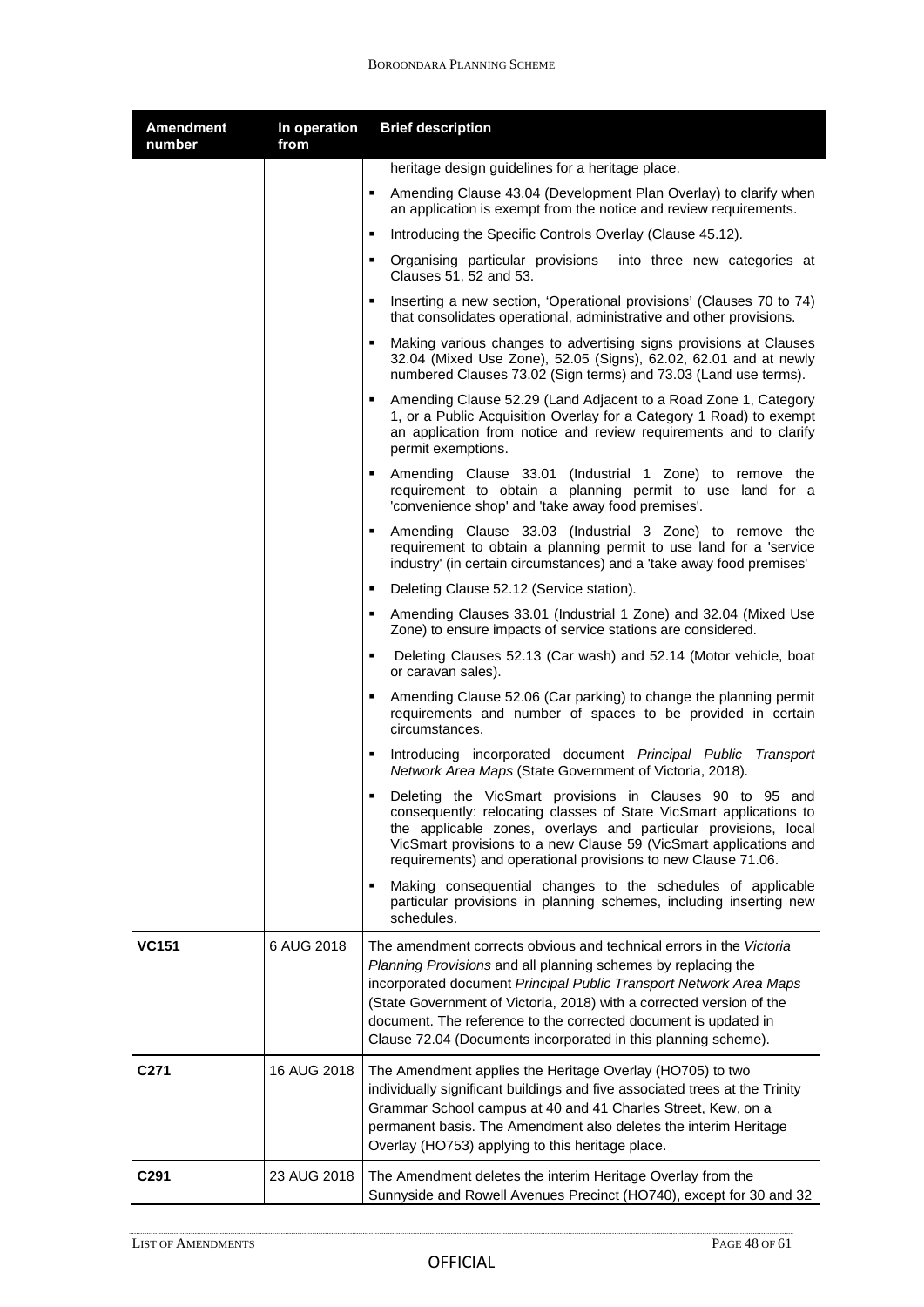| Amendment number | In operation from | Brief description |
|---|---|---|
| | | heritage design guidelines for a heritage place.<br>▪ Amending Clause 43.04 (Development Plan Overlay) to clarify when an application is exempt from the notice and review requirements.<br>▪ Introducing the Specific Controls Overlay (Clause 45.12).<br>▪ Organising particular provisions into three new categories at Clauses 51, 52 and 53.<br>▪ Inserting a new section, 'Operational provisions' (Clauses 70 to 74) that consolidates operational, administrative and other provisions.<br>▪ Making various changes to advertising signs provisions at Clauses 32.04 (Mixed Use Zone), 52.05 (Signs), 62.02, 62.01 and at newly numbered Clauses 73.02 (Sign terms) and 73.03 (Land use terms).<br>▪ Amending Clause 52.29 (Land Adjacent to a Road Zone 1, Category 1, or a Public Acquisition Overlay for a Category 1 Road) to exempt an application from notice and review requirements and to clarify permit exemptions.<br>▪ Amending Clause 33.01 (Industrial 1 Zone) to remove the requirement to obtain a planning permit to use land for a 'convenience shop' and 'take away food premises'.<br>▪ Amending Clause 33.03 (Industrial 3 Zone) to remove the requirement to obtain a planning permit to use land for a 'service industry' (in certain circumstances) and a 'take away food premises'<br>▪ Deleting Clause 52.12 (Service station).<br>▪ Amending Clauses 33.01 (Industrial 1 Zone) and 32.04 (Mixed Use Zone) to ensure impacts of service stations are considered.<br>▪ Deleting Clauses 52.13 (Car wash) and 52.14 (Motor vehicle, boat or caravan sales).<br>▪ Amending Clause 52.06 (Car parking) to change the planning permit requirements and number of spaces to be provided in certain circumstances.<br>▪ Introducing incorporated document *Principal Public Transport Network Area Maps* (State Government of Victoria, 2018).<br>▪ Deleting the VicSmart provisions in Clauses 90 to 95 and consequently: relocating classes of State VicSmart applications to the applicable zones, overlays and particular provisions, local VicSmart provisions to a new Clause 59 (VicSmart applications and requirements) and operational provisions to new Clause 71.06.<br>▪ Making consequential changes to the schedules of applicable particular provisions in planning schemes, including inserting new schedules. |
| **VC151** | 6 AUG 2018 | The amendment corrects obvious and technical errors in the *Victoria Planning Provisions* and all planning schemes by replacing the incorporated document *Principal Public Transport Network Area Maps* (State Government of Victoria, 2018) with a corrected version of the document. The reference to the corrected document is updated in Clause 72.04 (Documents incorporated in this planning scheme). |
| **C271** | 16 AUG 2018 | The Amendment applies the Heritage Overlay (HO705) to two individually significant buildings and five associated trees at the Trinity Grammar School campus at 40 and 41 Charles Street, Kew, on a permanent basis. The Amendment also deletes the interim Heritage Overlay (HO753) applying to this heritage place. |
| **C291** | 23 AUG 2018 | The Amendment deletes the interim Heritage Overlay from the Sunnyside and Rowell Avenues Precinct (HO740), except for 30 and 32 |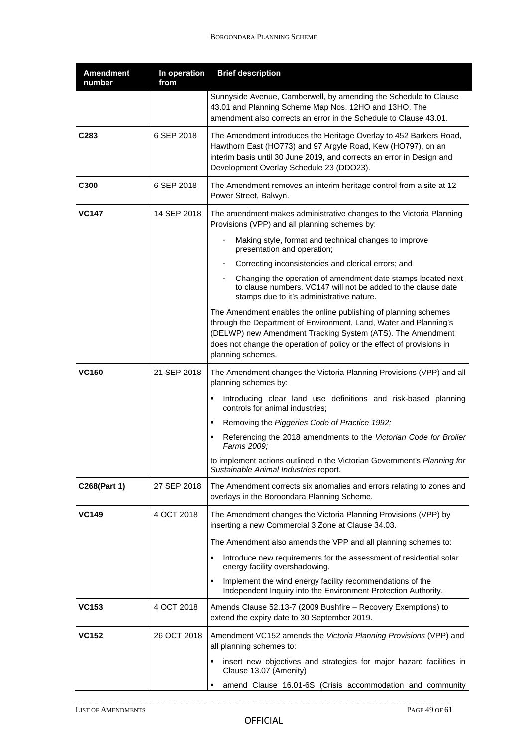| Amendment number | In operation from | Brief description |
|---|---|---|
| | | Sunnyside Avenue, Camberwell, by amending the Schedule to Clause 43.01 and Planning Scheme Map Nos. 12HO and 13HO. The amendment also corrects an error in the Schedule to Clause 43.01. |
| **C283** | 6 SEP 2018 | The Amendment introduces the Heritage Overlay to 452 Barkers Road, Hawthorn East (HO773) and 97 Argyle Road, Kew (HO797), on an interim basis until 30 June 2019, and corrects an error in Design and Development Overlay Schedule 23 (DDO23). |
| **C300** | 6 SEP 2018 | The Amendment removes an interim heritage control from a site at 12 Power Street, Balwyn. |
| **VC147** | 14 SEP 2018 | The amendment makes administrative changes to the Victoria Planning Provisions (VPP) and all planning schemes by:<br>· Making style, format and technical changes to improve presentation and operation;<br>· Correcting inconsistencies and clerical errors; and<br>· Changing the operation of amendment date stamps located next to clause numbers. VC147 will not be added to the clause date stamps due to it's administrative nature.<br>The Amendment enables the online publishing of planning schemes through the Department of Environment, Land, Water and Planning's (DELWP) new Amendment Tracking System (ATS). The Amendment does not change the operation of policy or the effect of provisions in planning schemes. |
| **VC150** | 21 SEP 2018 | The Amendment changes the Victoria Planning Provisions (VPP) and all planning schemes by:<br>▪ Introducing clear land use definitions and risk-based planning controls for animal industries;<br>▪ Removing the *Piggeries Code of Practice 1992;*<br>▪ Referencing the 2018 amendments to the *Victorian Code for Broiler Farms 2009;*<br>to implement actions outlined in the Victorian Government's *Planning for Sustainable Animal Industries* report. |
| **C268(Part 1)** | 27 SEP 2018 | The Amendment corrects six anomalies and errors relating to zones and overlays in the Boroondara Planning Scheme. |
| **VC149** | 4 OCT 2018 | The Amendment changes the Victoria Planning Provisions (VPP) by inserting a new Commercial 3 Zone at Clause 34.03.<br>The Amendment also amends the VPP and all planning schemes to:<br>▪ Introduce new requirements for the assessment of residential solar energy facility overshadowing.<br>▪ Implement the wind energy facility recommendations of the Independent Inquiry into the Environment Protection Authority. |
| **VC153** | 4 OCT 2018 | Amends Clause 52.13-7 (2009 Bushfire – Recovery Exemptions) to extend the expiry date to 30 September 2019. |
| **VC152** | 26 OCT 2018 | Amendment VC152 amends the *Victoria Planning Provisions* (VPP) and all planning schemes to:<br>▪ insert new objectives and strategies for major hazard facilities in Clause 13.07 (Amenity)<br>▪ amend Clause 16.01-6S (Crisis accommodation and community |

OFFICIAL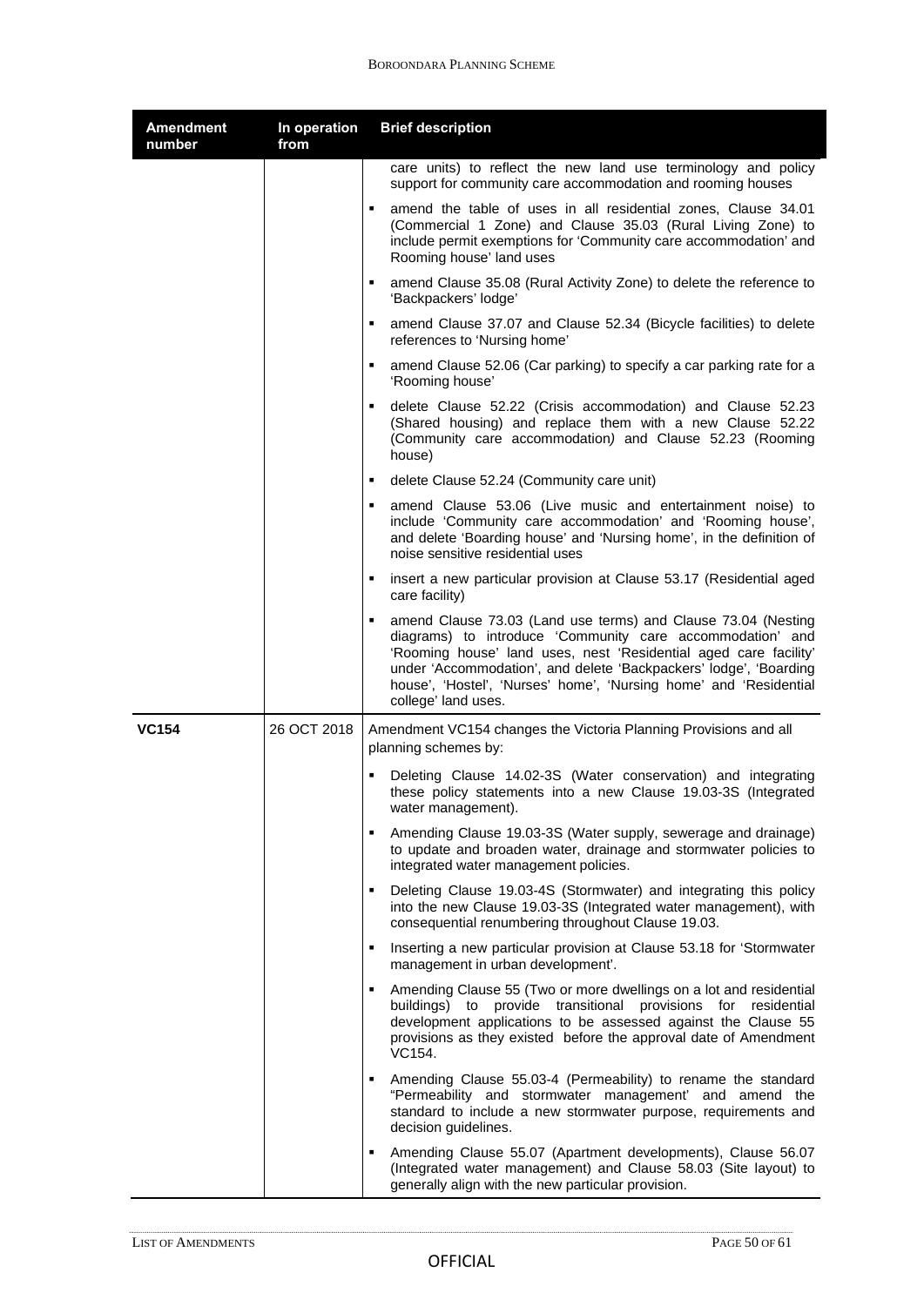| Amendment number | In operation from | Brief description |
|---|---|---|
| | | care units) to reflect the new land use terminology and policy support for community care accommodation and rooming houses<br>▪ amend the table of uses in all residential zones, Clause 34.01 (Commercial 1 Zone) and Clause 35.03 (Rural Living Zone) to include permit exemptions for 'Community care accommodation' and Rooming house' land uses<br>▪ amend Clause 35.08 (Rural Activity Zone) to delete the reference to 'Backpackers' lodge'<br>▪ amend Clause 37.07 and Clause 52.34 (Bicycle facilities) to delete references to 'Nursing home'<br>▪ amend Clause 52.06 (Car parking) to specify a car parking rate for a 'Rooming house'<br>▪ delete Clause 52.22 (Crisis accommodation) and Clause 52.23 (Shared housing) and replace them with a new Clause 52.22 (Community care accommodation) and Clause 52.23 (Rooming house)<br>▪ delete Clause 52.24 (Community care unit)<br>▪ amend Clause 53.06 (Live music and entertainment noise) to include 'Community care accommodation' and 'Rooming house', and delete 'Boarding house' and 'Nursing home', in the definition of noise sensitive residential uses<br>▪ insert a new particular provision at Clause 53.17 (Residential aged care facility)<br>▪ amend Clause 73.03 (Land use terms) and Clause 73.04 (Nesting diagrams) to introduce 'Community care accommodation' and 'Rooming house' land uses, nest 'Residential aged care facility' under 'Accommodation', and delete 'Backpackers' lodge', 'Boarding house', 'Hostel', 'Nurses' home', 'Nursing home' and 'Residential college' land uses. |
| **VC154** | 26 OCT 2018 | Amendment VC154 changes the Victoria Planning Provisions and all planning schemes by:<br>▪ Deleting Clause 14.02-3S (Water conservation) and integrating these policy statements into a new Clause 19.03-3S (Integrated water management).<br>▪ Amending Clause 19.03-3S (Water supply, sewerage and drainage) to update and broaden water, drainage and stormwater policies to integrated water management policies.<br>▪ Deleting Clause 19.03-4S (Stormwater) and integrating this policy into the new Clause 19.03-3S (Integrated water management), with consequential renumbering throughout Clause 19.03.<br>▪ Inserting a new particular provision at Clause 53.18 for 'Stormwater management in urban development'.<br>▪ Amending Clause 55 (Two or more dwellings on a lot and residential buildings) to provide transitional provisions for residential development applications to be assessed against the Clause 55 provisions as they existed before the approval date of Amendment VC154.<br>▪ Amending Clause 55.03-4 (Permeability) to rename the standard "Permeability and stormwater management' and amend the standard to include a new stormwater purpose, requirements and decision guidelines.<br>▪ Amending Clause 55.07 (Apartment developments), Clause 56.07 (Integrated water management) and Clause 58.03 (Site layout) to generally align with the new particular provision. |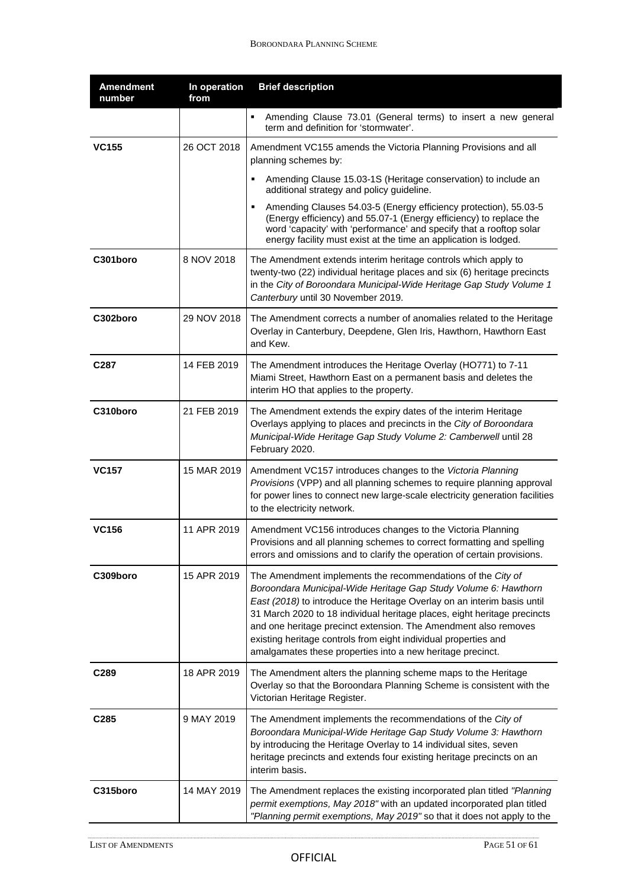| Amendment number | In operation from | Brief description |
|---|---|---|
| | | ▪ Amending Clause 73.01 (General terms) to insert a new general term and definition for 'stormwater'. |
| **VC155** | 26 OCT 2018 | Amendment VC155 amends the Victoria Planning Provisions and all planning schemes by: ▪ Amending Clause 15.03-1S (Heritage conservation) to include an additional strategy and policy guideline. ▪ Amending Clauses 54.03-5 (Energy efficiency protection), 55.03-5 (Energy efficiency) and 55.07-1 (Energy efficiency) to replace the word 'capacity' with 'performance' and specify that a rooftop solar energy facility must exist at the time an application is lodged. |
| **C301boro** | 8 NOV 2018 | The Amendment extends interim heritage controls which apply to twenty-two (22) individual heritage places and six (6) heritage precincts in the *City of Boroondara Municipal-Wide Heritage Gap Study Volume 1 Canterbury* until 30 November 2019. |
| **C302boro** | 29 NOV 2018 | The Amendment corrects a number of anomalies related to the Heritage Overlay in Canterbury, Deepdene, Glen Iris, Hawthorn, Hawthorn East and Kew. |
| **C287** | 14 FEB 2019 | The Amendment introduces the Heritage Overlay (HO771) to 7-11 Miami Street, Hawthorn East on a permanent basis and deletes the interim HO that applies to the property. |
| **C310boro** | 21 FEB 2019 | The Amendment extends the expiry dates of the interim Heritage Overlays applying to places and precincts in the *City of Boroondara Municipal-Wide Heritage Gap Study Volume 2: Camberwell* until 28 February 2020. |
| **VC157** | 15 MAR 2019 | Amendment VC157 introduces changes to the *Victoria Planning Provisions* (VPP) and all planning schemes to require planning approval for power lines to connect new large-scale electricity generation facilities to the electricity network. |
| **VC156** | 11 APR 2019 | Amendment VC156 introduces changes to the Victoria Planning Provisions and all planning schemes to correct formatting and spelling errors and omissions and to clarify the operation of certain provisions. |
| **C309boro** | 15 APR 2019 | The Amendment implements the recommendations of the *City of Boroondara Municipal-Wide Heritage Gap Study Volume 6: Hawthorn East (2018)* to introduce the Heritage Overlay on an interim basis until 31 March 2020 to 18 individual heritage places, eight heritage precincts and one heritage precinct extension. The Amendment also removes existing heritage controls from eight individual properties and amalgamates these properties into a new heritage precinct. |
| **C289** | 18 APR 2019 | The Amendment alters the planning scheme maps to the Heritage Overlay so that the Boroondara Planning Scheme is consistent with the Victorian Heritage Register. |
| **C285** | 9 MAY 2019 | The Amendment implements the recommendations of the *City of Boroondara Municipal-Wide Heritage Gap Study Volume 3: Hawthorn* by introducing the Heritage Overlay to 14 individual sites, seven heritage precincts and extends four existing heritage precincts on an interim basis. |
| **C315boro** | 14 MAY 2019 | The Amendment replaces the existing incorporated plan titled *"Planning permit exemptions, May 2018"* with an updated incorporated plan titled *"Planning permit exemptions, May 2019"* so that it does not apply to the |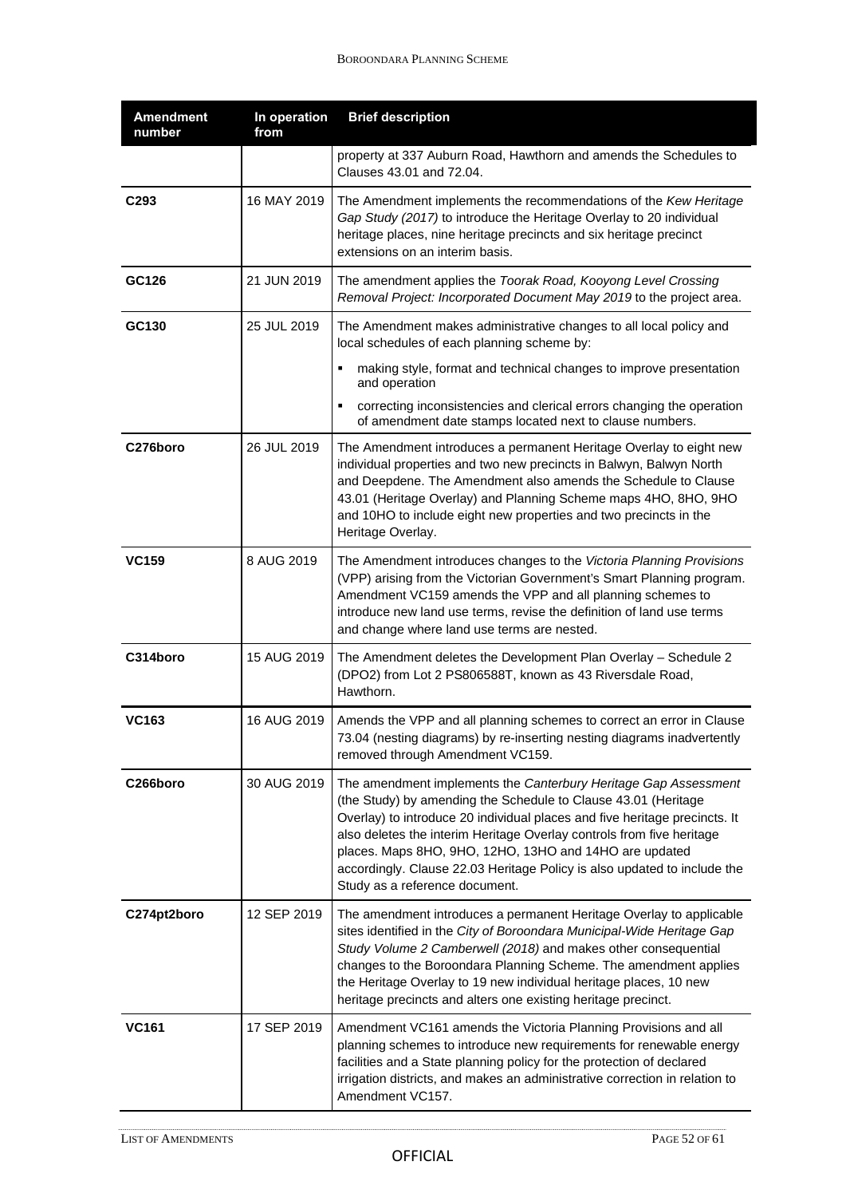| Amendment number | In operation from | Brief description |
|---|---|---|
| | | property at 337 Auburn Road, Hawthorn and amends the Schedules to Clauses 43.01 and 72.04. |
| **C293** | 16 MAY 2019 | The Amendment implements the recommendations of the *Kew Heritage Gap Study (2017)* to introduce the Heritage Overlay to 20 individual heritage places, nine heritage precincts and six heritage precinct extensions on an interim basis. |
| **GC126** | 21 JUN 2019 | The amendment applies the *Toorak Road, Kooyong Level Crossing Removal Project: Incorporated Document May 2019* to the project area. |
| **GC130** | 25 JUL 2019 | The Amendment makes administrative changes to all local policy and local schedules of each planning scheme by:<br>▪ making style, format and technical changes to improve presentation and operation<br>▪ correcting inconsistencies and clerical errors changing the operation of amendment date stamps located next to clause numbers. |
| **C276boro** | 26 JUL 2019 | The Amendment introduces a permanent Heritage Overlay to eight new individual properties and two new precincts in Balwyn, Balwyn North and Deepdene. The Amendment also amends the Schedule to Clause 43.01 (Heritage Overlay) and Planning Scheme maps 4HO, 8HO, 9HO and 10HO to include eight new properties and two precincts in the Heritage Overlay. |
| **VC159** | 8 AUG 2019 | The Amendment introduces changes to the *Victoria Planning Provisions* (VPP) arising from the Victorian Government's Smart Planning program. Amendment VC159 amends the VPP and all planning schemes to introduce new land use terms, revise the definition of land use terms and change where land use terms are nested. |
| **C314boro** | 15 AUG 2019 | The Amendment deletes the Development Plan Overlay – Schedule 2 (DPO2) from Lot 2 PS806588T, known as 43 Riversdale Road, Hawthorn. |
| **VC163** | 16 AUG 2019 | Amends the VPP and all planning schemes to correct an error in Clause 73.04 (nesting diagrams) by re-inserting nesting diagrams inadvertently removed through Amendment VC159. |
| **C266boro** | 30 AUG 2019 | The amendment implements the *Canterbury Heritage Gap Assessment* (the Study) by amending the Schedule to Clause 43.01 (Heritage Overlay) to introduce 20 individual places and five heritage precincts. It also deletes the interim Heritage Overlay controls from five heritage places. Maps 8HO, 9HO, 12HO, 13HO and 14HO are updated accordingly. Clause 22.03 Heritage Policy is also updated to include the Study as a reference document. |
| **C274pt2boro** | 12 SEP 2019 | The amendment introduces a permanent Heritage Overlay to applicable sites identified in the *City of Boroondara Municipal-Wide Heritage Gap Study Volume 2 Camberwell (2018)* and makes other consequential changes to the Boroondara Planning Scheme. The amendment applies the Heritage Overlay to 19 new individual heritage places, 10 new heritage precincts and alters one existing heritage precinct. |
| **VC161** | 17 SEP 2019 | Amendment VC161 amends the Victoria Planning Provisions and all planning schemes to introduce new requirements for renewable energy facilities and a State planning policy for the protection of declared irrigation districts, and makes an administrative correction in relation to Amendment VC157. |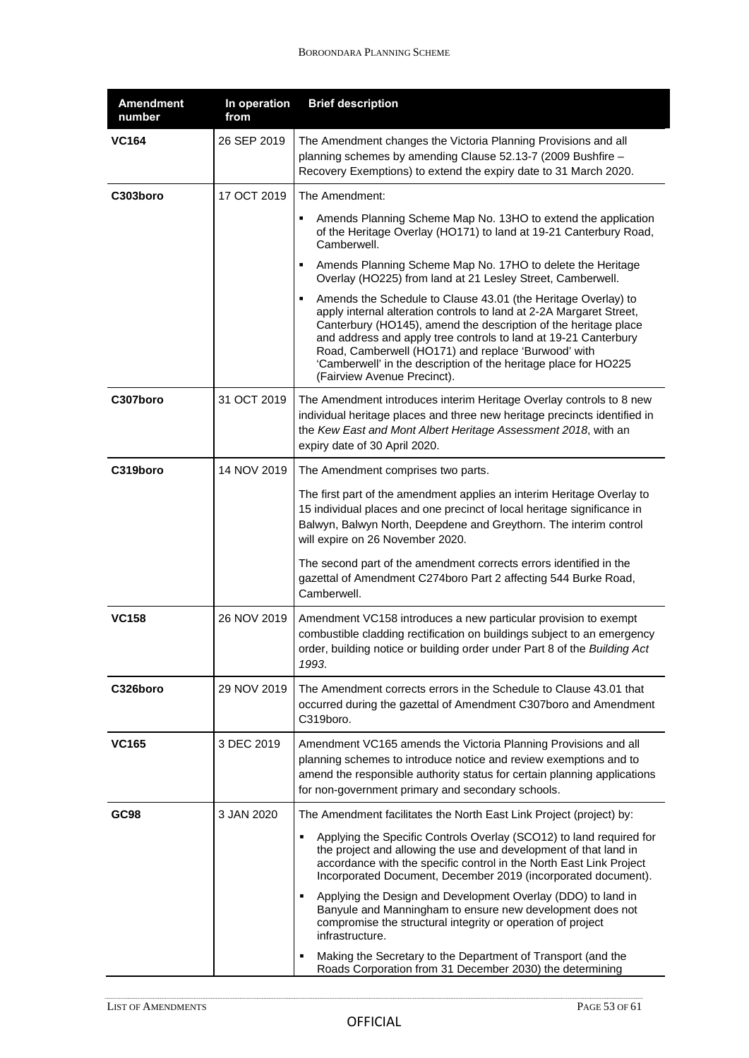| Amendment number | In operation from | Brief description |
|---|---|---|
| **VC164** | 26 SEP 2019 | The Amendment changes the Victoria Planning Provisions and all planning schemes by amending Clause 52.13-7 (2009 Bushfire – Recovery Exemptions) to extend the expiry date to 31 March 2020. |
| **C303boro** | 17 OCT 2019 | The Amendment:<br>▪ Amends Planning Scheme Map No. 13HO to extend the application of the Heritage Overlay (HO171) to land at 19-21 Canterbury Road, Camberwell.<br>▪ Amends Planning Scheme Map No. 17HO to delete the Heritage Overlay (HO225) from land at 21 Lesley Street, Camberwell.<br>▪ Amends the Schedule to Clause 43.01 (the Heritage Overlay) to apply internal alteration controls to land at 2-2A Margaret Street, Canterbury (HO145), amend the description of the heritage place and address and apply tree controls to land at 19-21 Canterbury Road, Camberwell (HO171) and replace 'Burwood' with 'Camberwell' in the description of the heritage place for HO225 (Fairview Avenue Precinct). |
| **C307boro** | 31 OCT 2019 | The Amendment introduces interim Heritage Overlay controls to 8 new individual heritage places and three new heritage precincts identified in the *Kew East and Mont Albert Heritage Assessment 2018*, with an expiry date of 30 April 2020. |
| **C319boro** | 14 NOV 2019 | The Amendment comprises two parts.<br>The first part of the amendment applies an interim Heritage Overlay to 15 individual places and one precinct of local heritage significance in Balwyn, Balwyn North, Deepdene and Greythorn. The interim control will expire on 26 November 2020.<br>The second part of the amendment corrects errors identified in the gazettal of Amendment C274boro Part 2 affecting 544 Burke Road, Camberwell. |
| **VC158** | 26 NOV 2019 | Amendment VC158 introduces a new particular provision to exempt combustible cladding rectification on buildings subject to an emergency order, building notice or building order under Part 8 of the *Building Act 1993*. |
| **C326boro** | 29 NOV 2019 | The Amendment corrects errors in the Schedule to Clause 43.01 that occurred during the gazettal of Amendment C307boro and Amendment C319boro. |
| **VC165** | 3 DEC 2019 | Amendment VC165 amends the Victoria Planning Provisions and all planning schemes to introduce notice and review exemptions and to amend the responsible authority status for certain planning applications for non-government primary and secondary schools. |
| **GC98** | 3 JAN 2020 | The Amendment facilitates the North East Link Project (project) by:<br>▪ Applying the Specific Controls Overlay (SCO12) to land required for the project and allowing the use and development of that land in accordance with the specific control in the North East Link Project Incorporated Document, December 2019 (incorporated document).<br>▪ Applying the Design and Development Overlay (DDO) to land in Banyule and Manningham to ensure new development does not compromise the structural integrity or operation of project infrastructure.<br>▪ Making the Secretary to the Department of Transport (and the Roads Corporation from 31 December 2030) the determining |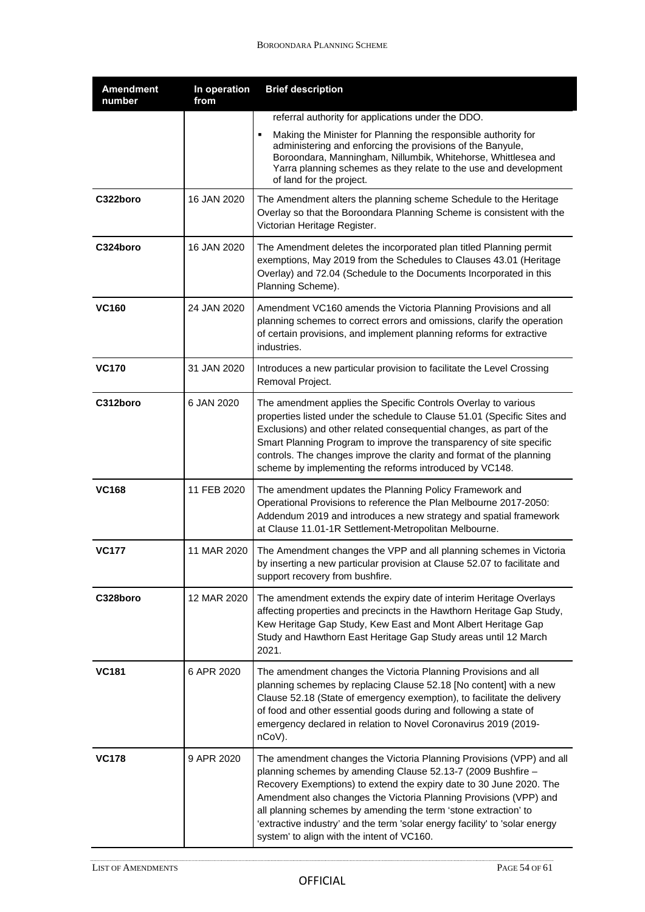| Amendment number | In operation from | Brief description |
|---|---|---|
| | | referral authority for applications under the DDO. <br> ▪ Making the Minister for Planning the responsible authority for administering and enforcing the provisions of the Banyule, Boroondara, Manningham, Nillumbik, Whitehorse, Whittlesea and Yarra planning schemes as they relate to the use and development of land for the project. |
| **C322boro** | 16 JAN 2020 | The Amendment alters the planning scheme Schedule to the Heritage Overlay so that the Boroondara Planning Scheme is consistent with the Victorian Heritage Register. |
| **C324boro** | 16 JAN 2020 | The Amendment deletes the incorporated plan titled Planning permit exemptions, May 2019 from the Schedules to Clauses 43.01 (Heritage Overlay) and 72.04 (Schedule to the Documents Incorporated in this Planning Scheme). |
| **VC160** | 24 JAN 2020 | Amendment VC160 amends the Victoria Planning Provisions and all planning schemes to correct errors and omissions, clarify the operation of certain provisions, and implement planning reforms for extractive industries. |
| **VC170** | 31 JAN 2020 | Introduces a new particular provision to facilitate the Level Crossing Removal Project. |
| **C312boro** | 6 JAN 2020 | The amendment applies the Specific Controls Overlay to various properties listed under the schedule to Clause 51.01 (Specific Sites and Exclusions) and other related consequential changes, as part of the Smart Planning Program to improve the transparency of site specific controls. The changes improve the clarity and format of the planning scheme by implementing the reforms introduced by VC148. |
| **VC168** | 11 FEB 2020 | The amendment updates the Planning Policy Framework and Operational Provisions to reference the Plan Melbourne 2017-2050: Addendum 2019 and introduces a new strategy and spatial framework at Clause 11.01-1R Settlement-Metropolitan Melbourne. |
| **VC177** | 11 MAR 2020 | The Amendment changes the VPP and all planning schemes in Victoria by inserting a new particular provision at Clause 52.07 to facilitate and support recovery from bushfire. |
| **C328boro** | 12 MAR 2020 | The amendment extends the expiry date of interim Heritage Overlays affecting properties and precincts in the Hawthorn Heritage Gap Study, Kew Heritage Gap Study, Kew East and Mont Albert Heritage Gap Study and Hawthorn East Heritage Gap Study areas until 12 March 2021. |
| **VC181** | 6 APR 2020 | The amendment changes the Victoria Planning Provisions and all planning schemes by replacing Clause 52.18 [No content] with a new Clause 52.18 (State of emergency exemption), to facilitate the delivery of food and other essential goods during and following a state of emergency declared in relation to Novel Coronavirus 2019 (2019-nCoV). |
| **VC178** | 9 APR 2020 | The amendment changes the Victoria Planning Provisions (VPP) and all planning schemes by amending Clause 52.13-7 (2009 Bushfire – Recovery Exemptions) to extend the expiry date to 30 June 2020. The Amendment also changes the Victoria Planning Provisions (VPP) and all planning schemes by amending the term 'stone extraction' to 'extractive industry' and the term 'solar energy facility' to 'solar energy system' to align with the intent of VC160. |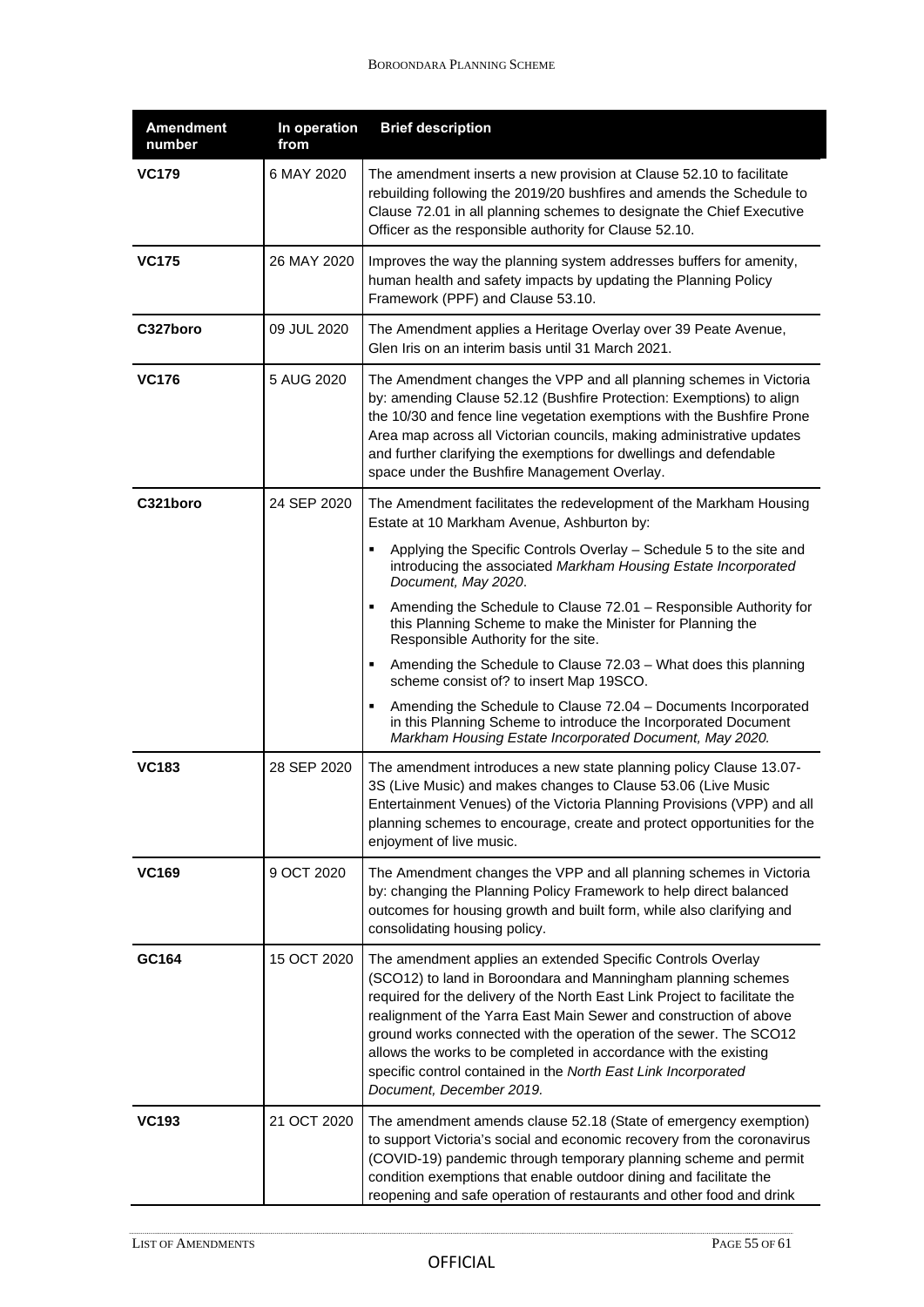| Amendment number | In operation from | Brief description |
|---|---|---|
| **VC179** | 6 MAY 2020 | The amendment inserts a new provision at Clause 52.10 to facilitate rebuilding following the 2019/20 bushfires and amends the Schedule to Clause 72.01 in all planning schemes to designate the Chief Executive Officer as the responsible authority for Clause 52.10. |
| **VC175** | 26 MAY 2020 | Improves the way the planning system addresses buffers for amenity, human health and safety impacts by updating the Planning Policy Framework (PPF) and Clause 53.10. |
| **C327boro** | 09 JUL 2020 | The Amendment applies a Heritage Overlay over 39 Peate Avenue, Glen Iris on an interim basis until 31 March 2021. |
| **VC176** | 5 AUG 2020 | The Amendment changes the VPP and all planning schemes in Victoria by: amending Clause 52.12 (Bushfire Protection: Exemptions) to align the 10/30 and fence line vegetation exemptions with the Bushfire Prone Area map across all Victorian councils, making administrative updates and further clarifying the exemptions for dwellings and defendable space under the Bushfire Management Overlay. |
| **C321boro** | 24 SEP 2020 | The Amendment facilitates the redevelopment of the Markham Housing Estate at 10 Markham Avenue, Ashburton by: <br>▪ Applying the Specific Controls Overlay – Schedule 5 to the site and introducing the associated *Markham Housing Estate Incorporated Document, May 2020*. <br>▪ Amending the Schedule to Clause 72.01 – Responsible Authority for this Planning Scheme to make the Minister for Planning the Responsible Authority for the site. <br>▪ Amending the Schedule to Clause 72.03 – What does this planning scheme consist of? to insert Map 19SCO. <br>▪ Amending the Schedule to Clause 72.04 – Documents Incorporated in this Planning Scheme to introduce the Incorporated Document *Markham Housing Estate Incorporated Document, May 2020.* |
| **VC183** | 28 SEP 2020 | The amendment introduces a new state planning policy Clause 13.07-3S (Live Music) and makes changes to Clause 53.06 (Live Music Entertainment Venues) of the Victoria Planning Provisions (VPP) and all planning schemes to encourage, create and protect opportunities for the enjoyment of live music. |
| **VC169** | 9 OCT 2020 | The Amendment changes the VPP and all planning schemes in Victoria by: changing the Planning Policy Framework to help direct balanced outcomes for housing growth and built form, while also clarifying and consolidating housing policy. |
| **GC164** | 15 OCT 2020 | The amendment applies an extended Specific Controls Overlay (SCO12) to land in Boroondara and Manningham planning schemes required for the delivery of the North East Link Project to facilitate the realignment of the Yarra East Main Sewer and construction of above ground works connected with the operation of the sewer. The SCO12 allows the works to be completed in accordance with the existing specific control contained in the *North East Link Incorporated Document, December 2019.* |
| **VC193** | 21 OCT 2020 | The amendment amends clause 52.18 (State of emergency exemption) to support Victoria's social and economic recovery from the coronavirus (COVID-19) pandemic through temporary planning scheme and permit condition exemptions that enable outdoor dining and facilitate the reopening and safe operation of restaurants and other food and drink |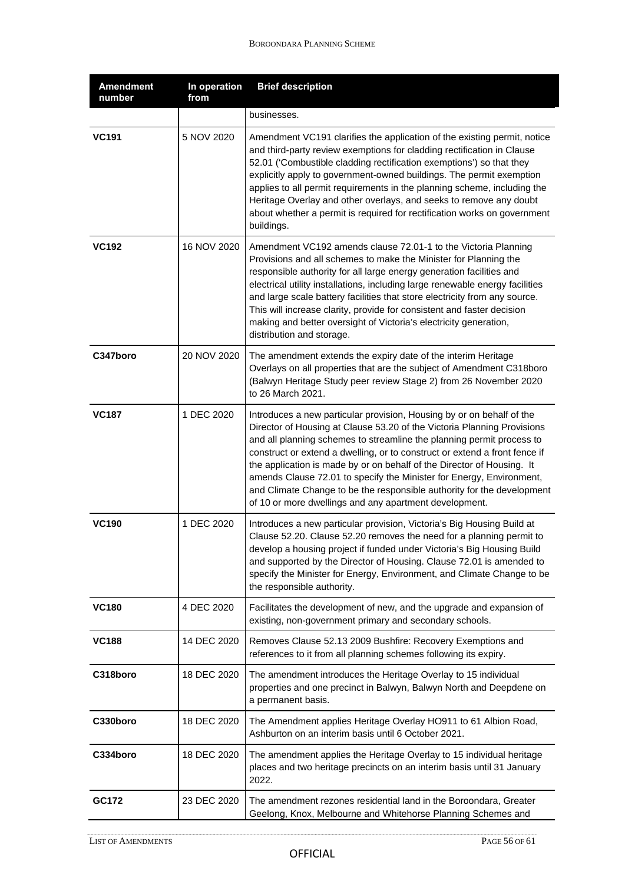| Amendment number | In operation from | Brief description |
|---|---|---|
| | | businesses. |
| **VC191** | 5 NOV 2020 | Amendment VC191 clarifies the application of the existing permit, notice and third-party review exemptions for cladding rectification in Clause 52.01 ('Combustible cladding rectification exemptions') so that they explicitly apply to government-owned buildings. The permit exemption applies to all permit requirements in the planning scheme, including the Heritage Overlay and other overlays, and seeks to remove any doubt about whether a permit is required for rectification works on government buildings. |
| **VC192** | 16 NOV 2020 | Amendment VC192 amends clause 72.01-1 to the Victoria Planning Provisions and all schemes to make the Minister for Planning the responsible authority for all large energy generation facilities and electrical utility installations, including large renewable energy facilities and large scale battery facilities that store electricity from any source. This will increase clarity, provide for consistent and faster decision making and better oversight of Victoria's electricity generation, distribution and storage. |
| **C347boro** | 20 NOV 2020 | The amendment extends the expiry date of the interim Heritage Overlays on all properties that are the subject of Amendment C318boro (Balwyn Heritage Study peer review Stage 2) from 26 November 2020 to 26 March 2021. |
| **VC187** | 1 DEC 2020 | Introduces a new particular provision, Housing by or on behalf of the Director of Housing at Clause 53.20 of the Victoria Planning Provisions and all planning schemes to streamline the planning permit process to construct or extend a dwelling, or to construct or extend a front fence if the application is made by or on behalf of the Director of Housing. It amends Clause 72.01 to specify the Minister for Energy, Environment, and Climate Change to be the responsible authority for the development of 10 or more dwellings and any apartment development. |
| **VC190** | 1 DEC 2020 | Introduces a new particular provision, Victoria's Big Housing Build at Clause 52.20. Clause 52.20 removes the need for a planning permit to develop a housing project if funded under Victoria's Big Housing Build and supported by the Director of Housing. Clause 72.01 is amended to specify the Minister for Energy, Environment, and Climate Change to be the responsible authority. |
| **VC180** | 4 DEC 2020 | Facilitates the development of new, and the upgrade and expansion of existing, non-government primary and secondary schools. |
| **VC188** | 14 DEC 2020 | Removes Clause 52.13 2009 Bushfire: Recovery Exemptions and references to it from all planning schemes following its expiry. |
| **C318boro** | 18 DEC 2020 | The amendment introduces the Heritage Overlay to 15 individual properties and one precinct in Balwyn, Balwyn North and Deepdene on a permanent basis. |
| **C330boro** | 18 DEC 2020 | The Amendment applies Heritage Overlay HO911 to 61 Albion Road, Ashburton on an interim basis until 6 October 2021. |
| **C334boro** | 18 DEC 2020 | The amendment applies the Heritage Overlay to 15 individual heritage places and two heritage precincts on an interim basis until 31 January 2022. |
| **GC172** | 23 DEC 2020 | The amendment rezones residential land in the Boroondara, Greater Geelong, Knox, Melbourne and Whitehorse Planning Schemes and |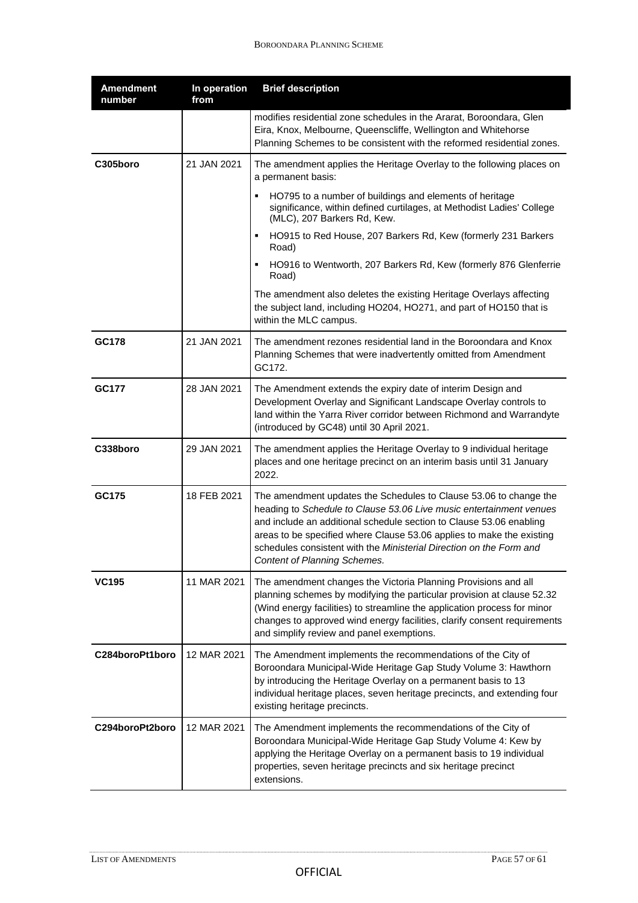| Amendment number | In operation from | Brief description |
|---|---|---|
| | | modifies residential zone schedules in the Ararat, Boroondara, Glen Eira, Knox, Melbourne, Queenscliffe, Wellington and Whitehorse Planning Schemes to be consistent with the reformed residential zones. |
| **C305boro** | 21 JAN 2021 | The amendment applies the Heritage Overlay to the following places on a permanent basis:<br>▪ HO795 to a number of buildings and elements of heritage significance, within defined curtilages, at Methodist Ladies' College (MLC), 207 Barkers Rd, Kew.<br>▪ HO915 to Red House, 207 Barkers Rd, Kew (formerly 231 Barkers Road)<br>▪ HO916 to Wentworth, 207 Barkers Rd, Kew (formerly 876 Glenferrie Road)<br>The amendment also deletes the existing Heritage Overlays affecting the subject land, including HO204, HO271, and part of HO150 that is within the MLC campus. |
| **GC178** | 21 JAN 2021 | The amendment rezones residential land in the Boroondara and Knox Planning Schemes that were inadvertently omitted from Amendment GC172. |
| **GC177** | 28 JAN 2021 | The Amendment extends the expiry date of interim Design and Development Overlay and Significant Landscape Overlay controls to land within the Yarra River corridor between Richmond and Warrandyte (introduced by GC48) until 30 April 2021. |
| **C338boro** | 29 JAN 2021 | The amendment applies the Heritage Overlay to 9 individual heritage places and one heritage precinct on an interim basis until 31 January 2022. |
| **GC175** | 18 FEB 2021 | The amendment updates the Schedules to Clause 53.06 to change the heading to *Schedule to Clause 53.06 Live music entertainment venues* and include an additional schedule section to Clause 53.06 enabling areas to be specified where Clause 53.06 applies to make the existing schedules consistent with the *Ministerial Direction on the Form and Content of Planning Schemes.* |
| **VC195** | 11 MAR 2021 | The amendment changes the Victoria Planning Provisions and all planning schemes by modifying the particular provision at clause 52.32 (Wind energy facilities) to streamline the application process for minor changes to approved wind energy facilities, clarify consent requirements and simplify review and panel exemptions. |
| **C284boroPt1boro** | 12 MAR 2021 | The Amendment implements the recommendations of the City of Boroondara Municipal-Wide Heritage Gap Study Volume 3: Hawthorn by introducing the Heritage Overlay on a permanent basis to 13 individual heritage places, seven heritage precincts, and extending four existing heritage precincts. |
| **C294boroPt2boro** | 12 MAR 2021 | The Amendment implements the recommendations of the City of Boroondara Municipal-Wide Heritage Gap Study Volume 4: Kew by applying the Heritage Overlay on a permanent basis to 19 individual properties, seven heritage precincts and six heritage precinct extensions. |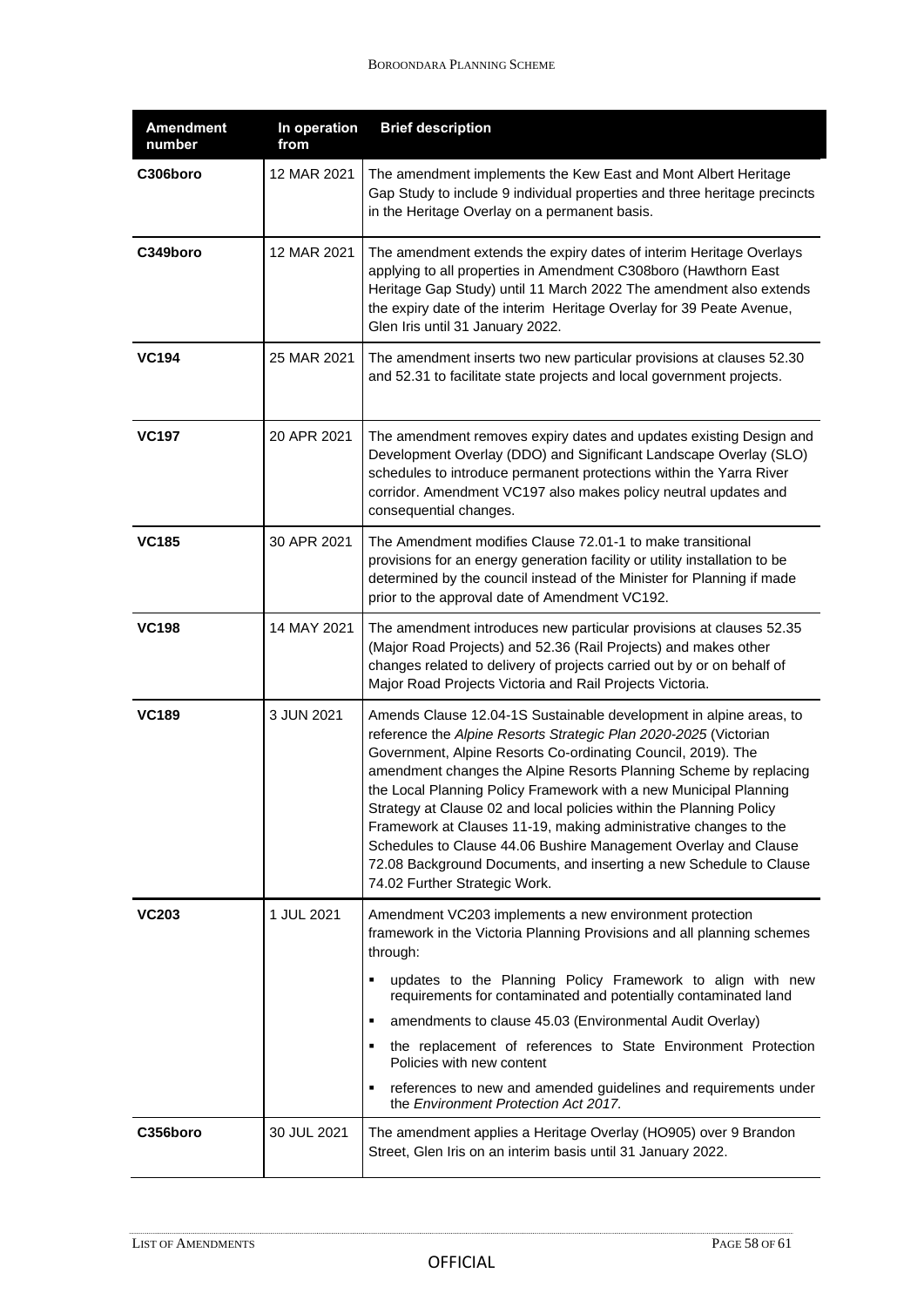| Amendment number | In operation from | Brief description |
|---|---|---|
| **C306boro** | 12 MAR 2021 | The amendment implements the Kew East and Mont Albert Heritage Gap Study to include 9 individual properties and three heritage precincts in the Heritage Overlay on a permanent basis. |
| **C349boro** | 12 MAR 2021 | The amendment extends the expiry dates of interim Heritage Overlays applying to all properties in Amendment C308boro (Hawthorn East Heritage Gap Study) until 11 March 2022 The amendment also extends the expiry date of the interim Heritage Overlay for 39 Peate Avenue, Glen Iris until 31 January 2022. |
| **VC194** | 25 MAR 2021 | The amendment inserts two new particular provisions at clauses 52.30 and 52.31 to facilitate state projects and local government projects. |
| **VC197** | 20 APR 2021 | The amendment removes expiry dates and updates existing Design and Development Overlay (DDO) and Significant Landscape Overlay (SLO) schedules to introduce permanent protections within the Yarra River corridor. Amendment VC197 also makes policy neutral updates and consequential changes. |
| **VC185** | 30 APR 2021 | The Amendment modifies Clause 72.01-1 to make transitional provisions for an energy generation facility or utility installation to be determined by the council instead of the Minister for Planning if made prior to the approval date of Amendment VC192. |
| **VC198** | 14 MAY 2021 | The amendment introduces new particular provisions at clauses 52.35 (Major Road Projects) and 52.36 (Rail Projects) and makes other changes related to delivery of projects carried out by or on behalf of Major Road Projects Victoria and Rail Projects Victoria. |
| **VC189** | 3 JUN 2021 | Amends Clause 12.04-1S Sustainable development in alpine areas, to reference the *Alpine Resorts Strategic Plan 2020-2025* (Victorian Government, Alpine Resorts Co-ordinating Council, 2019). The amendment changes the Alpine Resorts Planning Scheme by replacing the Local Planning Policy Framework with a new Municipal Planning Strategy at Clause 02 and local policies within the Planning Policy Framework at Clauses 11-19, making administrative changes to the Schedules to Clause 44.06 Bushire Management Overlay and Clause 72.08 Background Documents, and inserting a new Schedule to Clause 74.02 Further Strategic Work. |
| **VC203** | 1 JUL 2021 | Amendment VC203 implements a new environment protection framework in the Victoria Planning Provisions and all planning schemes through:<br>▪ updates to the Planning Policy Framework to align with new requirements for contaminated and potentially contaminated land<br>▪ amendments to clause 45.03 (Environmental Audit Overlay)<br>▪ the replacement of references to State Environment Protection Policies with new content<br>▪ references to new and amended guidelines and requirements under the *Environment Protection Act 2017.* |
| **C356boro** | 30 JUL 2021 | The amendment applies a Heritage Overlay (HO905) over 9 Brandon Street, Glen Iris on an interim basis until 31 January 2022. |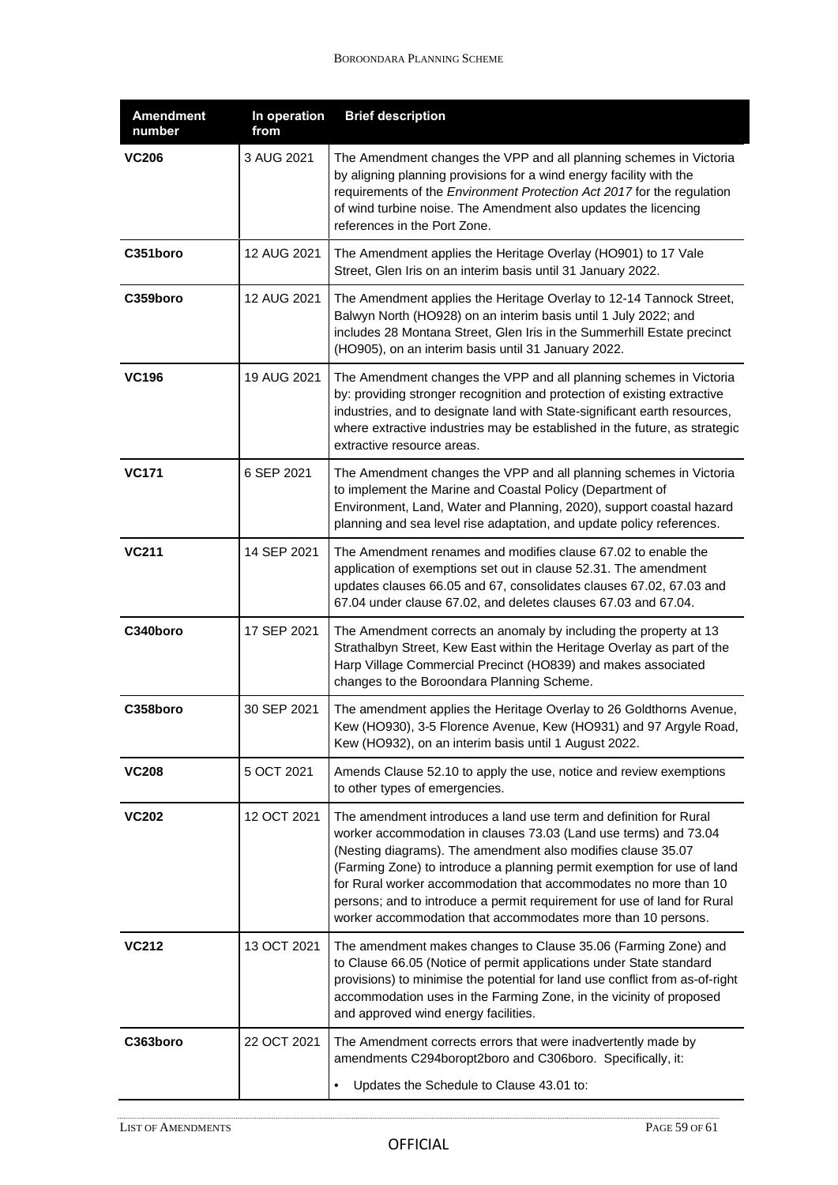| Amendment number | In operation from | Brief description |
| --- | --- | --- |
| **VC206** | 3 AUG 2021 | The Amendment changes the VPP and all planning schemes in Victoria by aligning planning provisions for a wind energy facility with the requirements of the *Environment Protection Act 2017* for the regulation of wind turbine noise. The Amendment also updates the licencing references in the Port Zone. |
| **C351boro** | 12 AUG 2021 | The Amendment applies the Heritage Overlay (HO901) to 17 Vale Street, Glen Iris on an interim basis until 31 January 2022. |
| **C359boro** | 12 AUG 2021 | The Amendment applies the Heritage Overlay to 12-14 Tannock Street, Balwyn North (HO928) on an interim basis until 1 July 2022; and includes 28 Montana Street, Glen Iris in the Summerhill Estate precinct (HO905), on an interim basis until 31 January 2022. |
| **VC196** | 19 AUG 2021 | The Amendment changes the VPP and all planning schemes in Victoria by: providing stronger recognition and protection of existing extractive industries, and to designate land with State-significant earth resources, where extractive industries may be established in the future, as strategic extractive resource areas. |
| **VC171** | 6 SEP 2021 | The Amendment changes the VPP and all planning schemes in Victoria to implement the Marine and Coastal Policy (Department of Environment, Land, Water and Planning, 2020), support coastal hazard planning and sea level rise adaptation, and update policy references. |
| **VC211** | 14 SEP 2021 | The Amendment renames and modifies clause 67.02 to enable the application of exemptions set out in clause 52.31. The amendment updates clauses 66.05 and 67, consolidates clauses 67.02, 67.03 and 67.04 under clause 67.02, and deletes clauses 67.03 and 67.04. |
| **C340boro** | 17 SEP 2021 | The Amendment corrects an anomaly by including the property at 13 Strathalbyn Street, Kew East within the Heritage Overlay as part of the Harp Village Commercial Precinct (HO839) and makes associated changes to the Boroondara Planning Scheme. |
| **C358boro** | 30 SEP 2021 | The amendment applies the Heritage Overlay to 26 Goldthorns Avenue, Kew (HO930), 3-5 Florence Avenue, Kew (HO931) and 97 Argyle Road, Kew (HO932), on an interim basis until 1 August 2022. |
| **VC208** | 5 OCT 2021 | Amends Clause 52.10 to apply the use, notice and review exemptions to other types of emergencies. |
| **VC202** | 12 OCT 2021 | The amendment introduces a land use term and definition for Rural worker accommodation in clauses 73.03 (Land use terms) and 73.04 (Nesting diagrams). The amendment also modifies clause 35.07 (Farming Zone) to introduce a planning permit exemption for use of land for Rural worker accommodation that accommodates no more than 10 persons; and to introduce a permit requirement for use of land for Rural worker accommodation that accommodates more than 10 persons. |
| **VC212** | 13 OCT 2021 | The amendment makes changes to Clause 35.06 (Farming Zone) and to Clause 66.05 (Notice of permit applications under State standard provisions) to minimise the potential for land use conflict from as-of-right accommodation uses in the Farming Zone, in the vicinity of proposed and approved wind energy facilities. |
| **C363boro** | 22 OCT 2021 | The Amendment corrects errors that were inadvertently made by amendments C294boropt2boro and C306boro. Specifically, it:<br>• Updates the Schedule to Clause 43.01 to: |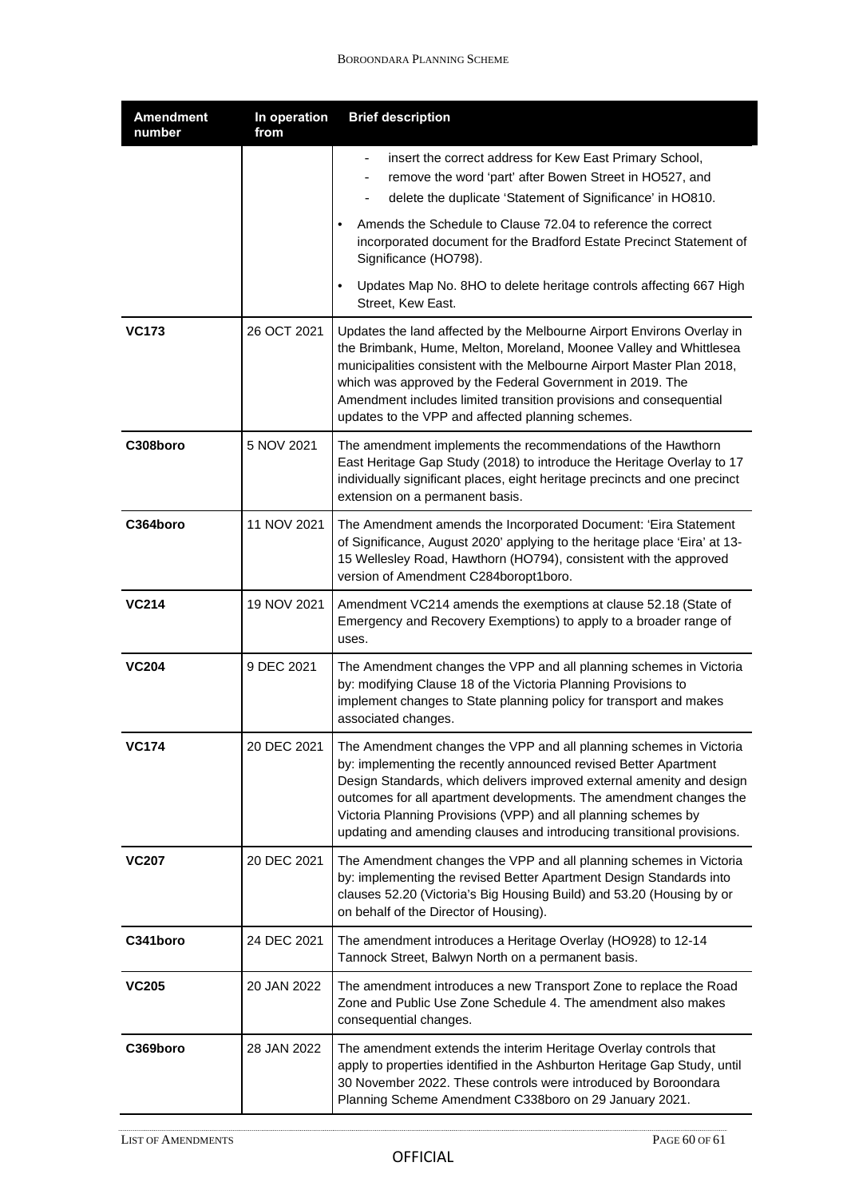| Amendment number | In operation from | Brief description |
|---|---|---|
| | | - insert the correct address for Kew East Primary School,<br>- remove the word 'part' after Bowen Street in HO527, and<br>- delete the duplicate 'Statement of Significance' in HO810.<br>• Amends the Schedule to Clause 72.04 to reference the correct incorporated document for the Bradford Estate Precinct Statement of Significance (HO798).<br>• Updates Map No. 8HO to delete heritage controls affecting 667 High Street, Kew East. |
| **VC173** | 26 OCT 2021 | Updates the land affected by the Melbourne Airport Environs Overlay in the Brimbank, Hume, Melton, Moreland, Moonee Valley and Whittlesea municipalities consistent with the Melbourne Airport Master Plan 2018, which was approved by the Federal Government in 2019. The Amendment includes limited transition provisions and consequential updates to the VPP and affected planning schemes. |
| **C308boro** | 5 NOV 2021 | The amendment implements the recommendations of the Hawthorn East Heritage Gap Study (2018) to introduce the Heritage Overlay to 17 individually significant places, eight heritage precincts and one precinct extension on a permanent basis. |
| **C364boro** | 11 NOV 2021 | The Amendment amends the Incorporated Document: 'Eira Statement of Significance, August 2020' applying to the heritage place 'Eira' at 13-15 Wellesley Road, Hawthorn (HO794), consistent with the approved version of Amendment C284boropt1boro. |
| **VC214** | 19 NOV 2021 | Amendment VC214 amends the exemptions at clause 52.18 (State of Emergency and Recovery Exemptions) to apply to a broader range of uses. |
| **VC204** | 9 DEC 2021 | The Amendment changes the VPP and all planning schemes in Victoria by: modifying Clause 18 of the Victoria Planning Provisions to implement changes to State planning policy for transport and makes associated changes. |
| **VC174** | 20 DEC 2021 | The Amendment changes the VPP and all planning schemes in Victoria by: implementing the recently announced revised Better Apartment Design Standards, which delivers improved external amenity and design outcomes for all apartment developments. The amendment changes the Victoria Planning Provisions (VPP) and all planning schemes by updating and amending clauses and introducing transitional provisions. |
| **VC207** | 20 DEC 2021 | The Amendment changes the VPP and all planning schemes in Victoria by: implementing the revised Better Apartment Design Standards into clauses 52.20 (Victoria's Big Housing Build) and 53.20 (Housing by or on behalf of the Director of Housing). |
| **C341boro** | 24 DEC 2021 | The amendment introduces a Heritage Overlay (HO928) to 12-14 Tannock Street, Balwyn North on a permanent basis. |
| **VC205** | 20 JAN 2022 | The amendment introduces a new Transport Zone to replace the Road Zone and Public Use Zone Schedule 4. The amendment also makes consequential changes. |
| **C369boro** | 28 JAN 2022 | The amendment extends the interim Heritage Overlay controls that apply to properties identified in the Ashburton Heritage Gap Study, until 30 November 2022. These controls were introduced by Boroondara Planning Scheme Amendment C338boro on 29 January 2021. |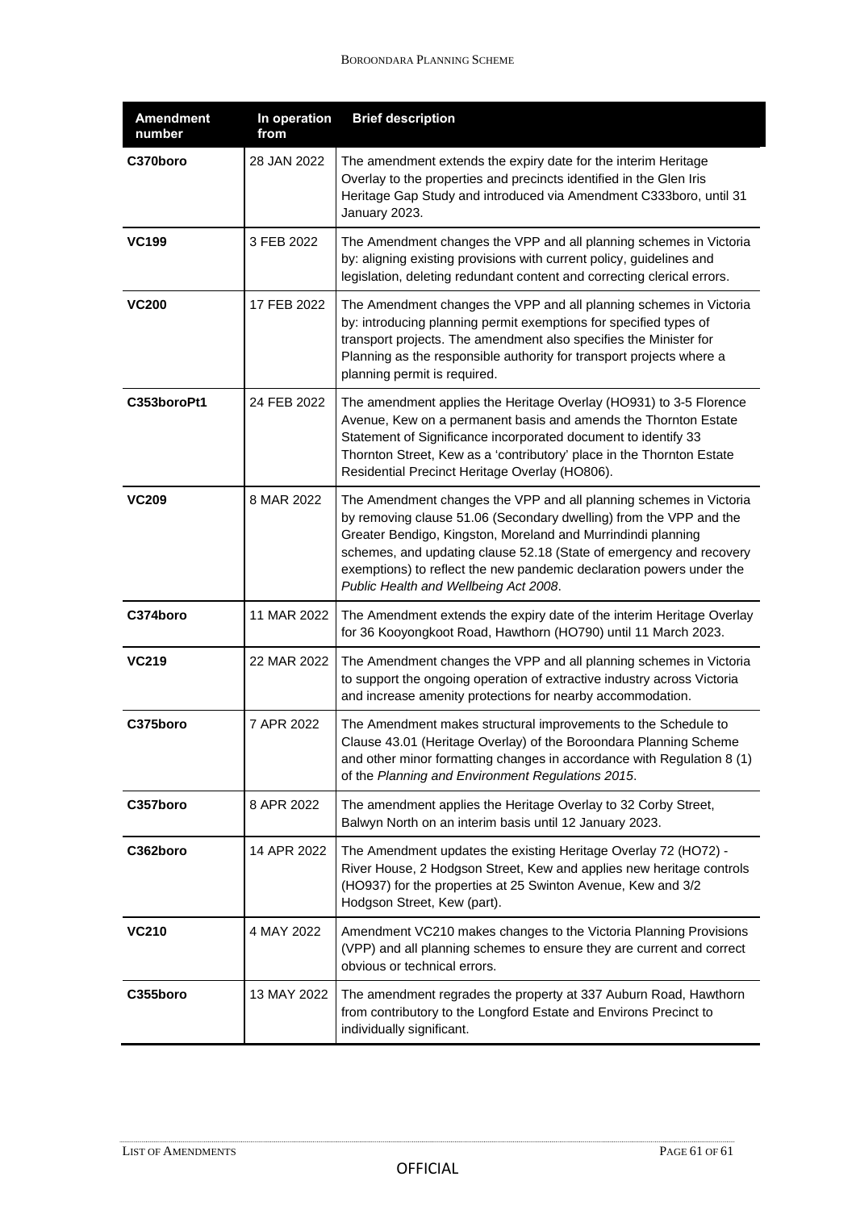| Amendment number | In operation from | Brief description |
|---|---|---|
| **C370boro** | 28 JAN 2022 | The amendment extends the expiry date for the interim Heritage Overlay to the properties and precincts identified in the Glen Iris Heritage Gap Study and introduced via Amendment C333boro, until 31 January 2023. |
| **VC199** | 3 FEB 2022 | The Amendment changes the VPP and all planning schemes in Victoria by: aligning existing provisions with current policy, guidelines and legislation, deleting redundant content and correcting clerical errors. |
| **VC200** | 17 FEB 2022 | The Amendment changes the VPP and all planning schemes in Victoria by: introducing planning permit exemptions for specified types of transport projects. The amendment also specifies the Minister for Planning as the responsible authority for transport projects where a planning permit is required. |
| **C353boroPt1** | 24 FEB 2022 | The amendment applies the Heritage Overlay (HO931) to 3-5 Florence Avenue, Kew on a permanent basis and amends the Thornton Estate Statement of Significance incorporated document to identify 33 Thornton Street, Kew as a 'contributory' place in the Thornton Estate Residential Precinct Heritage Overlay (HO806). |
| **VC209** | 8 MAR 2022 | The Amendment changes the VPP and all planning schemes in Victoria by removing clause 51.06 (Secondary dwelling) from the VPP and the Greater Bendigo, Kingston, Moreland and Murrindindi planning schemes, and updating clause 52.18 (State of emergency and recovery exemptions) to reflect the new pandemic declaration powers under the *Public Health and Wellbeing Act 2008*. |
| **C374boro** | 11 MAR 2022 | The Amendment extends the expiry date of the interim Heritage Overlay for 36 Kooyongkoot Road, Hawthorn (HO790) until 11 March 2023. |
| **VC219** | 22 MAR 2022 | The Amendment changes the VPP and all planning schemes in Victoria to support the ongoing operation of extractive industry across Victoria and increase amenity protections for nearby accommodation. |
| **C375boro** | 7 APR 2022 | The Amendment makes structural improvements to the Schedule to Clause 43.01 (Heritage Overlay) of the Boroondara Planning Scheme and other minor formatting changes in accordance with Regulation 8 (1) of the *Planning and Environment Regulations 2015*. |
| **C357boro** | 8 APR 2022 | The amendment applies the Heritage Overlay to 32 Corby Street, Balwyn North on an interim basis until 12 January 2023. |
| **C362boro** | 14 APR 2022 | The Amendment updates the existing Heritage Overlay 72 (HO72) - River House, 2 Hodgson Street, Kew and applies new heritage controls (HO937) for the properties at 25 Swinton Avenue, Kew and 3/2 Hodgson Street, Kew (part). |
| **VC210** | 4 MAY 2022 | Amendment VC210 makes changes to the Victoria Planning Provisions (VPP) and all planning schemes to ensure they are current and correct obvious or technical errors. |
| **C355boro** | 13 MAY 2022 | The amendment regrades the property at 337 Auburn Road, Hawthorn from contributory to the Longford Estate and Environs Precinct to individually significant. |